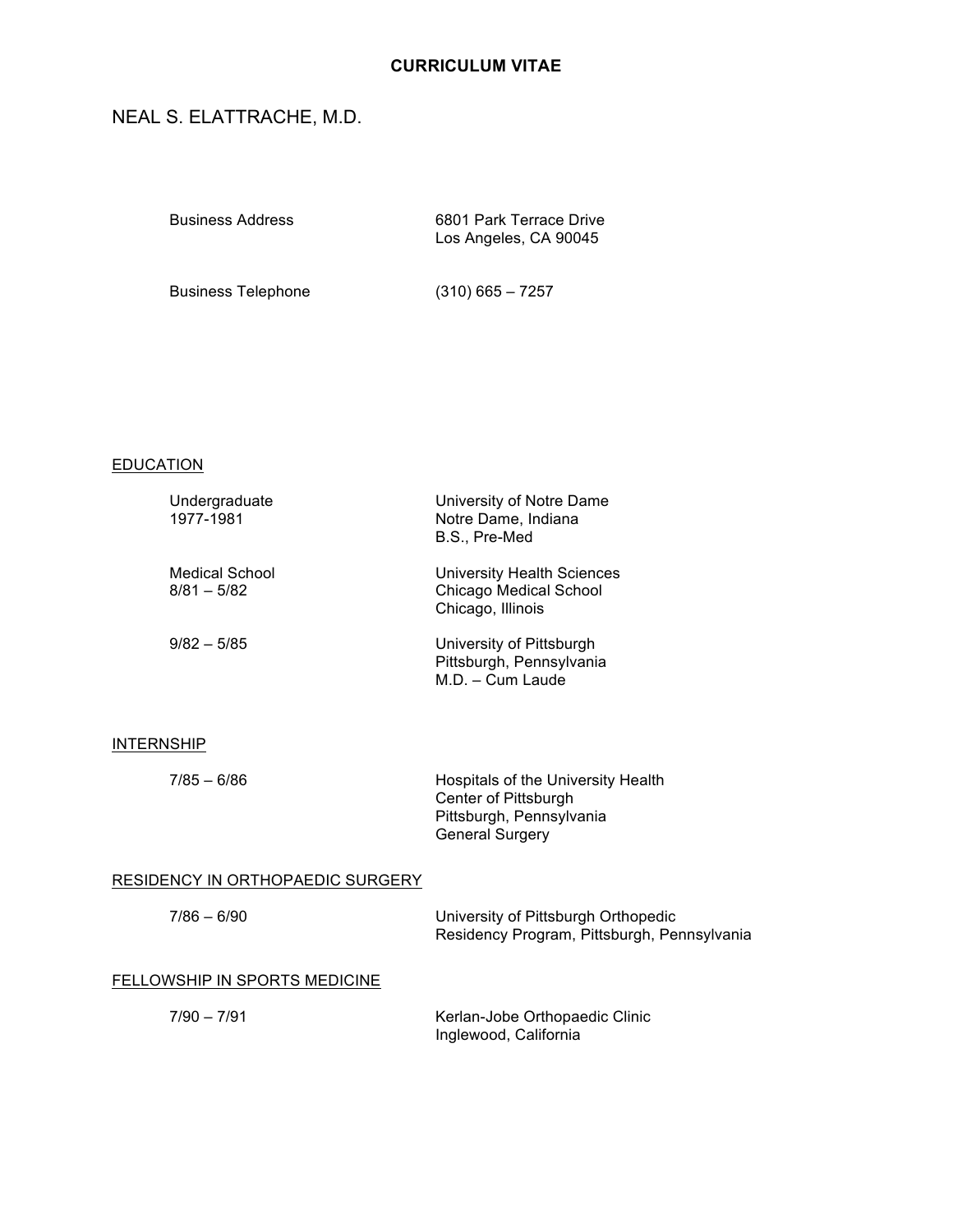# CURRICULUM VITAE

## NEAL S. ELATTRACHE, M.D.

| | |
|---|---|
| Business Address | 6801 Park Terrace Drive<br>Los Angeles, CA 90045 |
| Business Telephone | (310) 665 – 7257 |

## EDUCATION

| | |
|---|---|
| Undergraduate<br>1977-1981 | University of Notre Dame<br>Notre Dame, Indiana<br>B.S., Pre-Med |
| Medical School<br>8/81 – 5/82 | University Health Sciences<br>Chicago Medical School<br>Chicago, Illinois |
| 9/82 – 5/85 | University of Pittsburgh<br>Pittsburgh, Pennsylvania<br>M.D. – Cum Laude |

## INTERNSHIP

| | |
|---|---|
| 7/85 – 6/86 | Hospitals of the University Health<br>Center of Pittsburgh<br>Pittsburgh, Pennsylvania<br>General Surgery |

## RESIDENCY IN ORTHOPAEDIC SURGERY

| | |
|---|---|
| 7/86 – 6/90 | University of Pittsburgh Orthopedic<br>Residency Program, Pittsburgh, Pennsylvania |

## FELLOWSHIP IN SPORTS MEDICINE

| | |
|---|---|
| 7/90 – 7/91 | Kerlan-Jobe Orthopaedic Clinic<br>Inglewood, California |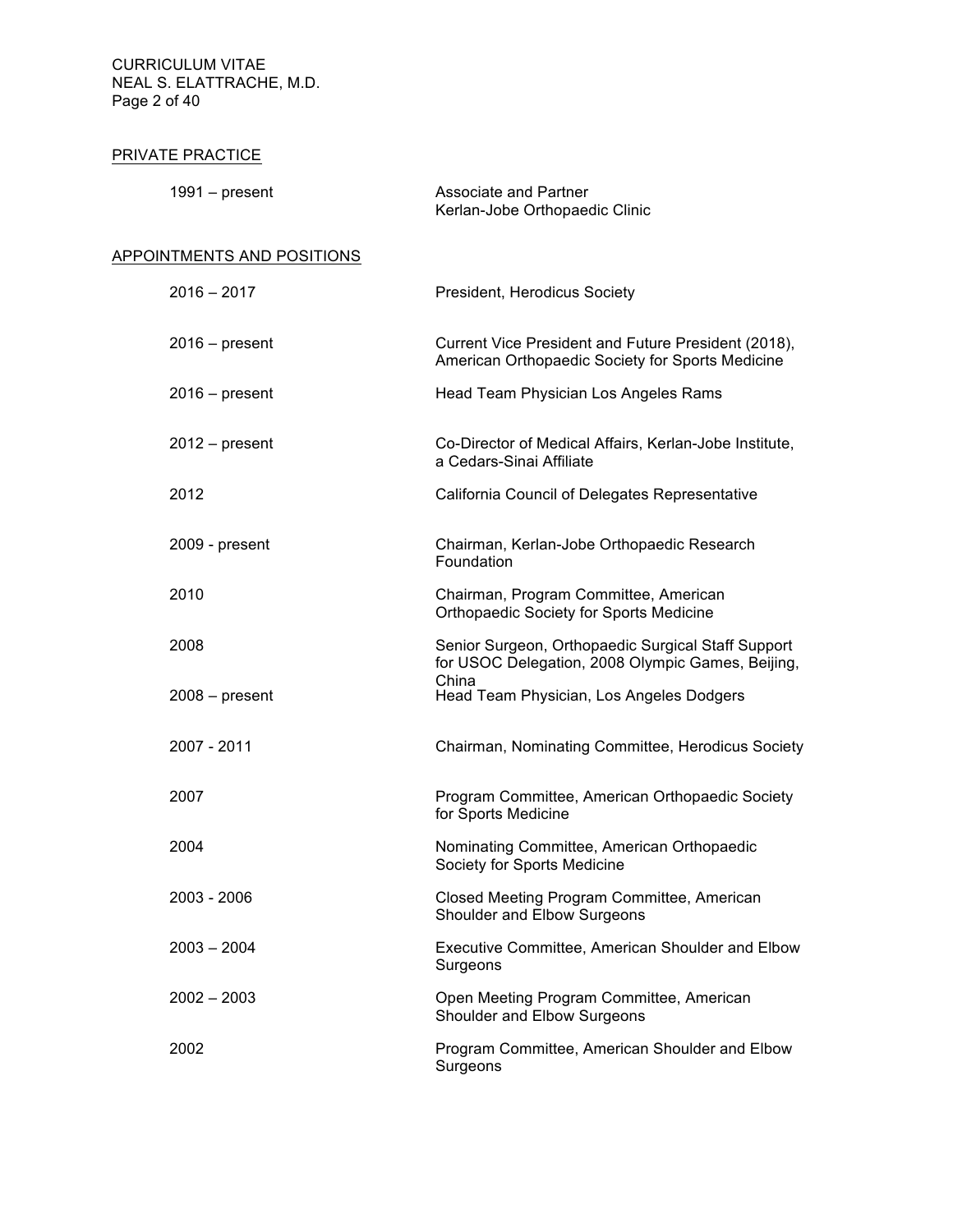## PRIVATE PRACTICE

| | |
|---|---|
| 1991 – present | Associate and Partner<br>Kerlan-Jobe Orthopaedic Clinic |

## APPOINTMENTS AND POSITIONS

| | |
|---|---|
| 2016 – 2017 | President, Herodicus Society |
| 2016 – present | Current Vice President and Future President (2018), American Orthopaedic Society for Sports Medicine |
| 2016 – present | Head Team Physician Los Angeles Rams |
| 2012 – present | Co-Director of Medical Affairs, Kerlan-Jobe Institute, a Cedars-Sinai Affiliate |
| 2012 | California Council of Delegates Representative |
| 2009 - present | Chairman, Kerlan-Jobe Orthopaedic Research Foundation |
| 2010 | Chairman, Program Committee, American Orthopaedic Society for Sports Medicine |
| 2008 | Senior Surgeon, Orthopaedic Surgical Staff Support for USOC Delegation, 2008 Olympic Games, Beijing, China |
| 2008 – present | Head Team Physician, Los Angeles Dodgers |
| 2007 - 2011 | Chairman, Nominating Committee, Herodicus Society |
| 2007 | Program Committee, American Orthopaedic Society for Sports Medicine |
| 2004 | Nominating Committee, American Orthopaedic Society for Sports Medicine |
| 2003 - 2006 | Closed Meeting Program Committee, American Shoulder and Elbow Surgeons |
| 2003 – 2004 | Executive Committee, American Shoulder and Elbow Surgeons |
| 2002 – 2003 | Open Meeting Program Committee, American Shoulder and Elbow Surgeons |
| 2002 | Program Committee, American Shoulder and Elbow Surgeons |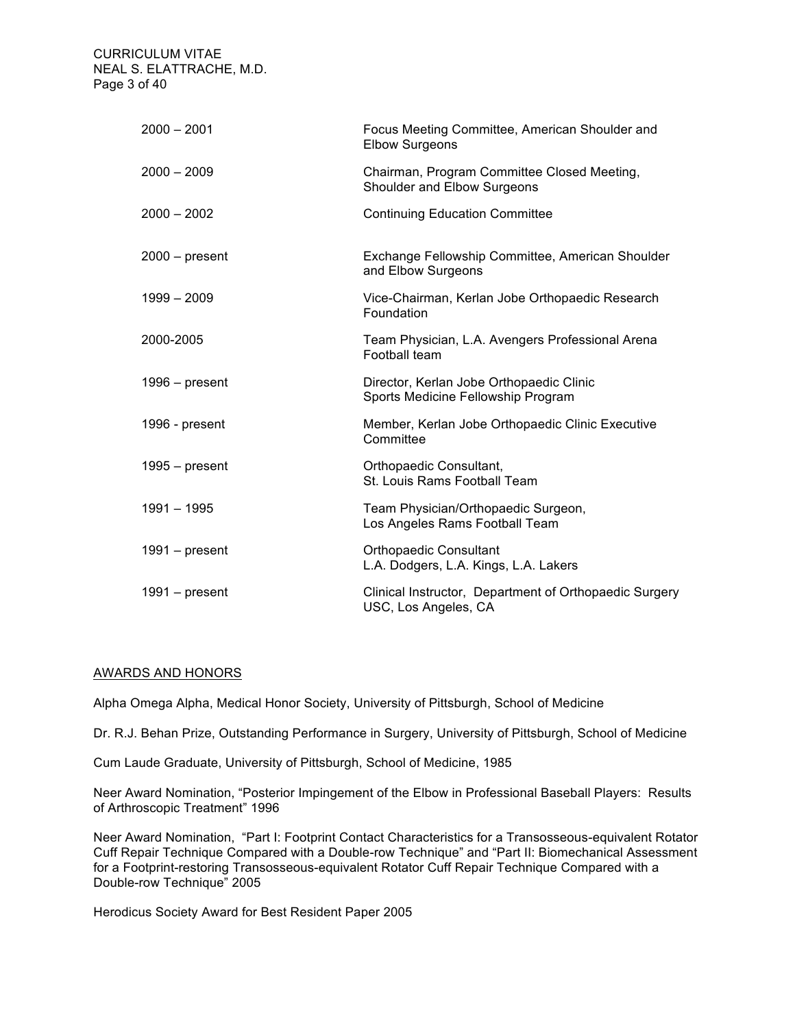| | |
|---|---|
| 2000 – 2001 | Focus Meeting Committee, American Shoulder and Elbow Surgeons |
| 2000 – 2009 | Chairman, Program Committee Closed Meeting, Shoulder and Elbow Surgeons |
| 2000 – 2002 | Continuing Education Committee |
| 2000 – present | Exchange Fellowship Committee, American Shoulder and Elbow Surgeons |
| 1999 – 2009 | Vice-Chairman, Kerlan Jobe Orthopaedic Research Foundation |
| 2000-2005 | Team Physician, L.A. Avengers Professional Arena Football team |
| 1996 – present | Director, Kerlan Jobe Orthopaedic Clinic Sports Medicine Fellowship Program |
| 1996 - present | Member, Kerlan Jobe Orthopaedic Clinic Executive Committee |
| 1995 – present | Orthopaedic Consultant, St. Louis Rams Football Team |
| 1991 – 1995 | Team Physician/Orthopaedic Surgeon, Los Angeles Rams Football Team |
| 1991 – present | Orthopaedic Consultant L.A. Dodgers, L.A. Kings, L.A. Lakers |
| 1991 – present | Clinical Instructor, Department of Orthopaedic Surgery USC, Los Angeles, CA |

## AWARDS AND HONORS

Alpha Omega Alpha, Medical Honor Society, University of Pittsburgh, School of Medicine

Dr. R.J. Behan Prize, Outstanding Performance in Surgery, University of Pittsburgh, School of Medicine

Cum Laude Graduate, University of Pittsburgh, School of Medicine, 1985

Neer Award Nomination, "Posterior Impingement of the Elbow in Professional Baseball Players: Results of Arthroscopic Treatment" 1996

Neer Award Nomination, "Part I: Footprint Contact Characteristics for a Transosseous-equivalent Rotator Cuff Repair Technique Compared with a Double-row Technique" and "Part II: Biomechanical Assessment for a Footprint-restoring Transosseous-equivalent Rotator Cuff Repair Technique Compared with a Double-row Technique" 2005

Herodicus Society Award for Best Resident Paper 2005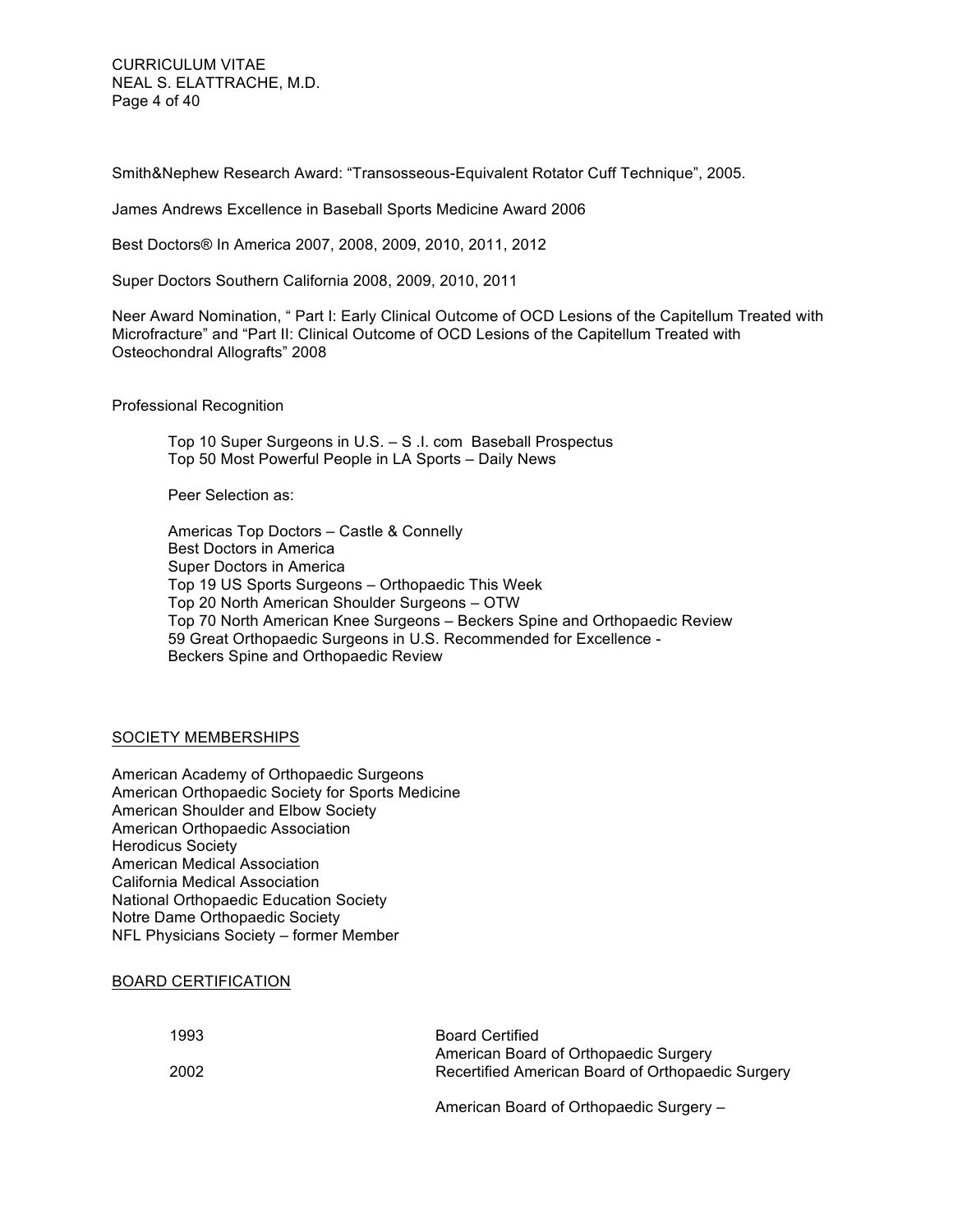Smith&Nephew Research Award: "Transosseous-Equivalent Rotator Cuff Technique", 2005.

James Andrews Excellence in Baseball Sports Medicine Award 2006

Best Doctors® In America 2007, 2008, 2009, 2010, 2011, 2012

Super Doctors Southern California 2008, 2009, 2010, 2011

Neer Award Nomination, " Part I: Early Clinical Outcome of OCD Lesions of the Capitellum Treated with Microfracture" and "Part II: Clinical Outcome of OCD Lesions of the Capitellum Treated with Osteochondral Allografts" 2008

Professional Recognition

Top 10 Super Surgeons in U.S. – S .I. com Baseball Prospectus
Top 50 Most Powerful People in LA Sports – Daily News

Peer Selection as:

Americas Top Doctors – Castle & Connelly
Best Doctors in America
Super Doctors in America
Top 19 US Sports Surgeons – Orthopaedic This Week
Top 20 North American Shoulder Surgeons – OTW
Top 70 North American Knee Surgeons – Beckers Spine and Orthopaedic Review
59 Great Orthopaedic Surgeons in U.S. Recommended for Excellence - Beckers Spine and Orthopaedic Review

## SOCIETY MEMBERSHIPS

American Academy of Orthopaedic Surgeons
American Orthopaedic Society for Sports Medicine
American Shoulder and Elbow Society
American Orthopaedic Association
Herodicus Society
American Medical Association
California Medical Association
National Orthopaedic Education Society
Notre Dame Orthopaedic Society
NFL Physicians Society – former Member

## BOARD CERTIFICATION

| | |
|---|---|
| 1993 | Board Certified<br>American Board of Orthopaedic Surgery |
| 2002 | Recertified American Board of Orthopaedic Surgery |
| | American Board of Orthopaedic Surgery – |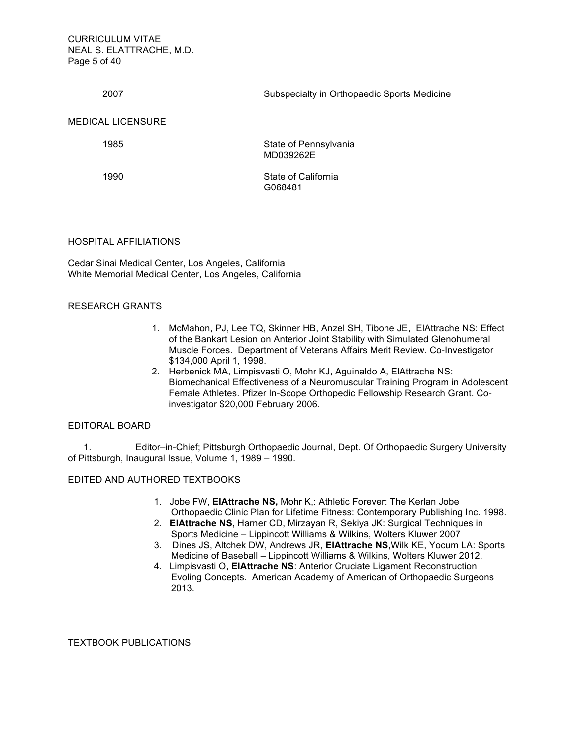2007 Subspecialty in Orthopaedic Sports Medicine

## MEDICAL LICENSURE

1985 State of Pennsylvania
MD039262E

1990 State of California
G068481

## HOSPITAL AFFILIATIONS

Cedar Sinai Medical Center, Los Angeles, California
White Memorial Medical Center, Los Angeles, California

## RESEARCH GRANTS

1. McMahon, PJ, Lee TQ, Skinner HB, Anzel SH, Tibone JE, ElAttrache NS: Effect of the Bankart Lesion on Anterior Joint Stability with Simulated Glenohumeral Muscle Forces. Department of Veterans Affairs Merit Review. Co-Investigator $134,000 April 1, 1998.
2. Herbenick MA, Limpisvasti O, Mohr KJ, Aguinaldo A, ElAttrache NS: Biomechanical Effectiveness of a Neuromuscular Training Program in Adolescent Female Athletes. Pfizer In-Scope Orthopedic Fellowship Research Grant. Co-investigator $20,000 February 2006.

## EDITORAL BOARD

1. Editor–in-Chief; Pittsburgh Orthopaedic Journal, Dept. Of Orthopaedic Surgery University of Pittsburgh, Inaugural Issue, Volume 1, 1989 – 1990.

## EDITED AND AUTHORED TEXTBOOKS

1. Jobe FW, **ElAttrache NS,** Mohr K,: Athletic Forever: The Kerlan Jobe Orthopaedic Clinic Plan for Lifetime Fitness: Contemporary Publishing Inc. 1998.
2. **ElAttrache NS,** Harner CD, Mirzayan R, Sekiya JK: Surgical Techniques in Sports Medicine – Lippincott Williams & Wilkins, Wolters Kluwer 2007
3. Dines JS, Altchek DW, Andrews JR, **ElAttrache NS,**Wilk KE, Yocum LA: Sports Medicine of Baseball – Lippincott Williams & Wilkins, Wolters Kluwer 2012.
4. Limpisvasti O, **ElAttrache NS**: Anterior Cruciate Ligament Reconstruction Evoling Concepts. American Academy of American of Orthopaedic Surgeons 2013.

## TEXTBOOK PUBLICATIONS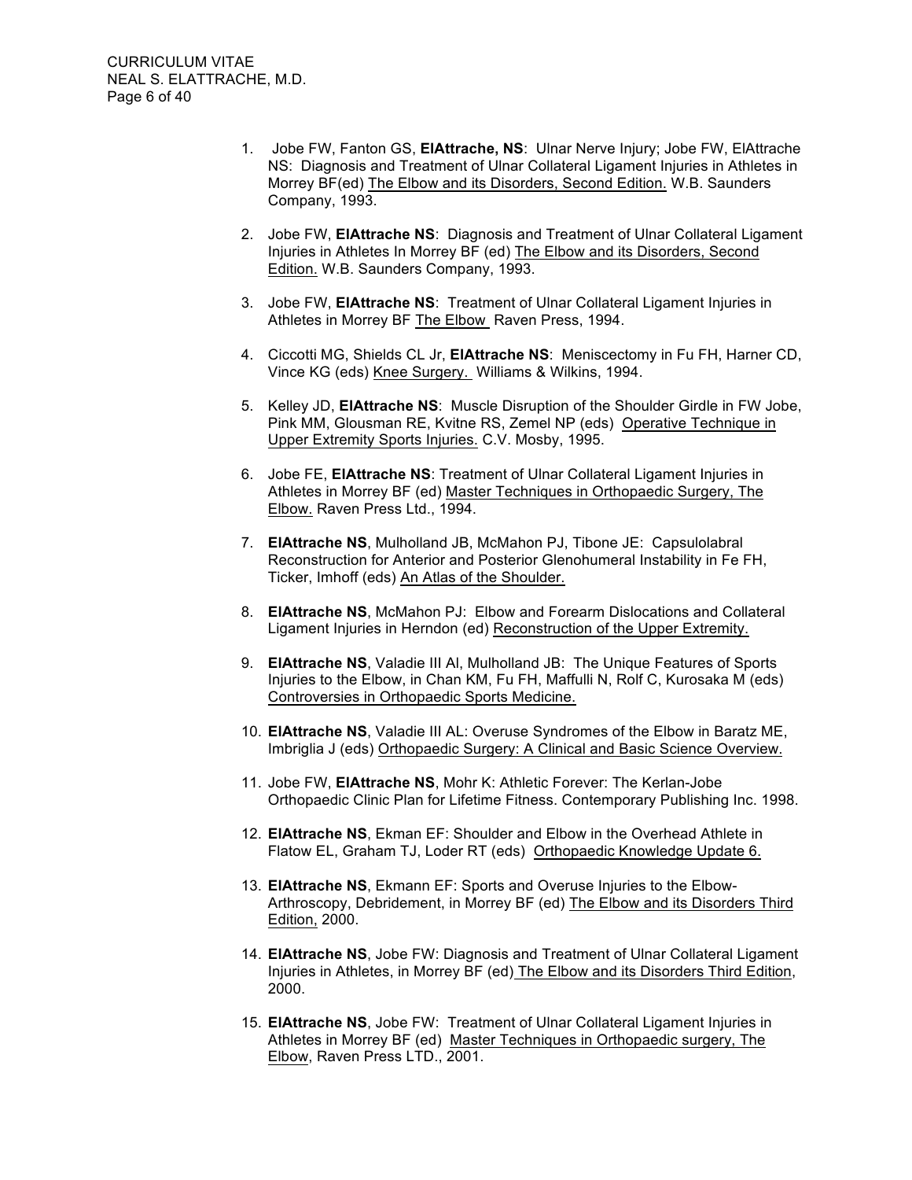1. Jobe FW, Fanton GS, **ElAttrache, NS**: Ulnar Nerve Injury; Jobe FW, ElAttrache NS: Diagnosis and Treatment of Ulnar Collateral Ligament Injuries in Athletes in Morrey BF(ed) The Elbow and its Disorders, Second Edition. W.B. Saunders Company, 1993.

2. Jobe FW, **ElAttrache NS**: Diagnosis and Treatment of Ulnar Collateral Ligament Injuries in Athletes In Morrey BF (ed) The Elbow and its Disorders, Second Edition. W.B. Saunders Company, 1993.

3. Jobe FW, **ElAttrache NS**: Treatment of Ulnar Collateral Ligament Injuries in Athletes in Morrey BF The Elbow Raven Press, 1994.

4. Ciccotti MG, Shields CL Jr, **ElAttrache NS**: Meniscectomy in Fu FH, Harner CD, Vince KG (eds) Knee Surgery. Williams & Wilkins, 1994.

5. Kelley JD, **ElAttrache NS**: Muscle Disruption of the Shoulder Girdle in FW Jobe, Pink MM, Glousman RE, Kvitne RS, Zemel NP (eds) Operative Technique in Upper Extremity Sports Injuries. C.V. Mosby, 1995.

6. Jobe FE, **ElAttrache NS**: Treatment of Ulnar Collateral Ligament Injuries in Athletes in Morrey BF (ed) Master Techniques in Orthopaedic Surgery, The Elbow. Raven Press Ltd., 1994.

7. **ElAttrache NS**, Mulholland JB, McMahon PJ, Tibone JE: Capsulolabral Reconstruction for Anterior and Posterior Glenohumeral Instability in Fe FH, Ticker, Imhoff (eds) An Atlas of the Shoulder.

8. **ElAttrache NS**, McMahon PJ: Elbow and Forearm Dislocations and Collateral Ligament Injuries in Herndon (ed) Reconstruction of the Upper Extremity.

9. **ElAttrache NS**, Valadie III Al, Mulholland JB: The Unique Features of Sports Injuries to the Elbow, in Chan KM, Fu FH, Maffulli N, Rolf C, Kurosaka M (eds) Controversies in Orthopaedic Sports Medicine.

10. **ElAttrache NS**, Valadie III AL: Overuse Syndromes of the Elbow in Baratz ME, Imbriglia J (eds) Orthopaedic Surgery: A Clinical and Basic Science Overview.

11. Jobe FW, **ElAttrache NS**, Mohr K: Athletic Forever: The Kerlan-Jobe Orthopaedic Clinic Plan for Lifetime Fitness. Contemporary Publishing Inc. 1998.

12. **ElAttrache NS**, Ekman EF: Shoulder and Elbow in the Overhead Athlete in Flatow EL, Graham TJ, Loder RT (eds) Orthopaedic Knowledge Update 6.

13. **ElAttrache NS**, Ekmann EF: Sports and Overuse Injuries to the Elbow-Arthroscopy, Debridement, in Morrey BF (ed) The Elbow and its Disorders Third Edition, 2000.

14. **ElAttrache NS**, Jobe FW: Diagnosis and Treatment of Ulnar Collateral Ligament Injuries in Athletes, in Morrey BF (ed) The Elbow and its Disorders Third Edition, 2000.

15. **ElAttrache NS**, Jobe FW: Treatment of Ulnar Collateral Ligament Injuries in Athletes in Morrey BF (ed) Master Techniques in Orthopaedic surgery, The Elbow, Raven Press LTD., 2001.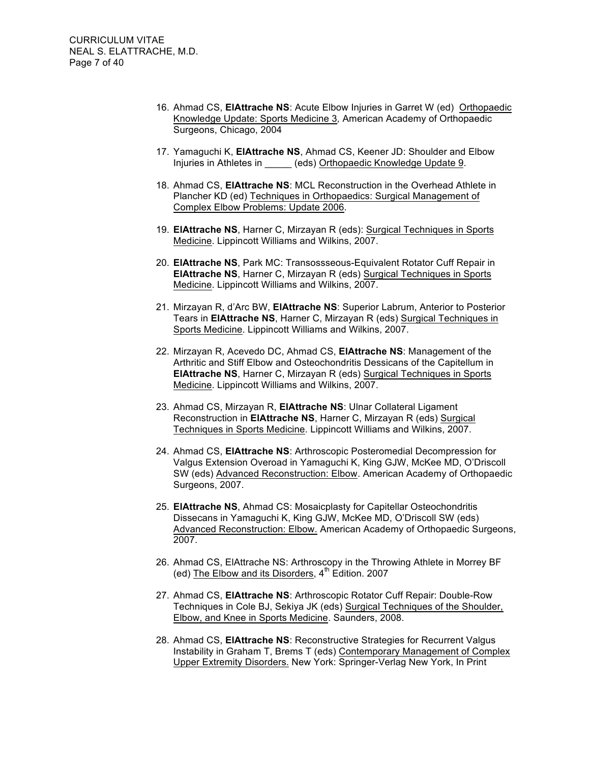16. Ahmad CS, **ElAttrache NS**: Acute Elbow Injuries in Garret W (ed) <u>Orthopaedic Knowledge Update: Sports Medicine 3</u>, American Academy of Orthopaedic Surgeons, Chicago, 2004

17. Yamaguchi K, **ElAttrache NS**, Ahmad CS, Keener JD: Shoulder and Elbow Injuries in Athletes in _____ (eds) <u>Orthopaedic Knowledge Update 9</u>.

18. Ahmad CS, **ElAttrache NS**: MCL Reconstruction in the Overhead Athlete in Plancher KD (ed) <u>Techniques in Orthopaedics: Surgical Management of Complex Elbow Problems: Update 2006</u>.

19. **ElAttrache NS**, Harner C, Mirzayan R (eds): <u>Surgical Techniques in Sports Medicine</u>. Lippincott Williams and Wilkins, 2007.

20. **ElAttrache NS**, Park MC: Transossseous-Equivalent Rotator Cuff Repair in **ElAttrache NS**, Harner C, Mirzayan R (eds) <u>Surgical Techniques in Sports Medicine</u>. Lippincott Williams and Wilkins, 2007.

21. Mirzayan R, d'Arc BW, **ElAttrache NS**: Superior Labrum, Anterior to Posterior Tears in **ElAttrache NS**, Harner C, Mirzayan R (eds) <u>Surgical Techniques in Sports Medicine</u>. Lippincott Williams and Wilkins, 2007.

22. Mirzayan R, Acevedo DC, Ahmad CS, **ElAttrache NS**: Management of the Arthritic and Stiff Elbow and Osteochondritis Dessicans of the Capitellum in **ElAttrache NS**, Harner C, Mirzayan R (eds) <u>Surgical Techniques in Sports Medicine</u>. Lippincott Williams and Wilkins, 2007.

23. Ahmad CS, Mirzayan R, **ElAttrache NS**: Ulnar Collateral Ligament Reconstruction in **ElAttrache NS**, Harner C, Mirzayan R (eds) <u>Surgical Techniques in Sports Medicine</u>. Lippincott Williams and Wilkins, 2007.

24. Ahmad CS, **ElAttrache NS**: Arthroscopic Posteromedial Decompression for Valgus Extension Overoad in Yamaguchi K, King GJW, McKee MD, O'Driscoll SW (eds) <u>Advanced Reconstruction: Elbow</u>. American Academy of Orthopaedic Surgeons, 2007.

25. **ElAttrache NS**, Ahmad CS: Mosaicplasty for Capitellar Osteochondritis Dissecans in Yamaguchi K, King GJW, McKee MD, O'Driscoll SW (eds) <u>Advanced Reconstruction: Elbow.</u> American Academy of Orthopaedic Surgeons, 2007.

26. Ahmad CS, ElAttrache NS: Arthroscopy in the Throwing Athlete in Morrey BF (ed) <u>The Elbow and its Disorders</u>, 4th Edition. 2007

27. Ahmad CS, **ElAttrache NS**: Arthroscopic Rotator Cuff Repair: Double-Row Techniques in Cole BJ, Sekiya JK (eds) <u>Surgical Techniques of the Shoulder, Elbow, and Knee in Sports Medicine</u>. Saunders, 2008.

28. Ahmad CS, **ElAttrache NS**: Reconstructive Strategies for Recurrent Valgus Instability in Graham T, Brems T (eds) <u>Contemporary Management of Complex Upper Extremity Disorders.</u> New York: Springer-Verlag New York, In Print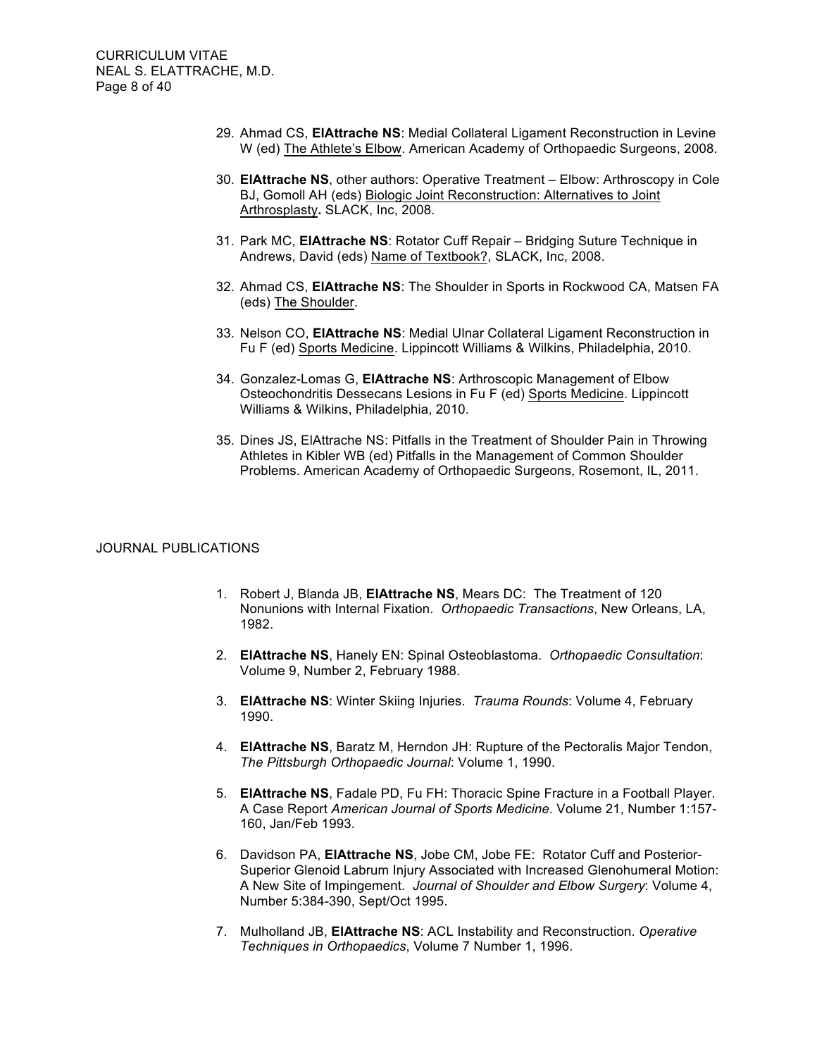29. Ahmad CS, **ElAttrache NS**: Medial Collateral Ligament Reconstruction in Levine W (ed) The Athlete's Elbow. American Academy of Orthopaedic Surgeons, 2008.

30. **ElAttrache NS**, other authors: Operative Treatment – Elbow: Arthroscopy in Cole BJ, Gomoll AH (eds) Biologic Joint Reconstruction: Alternatives to Joint Arthrosplasty**.** SLACK, Inc, 2008.

31. Park MC, **ElAttrache NS**: Rotator Cuff Repair – Bridging Suture Technique in Andrews, David (eds) Name of Textbook?, SLACK, Inc, 2008.

32. Ahmad CS, **ElAttrache NS**: The Shoulder in Sports in Rockwood CA, Matsen FA (eds) The Shoulder.

33. Nelson CO, **ElAttrache NS**: Medial Ulnar Collateral Ligament Reconstruction in Fu F (ed) Sports Medicine. Lippincott Williams & Wilkins, Philadelphia, 2010.

34. Gonzalez-Lomas G, **ElAttrache NS**: Arthroscopic Management of Elbow Osteochondritis Dessecans Lesions in Fu F (ed) Sports Medicine. Lippincott Williams & Wilkins, Philadelphia, 2010.

35. Dines JS, ElAttrache NS: Pitfalls in the Treatment of Shoulder Pain in Throwing Athletes in Kibler WB (ed) Pitfalls in the Management of Common Shoulder Problems. American Academy of Orthopaedic Surgeons, Rosemont, IL, 2011.

## JOURNAL PUBLICATIONS

1. Robert J, Blanda JB, **ElAttrache NS**, Mears DC: The Treatment of 120 Nonunions with Internal Fixation. *Orthopaedic Transactions*, New Orleans, LA, 1982.

2. **ElAttrache NS**, Hanely EN: Spinal Osteoblastoma. *Orthopaedic Consultation*: Volume 9, Number 2, February 1988.

3. **ElAttrache NS**: Winter Skiing Injuries. *Trauma Rounds*: Volume 4, February 1990.

4. **ElAttrache NS**, Baratz M, Herndon JH: Rupture of the Pectoralis Major Tendon, *The Pittsburgh Orthopaedic Journal*: Volume 1, 1990.

5. **ElAttrache NS**, Fadale PD, Fu FH: Thoracic Spine Fracture in a Football Player. A Case Report *American Journal of Sports Medicine*. Volume 21, Number 1:157-160, Jan/Feb 1993.

6. Davidson PA, **ElAttrache NS**, Jobe CM, Jobe FE: Rotator Cuff and Posterior-Superior Glenoid Labrum Injury Associated with Increased Glenohumeral Motion: A New Site of Impingement. *Journal of Shoulder and Elbow Surgery*: Volume 4, Number 5:384-390, Sept/Oct 1995.

7. Mulholland JB, **ElAttrache NS**: ACL Instability and Reconstruction. *Operative Techniques in Orthopaedics*, Volume 7 Number 1, 1996.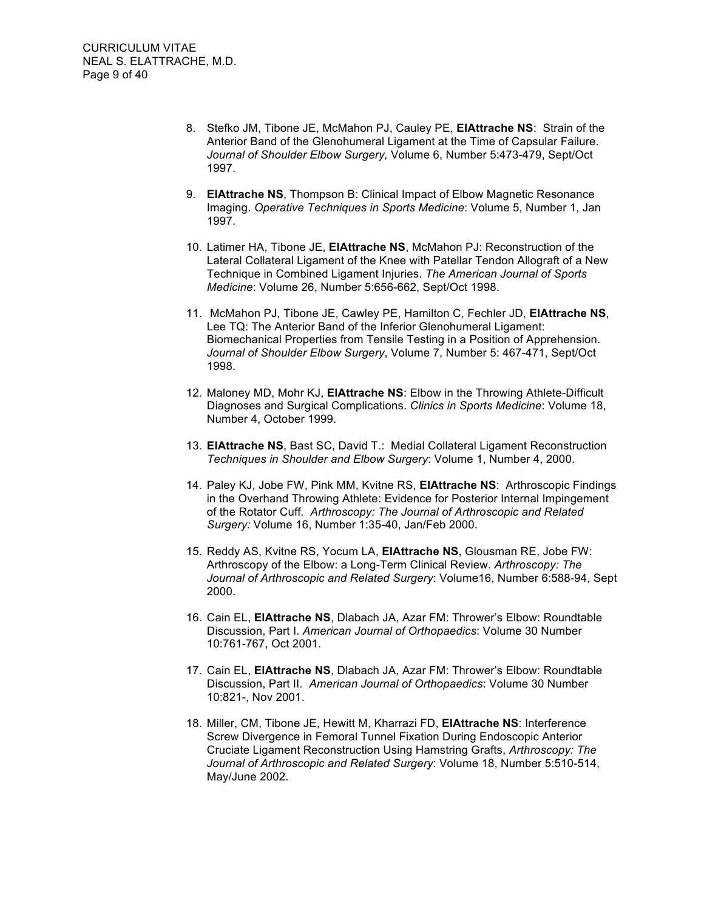8. Stefko JM, Tibone JE, McMahon PJ, Cauley PE, **ElAttrache NS**: Strain of the Anterior Band of the Glenohumeral Ligament at the Time of Capsular Failure. *Journal of Shoulder Elbow Surgery,* Volume 6, Number 5:473-479, Sept/Oct 1997.

9. **ElAttrache NS**, Thompson B: Clinical Impact of Elbow Magnetic Resonance Imaging. *Operative Techniques in Sports Medicine*: Volume 5, Number 1, Jan 1997.

10. Latimer HA, Tibone JE, **ElAttrache NS**, McMahon PJ: Reconstruction of the Lateral Collateral Ligament of the Knee with Patellar Tendon Allograft of a New Technique in Combined Ligament Injuries. *The American Journal of Sports Medicine*: Volume 26, Number 5:656-662, Sept/Oct 1998.

11. McMahon PJ, Tibone JE, Cawley PE, Hamilton C, Fechler JD, **ElAttrache NS**, Lee TQ: The Anterior Band of the Inferior Glenohumeral Ligament: Biomechanical Properties from Tensile Testing in a Position of Apprehension. *Journal of Shoulder Elbow Surgery*, Volume 7, Number 5: 467-471, Sept/Oct 1998.

12. Maloney MD, Mohr KJ, **ElAttrache NS**: Elbow in the Throwing Athlete-Difficult Diagnoses and Surgical Complications. *Clinics in Sports Medicine*: Volume 18, Number 4, October 1999.

13. **ElAttrache NS**, Bast SC, David T.: Medial Collateral Ligament Reconstruction *Techniques in Shoulder and Elbow Surgery*: Volume 1, Number 4, 2000.

14. Paley KJ, Jobe FW, Pink MM, Kvitne RS, **ElAttrache NS**: Arthroscopic Findings in the Overhand Throwing Athlete: Evidence for Posterior Internal Impingement of the Rotator Cuff. *Arthroscopy: The Journal of Arthroscopic and Related Surgery:* Volume 16, Number 1:35-40, Jan/Feb 2000.

15. Reddy AS, Kvitne RS, Yocum LA, **ElAttrache NS**, Glousman RE, Jobe FW: Arthroscopy of the Elbow: a Long-Term Clinical Review. *Arthroscopy: The Journal of Arthroscopic and Related Surgery*: Volume16, Number 6:588-94, Sept 2000.

16. Cain EL, **ElAttrache NS**, Dlabach JA, Azar FM: Thrower's Elbow: Roundtable Discussion, Part I. *American Journal of Orthopaedics*: Volume 30 Number 10:761-767, Oct 2001.

17. Cain EL, **ElAttrache NS**, Dlabach JA, Azar FM: Thrower's Elbow: Roundtable Discussion, Part II. *American Journal of Orthopaedics*: Volume 30 Number 10:821-, Nov 2001.

18. Miller, CM, Tibone JE, Hewitt M, Kharrazi FD, **ElAttrache NS**: Interference Screw Divergence in Femoral Tunnel Fixation During Endoscopic Anterior Cruciate Ligament Reconstruction Using Hamstring Grafts, *Arthroscopy: The Journal of Arthroscopic and Related Surgery*: Volume 18, Number 5:510-514, May/June 2002.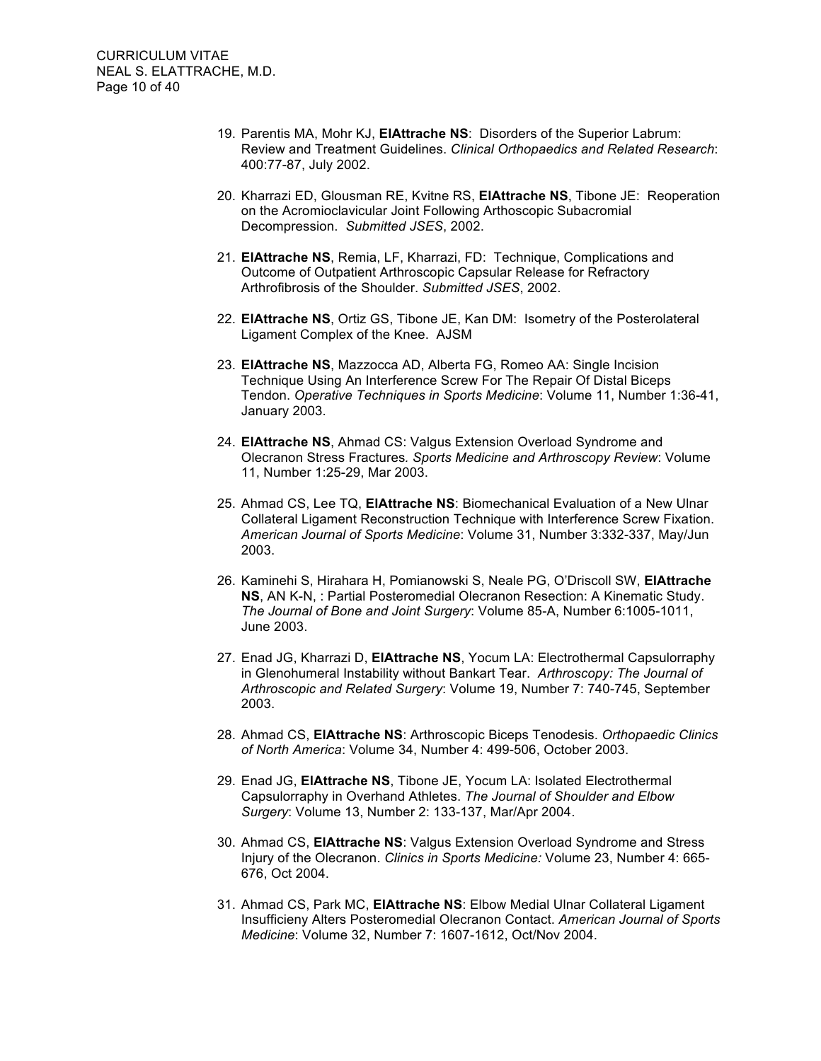19. Parentis MA, Mohr KJ, **ElAttrache NS**: Disorders of the Superior Labrum: Review and Treatment Guidelines. *Clinical Orthopaedics and Related Research*: 400:77-87, July 2002.

20. Kharrazi ED, Glousman RE, Kvitne RS, **ElAttrache NS**, Tibone JE: Reoperation on the Acromioclavicular Joint Following Arthoscopic Subacromial Decompression. *Submitted JSES*, 2002.

21. **ElAttrache NS**, Remia, LF, Kharrazi, FD: Technique, Complications and Outcome of Outpatient Arthroscopic Capsular Release for Refractory Arthrofibrosis of the Shoulder. *Submitted JSES*, 2002.

22. **ElAttrache NS**, Ortiz GS, Tibone JE, Kan DM: Isometry of the Posterolateral Ligament Complex of the Knee. AJSM

23. **ElAttrache NS**, Mazzocca AD, Alberta FG, Romeo AA: Single Incision Technique Using An Interference Screw For The Repair Of Distal Biceps Tendon. *Operative Techniques in Sports Medicine*: Volume 11, Number 1:36-41, January 2003.

24. **ElAttrache NS**, Ahmad CS: Valgus Extension Overload Syndrome and Olecranon Stress Fractures. *Sports Medicine and Arthroscopy Review*: Volume 11, Number 1:25-29, Mar 2003.

25. Ahmad CS, Lee TQ, **ElAttrache NS**: Biomechanical Evaluation of a New Ulnar Collateral Ligament Reconstruction Technique with Interference Screw Fixation. *American Journal of Sports Medicine*: Volume 31, Number 3:332-337, May/Jun 2003.

26. Kaminehi S, Hirahara H, Pomianowski S, Neale PG, O'Driscoll SW, **ElAttrache NS**, AN K-N, : Partial Posteromedial Olecranon Resection: A Kinematic Study. *The Journal of Bone and Joint Surgery*: Volume 85-A, Number 6:1005-1011, June 2003.

27. Enad JG, Kharrazi D, **ElAttrache NS**, Yocum LA: Electrothermal Capsulorraphy in Glenohumeral Instability without Bankart Tear. *Arthroscopy: The Journal of Arthroscopic and Related Surgery*: Volume 19, Number 7: 740-745, September 2003.

28. Ahmad CS, **ElAttrache NS**: Arthroscopic Biceps Tenodesis. *Orthopaedic Clinics of North America*: Volume 34, Number 4: 499-506, October 2003.

29. Enad JG, **ElAttrache NS**, Tibone JE, Yocum LA: Isolated Electrothermal Capsulorraphy in Overhand Athletes. *The Journal of Shoulder and Elbow Surgery*: Volume 13, Number 2: 133-137, Mar/Apr 2004.

30. Ahmad CS, **ElAttrache NS**: Valgus Extension Overload Syndrome and Stress Injury of the Olecranon. *Clinics in Sports Medicine:* Volume 23, Number 4: 665-676, Oct 2004.

31. Ahmad CS, Park MC, **ElAttrache NS**: Elbow Medial Ulnar Collateral Ligament Insufficieny Alters Posteromedial Olecranon Contact. *American Journal of Sports Medicine*: Volume 32, Number 7: 1607-1612, Oct/Nov 2004.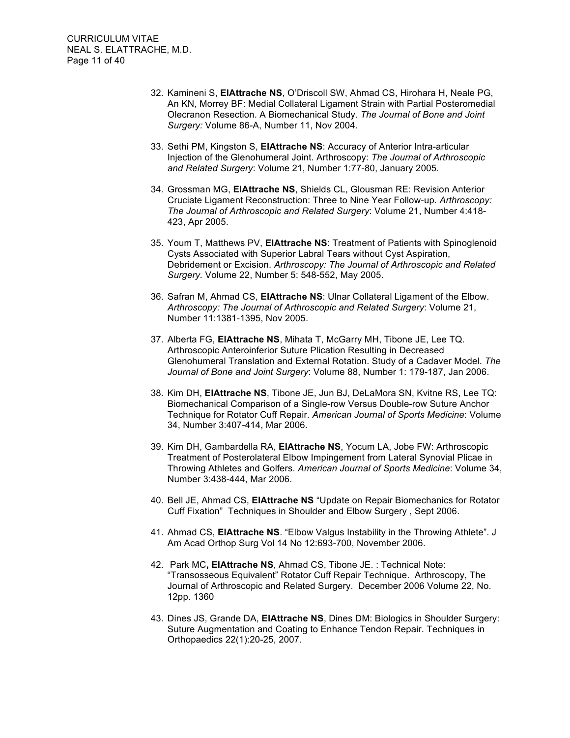32. Kamineni S, **ElAttrache NS**, O'Driscoll SW, Ahmad CS, Hirohara H, Neale PG, An KN, Morrey BF: Medial Collateral Ligament Strain with Partial Posteromedial Olecranon Resection. A Biomechanical Study. *The Journal of Bone and Joint Surgery:* Volume 86-A, Number 11, Nov 2004.

33. Sethi PM, Kingston S, **ElAttrache NS**: Accuracy of Anterior Intra-articular Injection of the Glenohumeral Joint. Arthroscopy: *The Journal of Arthroscopic and Related Surgery*: Volume 21, Number 1:77-80, January 2005.

34. Grossman MG, **ElAttrache NS**, Shields CL, Glousman RE: Revision Anterior Cruciate Ligament Reconstruction: Three to Nine Year Follow-up. *Arthroscopy: The Journal of Arthroscopic and Related Surgery*: Volume 21, Number 4:418-423, Apr 2005.

35. Youm T, Matthews PV, **ElAttrache NS**: Treatment of Patients with Spinoglenoid Cysts Associated with Superior Labral Tears without Cyst Aspiration, Debridement or Excision. *Arthroscopy: The Journal of Arthroscopic and Related Surgery.* Volume 22, Number 5: 548-552, May 2005.

36. Safran M, Ahmad CS, **ElAttrache NS**: Ulnar Collateral Ligament of the Elbow. *Arthroscopy: The Journal of Arthroscopic and Related Surgery*: Volume 21, Number 11:1381-1395, Nov 2005.

37. Alberta FG, **ElAttrache NS**, Mihata T, McGarry MH, Tibone JE, Lee TQ. Arthroscopic Anteroinferior Suture Plication Resulting in Decreased Glenohumeral Translation and External Rotation. Study of a Cadaver Model. *The Journal of Bone and Joint Surgery*: Volume 88, Number 1: 179-187, Jan 2006.

38. Kim DH, **ElAttrache NS**, Tibone JE, Jun BJ, DeLaMora SN, Kvitne RS, Lee TQ: Biomechanical Comparison of a Single-row Versus Double-row Suture Anchor Technique for Rotator Cuff Repair. *American Journal of Sports Medicine*: Volume 34, Number 3:407-414, Mar 2006.

39. Kim DH, Gambardella RA, **ElAttrache NS**, Yocum LA, Jobe FW: Arthroscopic Treatment of Posterolateral Elbow Impingement from Lateral Synovial Plicae in Throwing Athletes and Golfers. *American Journal of Sports Medicine*: Volume 34, Number 3:438-444, Mar 2006.

40. Bell JE, Ahmad CS, **ElAttrache NS** "Update on Repair Biomechanics for Rotator Cuff Fixation" Techniques in Shoulder and Elbow Surgery , Sept 2006.

41. Ahmad CS, **ElAttrache NS**. "Elbow Valgus Instability in the Throwing Athlete". J Am Acad Orthop Surg Vol 14 No 12:693-700, November 2006.

42. Park MC**, ElAttrache NS**, Ahmad CS, Tibone JE. : Technical Note: "Transosseous Equivalent" Rotator Cuff Repair Technique. Arthroscopy, The Journal of Arthroscopic and Related Surgery. December 2006 Volume 22, No. 12pp. 1360

43. Dines JS, Grande DA, **ElAttrache NS**, Dines DM: Biologics in Shoulder Surgery: Suture Augmentation and Coating to Enhance Tendon Repair. Techniques in Orthopaedics 22(1):20-25, 2007.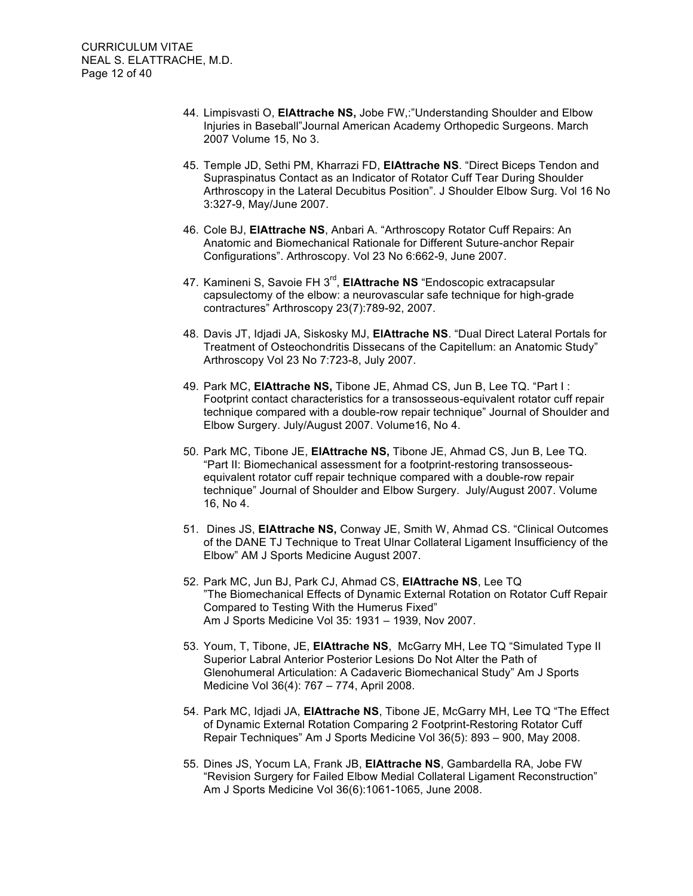44. Limpisvasti O, **ElAttrache NS,** Jobe FW,:"Understanding Shoulder and Elbow Injuries in Baseball"Journal American Academy Orthopedic Surgeons. March 2007 Volume 15, No 3.

45. Temple JD, Sethi PM, Kharrazi FD, **ElAttrache NS**. "Direct Biceps Tendon and Supraspinatus Contact as an Indicator of Rotator Cuff Tear During Shoulder Arthroscopy in the Lateral Decubitus Position". J Shoulder Elbow Surg. Vol 16 No 3:327-9, May/June 2007.

46. Cole BJ, **ElAttrache NS**, Anbari A. "Arthroscopy Rotator Cuff Repairs: An Anatomic and Biomechanical Rationale for Different Suture-anchor Repair Configurations". Arthroscopy. Vol 23 No 6:662-9, June 2007.

47. Kamineni S, Savoie FH 3rd, **ElAttrache NS** "Endoscopic extracapsular capsulectomy of the elbow: a neurovascular safe technique for high-grade contractures" Arthroscopy 23(7):789-92, 2007.

48. Davis JT, Idjadi JA, Siskosky MJ, **ElAttrache NS**. "Dual Direct Lateral Portals for Treatment of Osteochondritis Dissecans of the Capitellum: an Anatomic Study" Arthroscopy Vol 23 No 7:723-8, July 2007.

49. Park MC, **ElAttrache NS,** Tibone JE, Ahmad CS, Jun B, Lee TQ. "Part I : Footprint contact characteristics for a transosseous-equivalent rotator cuff repair technique compared with a double-row repair technique" Journal of Shoulder and Elbow Surgery. July/August 2007. Volume16, No 4.

50. Park MC, Tibone JE, **ElAttrache NS,** Tibone JE, Ahmad CS, Jun B, Lee TQ. "Part II: Biomechanical assessment for a footprint-restoring transosseous-equivalent rotator cuff repair technique compared with a double-row repair technique" Journal of Shoulder and Elbow Surgery. July/August 2007. Volume 16, No 4.

51. Dines JS, **ElAttrache NS,** Conway JE, Smith W, Ahmad CS. "Clinical Outcomes of the DANE TJ Technique to Treat Ulnar Collateral Ligament Insufficiency of the Elbow" AM J Sports Medicine August 2007.

52. Park MC, Jun BJ, Park CJ, Ahmad CS, **ElAttrache NS**, Lee TQ "The Biomechanical Effects of Dynamic External Rotation on Rotator Cuff Repair Compared to Testing With the Humerus Fixed" Am J Sports Medicine Vol 35: 1931 – 1939, Nov 2007.

53. Youm, T, Tibone, JE, **ElAttrache NS**, McGarry MH, Lee TQ "Simulated Type II Superior Labral Anterior Posterior Lesions Do Not Alter the Path of Glenohumeral Articulation: A Cadaveric Biomechanical Study" Am J Sports Medicine Vol 36(4): 767 – 774, April 2008.

54. Park MC, Idjadi JA, **ElAttrache NS**, Tibone JE, McGarry MH, Lee TQ "The Effect of Dynamic External Rotation Comparing 2 Footprint-Restoring Rotator Cuff Repair Techniques" Am J Sports Medicine Vol 36(5): 893 – 900, May 2008.

55. Dines JS, Yocum LA, Frank JB, **ElAttrache NS**, Gambardella RA, Jobe FW "Revision Surgery for Failed Elbow Medial Collateral Ligament Reconstruction" Am J Sports Medicine Vol 36(6):1061-1065, June 2008.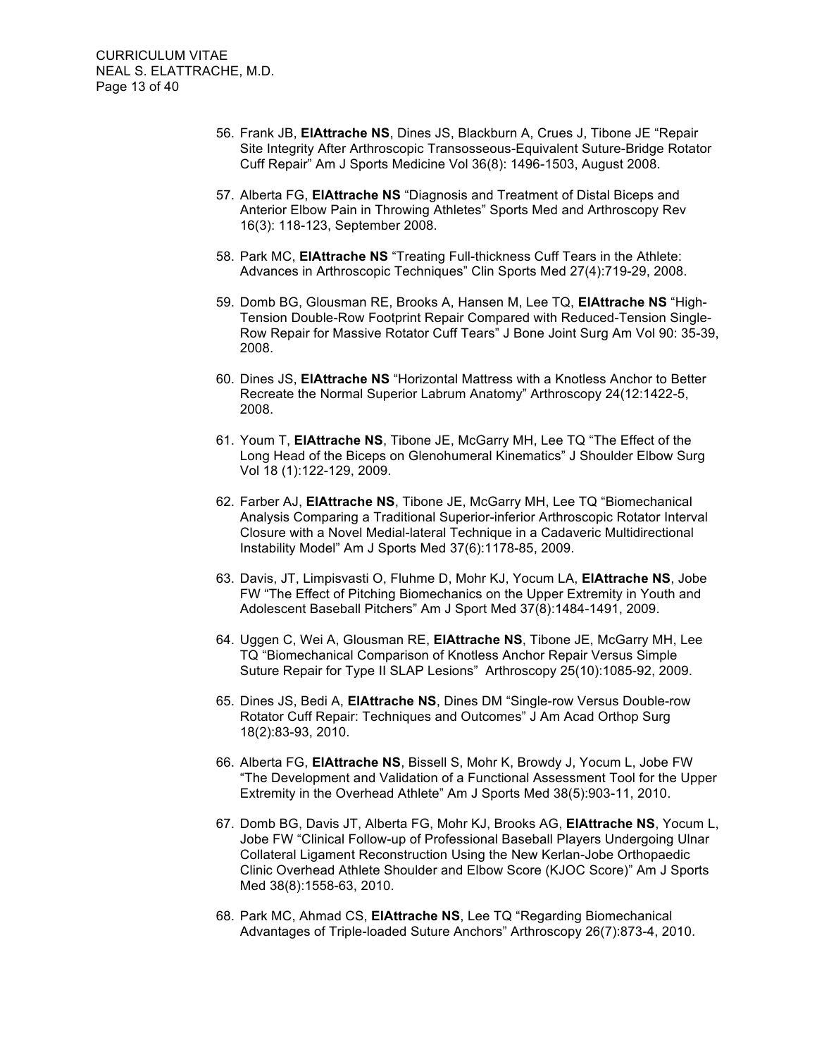56. Frank JB, **ElAttrache NS**, Dines JS, Blackburn A, Crues J, Tibone JE "Repair Site Integrity After Arthroscopic Transosseous-Equivalent Suture-Bridge Rotator Cuff Repair" Am J Sports Medicine Vol 36(8): 1496-1503, August 2008.

57. Alberta FG, **ElAttrache NS** "Diagnosis and Treatment of Distal Biceps and Anterior Elbow Pain in Throwing Athletes" Sports Med and Arthroscopy Rev 16(3): 118-123, September 2008.

58. Park MC, **ElAttrache NS** "Treating Full-thickness Cuff Tears in the Athlete: Advances in Arthroscopic Techniques" Clin Sports Med 27(4):719-29, 2008.

59. Domb BG, Glousman RE, Brooks A, Hansen M, Lee TQ, **ElAttrache NS** "High-Tension Double-Row Footprint Repair Compared with Reduced-Tension Single-Row Repair for Massive Rotator Cuff Tears" J Bone Joint Surg Am Vol 90: 35-39, 2008.

60. Dines JS, **ElAttrache NS** "Horizontal Mattress with a Knotless Anchor to Better Recreate the Normal Superior Labrum Anatomy" Arthroscopy 24(12:1422-5, 2008.

61. Youm T, **ElAttrache NS**, Tibone JE, McGarry MH, Lee TQ "The Effect of the Long Head of the Biceps on Glenohumeral Kinematics" J Shoulder Elbow Surg Vol 18 (1):122-129, 2009.

62. Farber AJ, **ElAttrache NS**, Tibone JE, McGarry MH, Lee TQ "Biomechanical Analysis Comparing a Traditional Superior-inferior Arthroscopic Rotator Interval Closure with a Novel Medial-lateral Technique in a Cadaveric Multidirectional Instability Model" Am J Sports Med 37(6):1178-85, 2009.

63. Davis, JT, Limpisvasti O, Fluhme D, Mohr KJ, Yocum LA, **ElAttrache NS**, Jobe FW "The Effect of Pitching Biomechanics on the Upper Extremity in Youth and Adolescent Baseball Pitchers" Am J Sport Med 37(8):1484-1491, 2009.

64. Uggen C, Wei A, Glousman RE, **ElAttrache NS**, Tibone JE, McGarry MH, Lee TQ "Biomechanical Comparison of Knotless Anchor Repair Versus Simple Suture Repair for Type II SLAP Lesions" Arthroscopy 25(10):1085-92, 2009.

65. Dines JS, Bedi A, **ElAttrache NS**, Dines DM "Single-row Versus Double-row Rotator Cuff Repair: Techniques and Outcomes" J Am Acad Orthop Surg 18(2):83-93, 2010.

66. Alberta FG, **ElAttrache NS**, Bissell S, Mohr K, Browdy J, Yocum L, Jobe FW "The Development and Validation of a Functional Assessment Tool for the Upper Extremity in the Overhead Athlete" Am J Sports Med 38(5):903-11, 2010.

67. Domb BG, Davis JT, Alberta FG, Mohr KJ, Brooks AG, **ElAttrache NS**, Yocum L, Jobe FW "Clinical Follow-up of Professional Baseball Players Undergoing Ulnar Collateral Ligament Reconstruction Using the New Kerlan-Jobe Orthopaedic Clinic Overhead Athlete Shoulder and Elbow Score (KJOC Score)" Am J Sports Med 38(8):1558-63, 2010.

68. Park MC, Ahmad CS, **ElAttrache NS**, Lee TQ "Regarding Biomechanical Advantages of Triple-loaded Suture Anchors" Arthroscopy 26(7):873-4, 2010.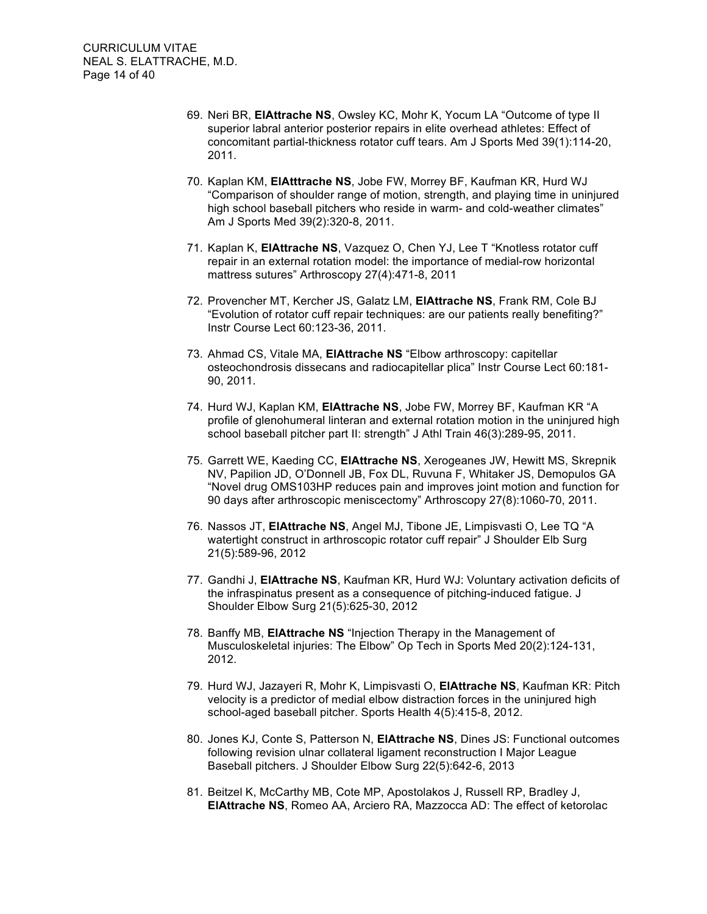69. Neri BR, **ElAttrache NS**, Owsley KC, Mohr K, Yocum LA "Outcome of type II superior labral anterior posterior repairs in elite overhead athletes: Effect of concomitant partial-thickness rotator cuff tears. Am J Sports Med 39(1):114-20, 2011.

70. Kaplan KM, **ElAtttrache NS**, Jobe FW, Morrey BF, Kaufman KR, Hurd WJ "Comparison of shoulder range of motion, strength, and playing time in uninjured high school baseball pitchers who reside in warm- and cold-weather climates" Am J Sports Med 39(2):320-8, 2011.

71. Kaplan K, **ElAttrache NS**, Vazquez O, Chen YJ, Lee T "Knotless rotator cuff repair in an external rotation model: the importance of medial-row horizontal mattress sutures" Arthroscopy 27(4):471-8, 2011

72. Provencher MT, Kercher JS, Galatz LM, **ElAttrache NS**, Frank RM, Cole BJ "Evolution of rotator cuff repair techniques: are our patients really benefiting?" Instr Course Lect 60:123-36, 2011.

73. Ahmad CS, Vitale MA, **ElAttrache NS** "Elbow arthroscopy: capitellar osteochondrosis dissecans and radiocapitellar plica" Instr Course Lect 60:181-90, 2011.

74. Hurd WJ, Kaplan KM, **ElAttrache NS**, Jobe FW, Morrey BF, Kaufman KR "A profile of glenohumeral linteran and external rotation motion in the uninjured high school baseball pitcher part II: strength" J Athl Train 46(3):289-95, 2011.

75. Garrett WE, Kaeding CC, **ElAttrache NS**, Xerogeanes JW, Hewitt MS, Skrepnik NV, Papilion JD, O'Donnell JB, Fox DL, Ruvuna F, Whitaker JS, Demopulos GA "Novel drug OMS103HP reduces pain and improves joint motion and function for 90 days after arthroscopic meniscectomy" Arthroscopy 27(8):1060-70, 2011.

76. Nassos JT, **ElAttrache NS**, Angel MJ, Tibone JE, Limpisvasti O, Lee TQ "A watertight construct in arthroscopic rotator cuff repair" J Shoulder Elb Surg 21(5):589-96, 2012

77. Gandhi J, **ElAttrache NS**, Kaufman KR, Hurd WJ: Voluntary activation deficits of the infraspinatus present as a consequence of pitching-induced fatigue. J Shoulder Elbow Surg 21(5):625-30, 2012

78. Banffy MB, **ElAttrache NS** "Injection Therapy in the Management of Musculoskeletal injuries: The Elbow" Op Tech in Sports Med 20(2):124-131, 2012.

79. Hurd WJ, Jazayeri R, Mohr K, Limpisvasti O, **ElAttrache NS**, Kaufman KR: Pitch velocity is a predictor of medial elbow distraction forces in the uninjured high school-aged baseball pitcher. Sports Health 4(5):415-8, 2012.

80. Jones KJ, Conte S, Patterson N, **ElAttrache NS**, Dines JS: Functional outcomes following revision ulnar collateral ligament reconstruction I Major League Baseball pitchers. J Shoulder Elbow Surg 22(5):642-6, 2013

81. Beitzel K, McCarthy MB, Cote MP, Apostolakos J, Russell RP, Bradley J, **ElAttrache NS**, Romeo AA, Arciero RA, Mazzocca AD: The effect of ketorolac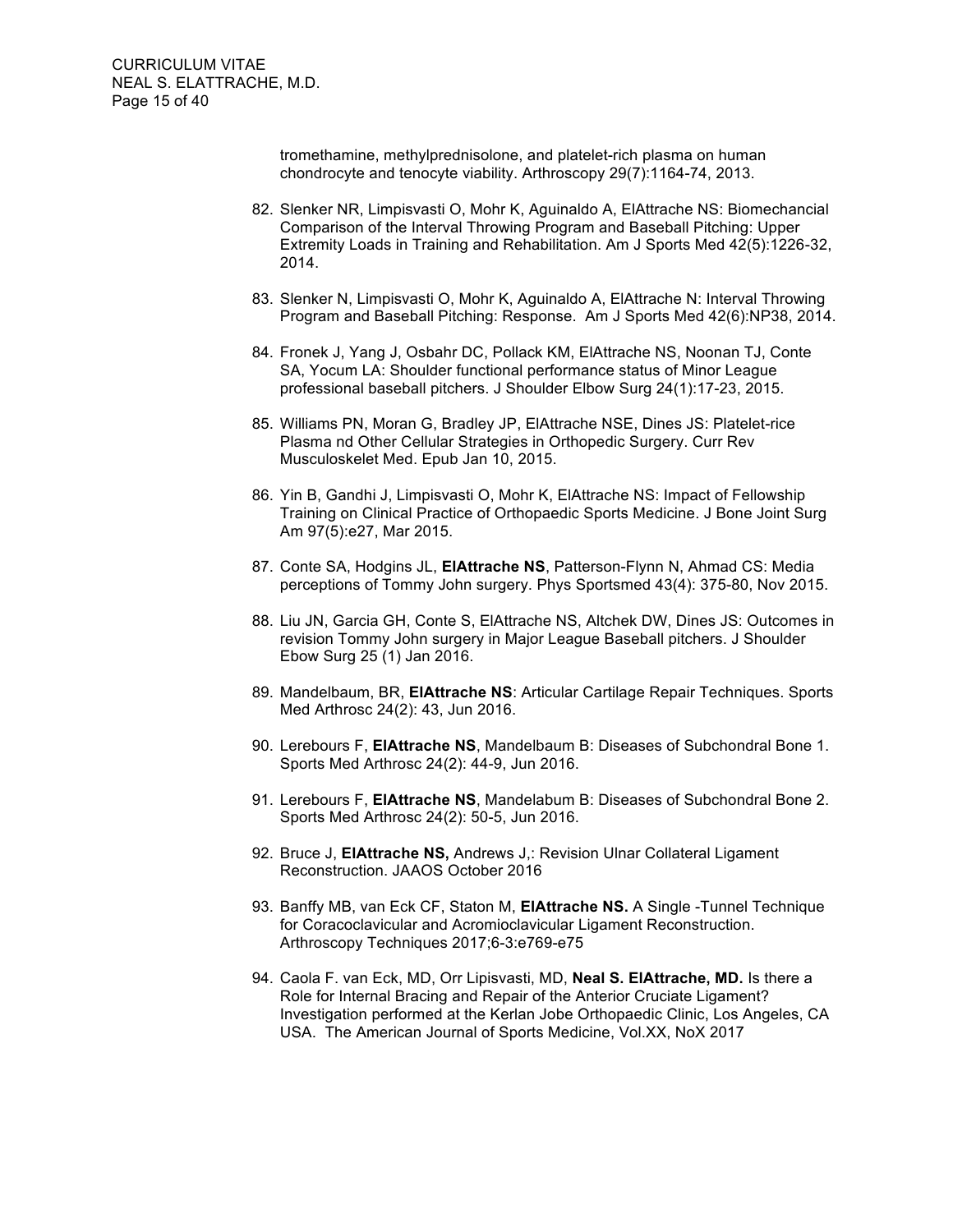tromethamine, methylprednisolone, and platelet-rich plasma on human chondrocyte and tenocyte viability. Arthroscopy 29(7):1164-74, 2013.

82. Slenker NR, Limpisvasti O, Mohr K, Aguinaldo A, ElAttrache NS: Biomechancial Comparison of the Interval Throwing Program and Baseball Pitching: Upper Extremity Loads in Training and Rehabilitation. Am J Sports Med 42(5):1226-32, 2014.

83. Slenker N, Limpisvasti O, Mohr K, Aguinaldo A, ElAttrache N: Interval Throwing Program and Baseball Pitching: Response. Am J Sports Med 42(6):NP38, 2014.

84. Fronek J, Yang J, Osbahr DC, Pollack KM, ElAttrache NS, Noonan TJ, Conte SA, Yocum LA: Shoulder functional performance status of Minor League professional baseball pitchers. J Shoulder Elbow Surg 24(1):17-23, 2015.

85. Williams PN, Moran G, Bradley JP, ElAttrache NSE, Dines JS: Platelet-rice Plasma nd Other Cellular Strategies in Orthopedic Surgery. Curr Rev Musculoskelet Med. Epub Jan 10, 2015.

86. Yin B, Gandhi J, Limpisvasti O, Mohr K, ElAttrache NS: Impact of Fellowship Training on Clinical Practice of Orthopaedic Sports Medicine. J Bone Joint Surg Am 97(5):e27, Mar 2015.

87. Conte SA, Hodgins JL, **ElAttrache NS**, Patterson-Flynn N, Ahmad CS: Media perceptions of Tommy John surgery. Phys Sportsmed 43(4): 375-80, Nov 2015.

88. Liu JN, Garcia GH, Conte S, ElAttrache NS, Altchek DW, Dines JS: Outcomes in revision Tommy John surgery in Major League Baseball pitchers. J Shoulder Ebow Surg 25 (1) Jan 2016.

89. Mandelbaum, BR, **ElAttrache NS**: Articular Cartilage Repair Techniques. Sports Med Arthrosc 24(2): 43, Jun 2016.

90. Lerebours F, **ElAttrache NS**, Mandelbaum B: Diseases of Subchondral Bone 1. Sports Med Arthrosc 24(2): 44-9, Jun 2016.

91. Lerebours F, **ElAttrache NS**, Mandelabum B: Diseases of Subchondral Bone 2. Sports Med Arthrosc 24(2): 50-5, Jun 2016.

92. Bruce J, **ElAttrache NS,** Andrews J,: Revision Ulnar Collateral Ligament Reconstruction. JAAOS October 2016

93. Banffy MB, van Eck CF, Staton M, **ElAttrache NS.** A Single -Tunnel Technique for Coracoclavicular and Acromioclavicular Ligament Reconstruction. Arthroscopy Techniques 2017;6-3:e769-e75

94. Caola F. van Eck, MD, Orr Lipisvasti, MD, **Neal S. ElAttrache, MD.** Is there a Role for Internal Bracing and Repair of the Anterior Cruciate Ligament? Investigation performed at the Kerlan Jobe Orthopaedic Clinic, Los Angeles, CA USA. The American Journal of Sports Medicine, Vol.XX, NoX 2017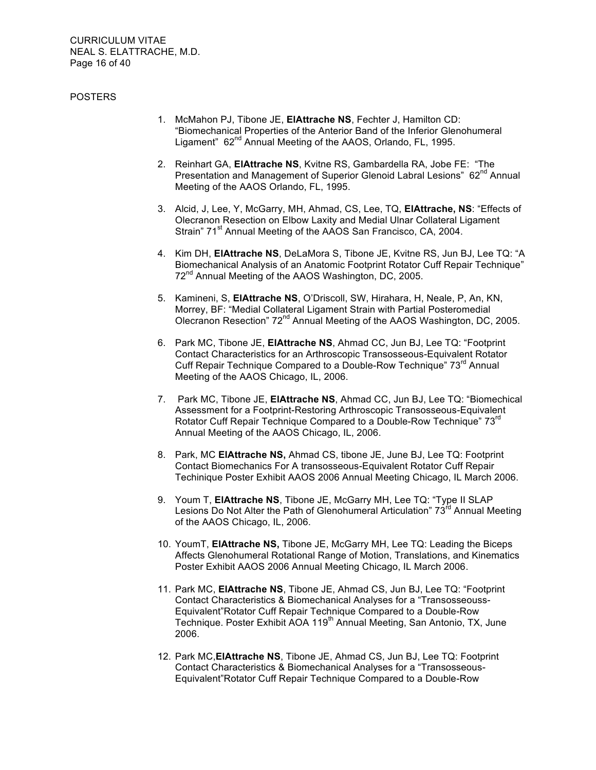POSTERS

1. McMahon PJ, Tibone JE, **ElAttrache NS**, Fechter J, Hamilton CD: "Biomechanical Properties of the Anterior Band of the Inferior Glenohumeral Ligament" 62[nd] Annual Meeting of the AAOS, Orlando, FL, 1995.

2. Reinhart GA, **ElAttrache NS**, Kvitne RS, Gambardella RA, Jobe FE: "The Presentation and Management of Superior Glenoid Labral Lesions" 62[nd] Annual Meeting of the AAOS Orlando, FL, 1995.

3. Alcid, J, Lee, Y, McGarry, MH, Ahmad, CS, Lee, TQ, **ElAttrache, NS**: "Effects of Olecranon Resection on Elbow Laxity and Medial Ulnar Collateral Ligament Strain" 71[st] Annual Meeting of the AAOS San Francisco, CA, 2004.

4. Kim DH, **ElAttrache NS**, DeLaMora S, Tibone JE, Kvitne RS, Jun BJ, Lee TQ: "A Biomechanical Analysis of an Anatomic Footprint Rotator Cuff Repair Technique" 72[nd] Annual Meeting of the AAOS Washington, DC, 2005.

5. Kamineni, S, **ElAttrache NS**, O'Driscoll, SW, Hirahara, H, Neale, P, An, KN, Morrey, BF: "Medial Collateral Ligament Strain with Partial Posteromedial Olecranon Resection" 72[nd] Annual Meeting of the AAOS Washington, DC, 2005.

6. Park MC, Tibone JE, **ElAttrache NS**, Ahmad CC, Jun BJ, Lee TQ: "Footprint Contact Characteristics for an Arthroscopic Transosseous-Equivalent Rotator Cuff Repair Technique Compared to a Double-Row Technique" 73[rd] Annual Meeting of the AAOS Chicago, IL, 2006.

7. Park MC, Tibone JE, **ElAttrache NS**, Ahmad CC, Jun BJ, Lee TQ: "Biomechical Assessment for a Footprint-Restoring Arthroscopic Transosseous-Equivalent Rotator Cuff Repair Technique Compared to a Double-Row Technique" 73[rd] Annual Meeting of the AAOS Chicago, IL, 2006.

8. Park, MC **ElAttrache NS,** Ahmad CS, tibone JE, June BJ, Lee TQ: Footprint Contact Biomechanics For A transosseous-Equivalent Rotator Cuff Repair Techinique Poster Exhibit AAOS 2006 Annual Meeting Chicago, IL March 2006.

9. Youm T, **ElAttrache NS**, Tibone JE, McGarry MH, Lee TQ: "Type II SLAP Lesions Do Not Alter the Path of Glenohumeral Articulation" 73[rd] Annual Meeting of the AAOS Chicago, IL, 2006.

10. YoumT, **ElAttrache NS,** Tibone JE, McGarry MH, Lee TQ: Leading the Biceps Affects Glenohumeral Rotational Range of Motion, Translations, and Kinematics Poster Exhibit AAOS 2006 Annual Meeting Chicago, IL March 2006.

11. Park MC, **ElAttrache NS**, Tibone JE, Ahmad CS, Jun BJ, Lee TQ: "Footprint Contact Characteristics & Biomechanical Analyses for a "Transosseouss-Equivalent"Rotator Cuff Repair Technique Compared to a Double-Row Technique. Poster Exhibit AOA 119[th] Annual Meeting, San Antonio, TX, June 2006.

12. Park MC,**ElAttrache NS**, Tibone JE, Ahmad CS, Jun BJ, Lee TQ: Footprint Contact Characteristics & Biomechanical Analyses for a "Transosseous-Equivalent"Rotator Cuff Repair Technique Compared to a Double-Row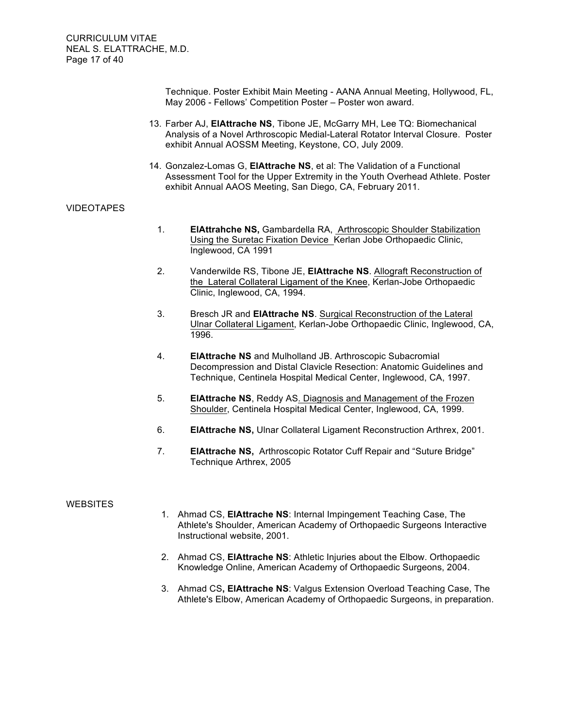Technique. Poster Exhibit Main Meeting - AANA Annual Meeting, Hollywood, FL, May 2006 - Fellows' Competition Poster – Poster won award.

13. Farber AJ, **ElAttrache NS**, Tibone JE, McGarry MH, Lee TQ: Biomechanical Analysis of a Novel Arthroscopic Medial-Lateral Rotator Interval Closure. Poster exhibit Annual AOSSM Meeting, Keystone, CO, July 2009.

14. Gonzalez-Lomas G, **ElAttrache NS**, et al: The Validation of a Functional Assessment Tool for the Upper Extremity in the Youth Overhead Athlete. Poster exhibit Annual AAOS Meeting, San Diego, CA, February 2011.

VIDEOTAPES

1. **ElAttrahche NS,** Gambardella RA, Arthroscopic Shoulder Stabilization Using the Suretac Fixation Device Kerlan Jobe Orthopaedic Clinic, Inglewood, CA 1991

2. Vanderwilde RS, Tibone JE, **ElAttrache NS**. Allograft Reconstruction of the Lateral Collateral Ligament of the Knee, Kerlan-Jobe Orthopaedic Clinic, Inglewood, CA, 1994.

3. Bresch JR and **ElAttrache NS**. Surgical Reconstruction of the Lateral Ulnar Collateral Ligament, Kerlan-Jobe Orthopaedic Clinic, Inglewood, CA, 1996.

4. **ElAttrache NS** and Mulholland JB. Arthroscopic Subacromial Decompression and Distal Clavicle Resection: Anatomic Guidelines and Technique, Centinela Hospital Medical Center, Inglewood, CA, 1997.

5. **ElAttrache NS**, Reddy AS. Diagnosis and Management of the Frozen Shoulder, Centinela Hospital Medical Center, Inglewood, CA, 1999.

6. **ElAttrache NS,** Ulnar Collateral Ligament Reconstruction Arthrex, 2001.

7. **ElAttrache NS,** Arthroscopic Rotator Cuff Repair and "Suture Bridge" Technique Arthrex, 2005

WEBSITES

1. Ahmad CS, **ElAttrache NS**: Internal Impingement Teaching Case, The Athlete's Shoulder, American Academy of Orthopaedic Surgeons Interactive Instructional website, 2001.

2. Ahmad CS, **ElAttrache NS**: Athletic Injuries about the Elbow. Orthopaedic Knowledge Online, American Academy of Orthopaedic Surgeons, 2004.

3. Ahmad CS**, ElAttrache NS**: Valgus Extension Overload Teaching Case, The Athlete's Elbow, American Academy of Orthopaedic Surgeons, in preparation.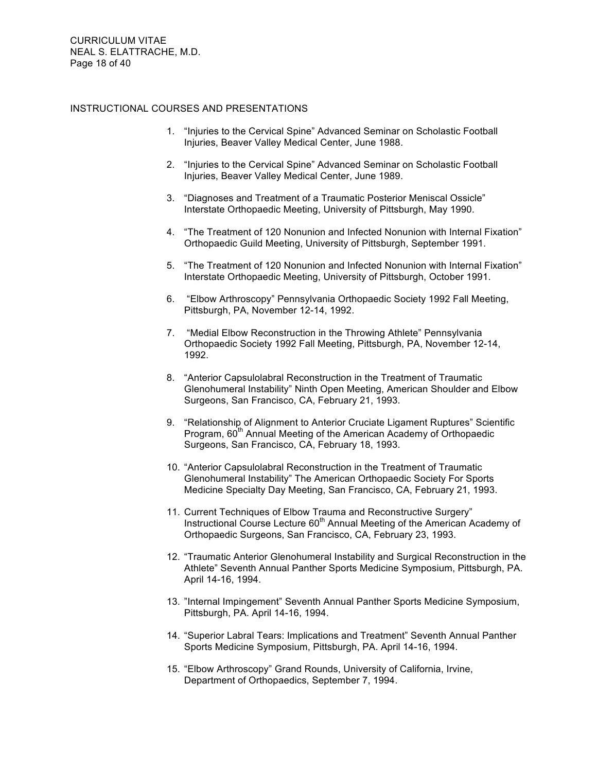## INSTRUCTIONAL COURSES AND PRESENTATIONS

1. "Injuries to the Cervical Spine" Advanced Seminar on Scholastic Football Injuries, Beaver Valley Medical Center, June 1988.

2. "Injuries to the Cervical Spine" Advanced Seminar on Scholastic Football Injuries, Beaver Valley Medical Center, June 1989.

3. "Diagnoses and Treatment of a Traumatic Posterior Meniscal Ossicle" Interstate Orthopaedic Meeting, University of Pittsburgh, May 1990.

4. "The Treatment of 120 Nonunion and Infected Nonunion with Internal Fixation" Orthopaedic Guild Meeting, University of Pittsburgh, September 1991.

5. "The Treatment of 120 Nonunion and Infected Nonunion with Internal Fixation" Interstate Orthopaedic Meeting, University of Pittsburgh, October 1991.

6. "Elbow Arthroscopy" Pennsylvania Orthopaedic Society 1992 Fall Meeting, Pittsburgh, PA, November 12-14, 1992.

7. "Medial Elbow Reconstruction in the Throwing Athlete" Pennsylvania Orthopaedic Society 1992 Fall Meeting, Pittsburgh, PA, November 12-14, 1992.

8. "Anterior Capsulolabral Reconstruction in the Treatment of Traumatic Glenohumeral Instability" Ninth Open Meeting, American Shoulder and Elbow Surgeons, San Francisco, CA, February 21, 1993.

9. "Relationship of Alignment to Anterior Cruciate Ligament Ruptures" Scientific Program, 60th Annual Meeting of the American Academy of Orthopaedic Surgeons, San Francisco, CA, February 18, 1993.

10. "Anterior Capsulolabral Reconstruction in the Treatment of Traumatic Glenohumeral Instability" The American Orthopaedic Society For Sports Medicine Specialty Day Meeting, San Francisco, CA, February 21, 1993.

11. Current Techniques of Elbow Trauma and Reconstructive Surgery" Instructional Course Lecture 60th Annual Meeting of the American Academy of Orthopaedic Surgeons, San Francisco, CA, February 23, 1993.

12. "Traumatic Anterior Glenohumeral Instability and Surgical Reconstruction in the Athlete" Seventh Annual Panther Sports Medicine Symposium, Pittsburgh, PA. April 14-16, 1994.

13. "Internal Impingement" Seventh Annual Panther Sports Medicine Symposium, Pittsburgh, PA. April 14-16, 1994.

14. "Superior Labral Tears: Implications and Treatment" Seventh Annual Panther Sports Medicine Symposium, Pittsburgh, PA. April 14-16, 1994.

15. "Elbow Arthroscopy" Grand Rounds, University of California, Irvine, Department of Orthopaedics, September 7, 1994.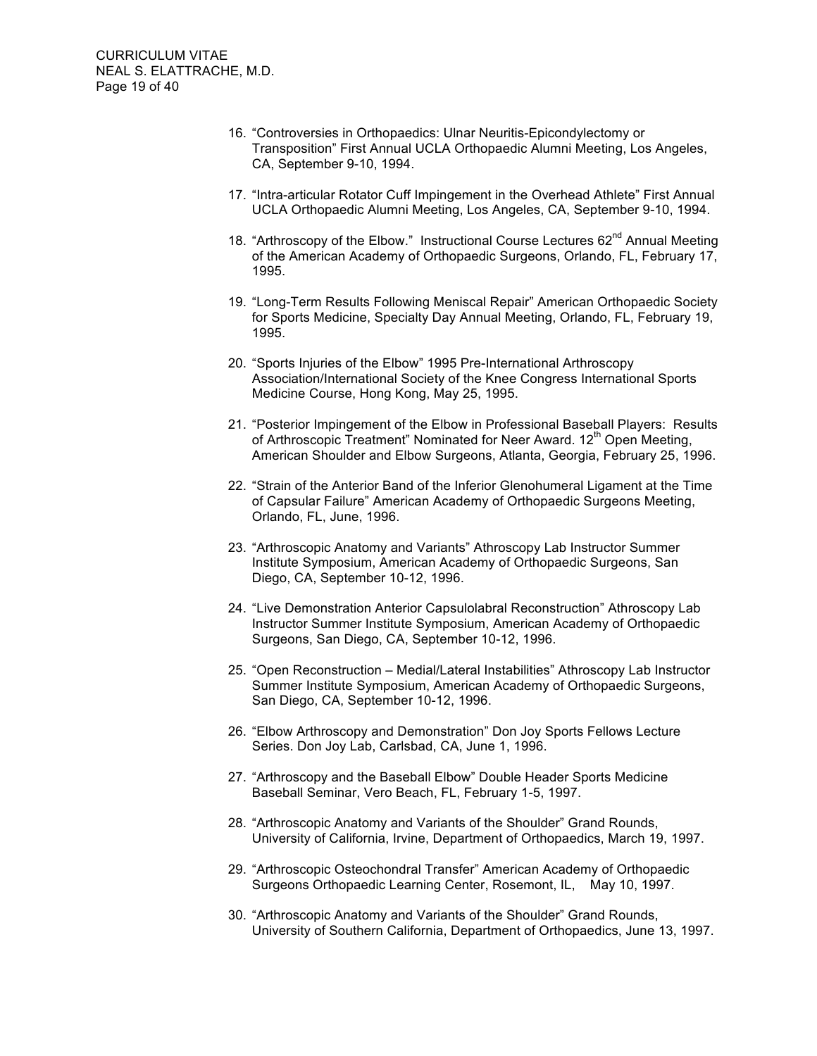16. “Controversies in Orthopaedics: Ulnar Neuritis-Epicondylectomy or Transposition” First Annual UCLA Orthopaedic Alumni Meeting, Los Angeles, CA, September 9-10, 1994.

17. “Intra-articular Rotator Cuff Impingement in the Overhead Athlete” First Annual UCLA Orthopaedic Alumni Meeting, Los Angeles, CA, September 9-10, 1994.

18. “Arthroscopy of the Elbow.” Instructional Course Lectures 62nd Annual Meeting of the American Academy of Orthopaedic Surgeons, Orlando, FL, February 17, 1995.

19. “Long-Term Results Following Meniscal Repair” American Orthopaedic Society for Sports Medicine, Specialty Day Annual Meeting, Orlando, FL, February 19, 1995.

20. “Sports Injuries of the Elbow” 1995 Pre-International Arthroscopy Association/International Society of the Knee Congress International Sports Medicine Course, Hong Kong, May 25, 1995.

21. “Posterior Impingement of the Elbow in Professional Baseball Players: Results of Arthroscopic Treatment” Nominated for Neer Award. 12th Open Meeting, American Shoulder and Elbow Surgeons, Atlanta, Georgia, February 25, 1996.

22. “Strain of the Anterior Band of the Inferior Glenohumeral Ligament at the Time of Capsular Failure” American Academy of Orthopaedic Surgeons Meeting, Orlando, FL, June, 1996.

23. “Arthroscopic Anatomy and Variants” Athroscopy Lab Instructor Summer Institute Symposium, American Academy of Orthopaedic Surgeons, San Diego, CA, September 10-12, 1996.

24. “Live Demonstration Anterior Capsulolabral Reconstruction” Athroscopy Lab Instructor Summer Institute Symposium, American Academy of Orthopaedic Surgeons, San Diego, CA, September 10-12, 1996.

25. “Open Reconstruction – Medial/Lateral Instabilities” Athroscopy Lab Instructor Summer Institute Symposium, American Academy of Orthopaedic Surgeons, San Diego, CA, September 10-12, 1996.

26. “Elbow Arthroscopy and Demonstration” Don Joy Sports Fellows Lecture Series. Don Joy Lab, Carlsbad, CA, June 1, 1996.

27. “Arthroscopy and the Baseball Elbow” Double Header Sports Medicine Baseball Seminar, Vero Beach, FL, February 1-5, 1997.

28. “Arthroscopic Anatomy and Variants of the Shoulder” Grand Rounds, University of California, Irvine, Department of Orthopaedics, March 19, 1997.

29. “Arthroscopic Osteochondral Transfer” American Academy of Orthopaedic Surgeons Orthopaedic Learning Center, Rosemont, IL, May 10, 1997.

30. “Arthroscopic Anatomy and Variants of the Shoulder” Grand Rounds, University of Southern California, Department of Orthopaedics, June 13, 1997.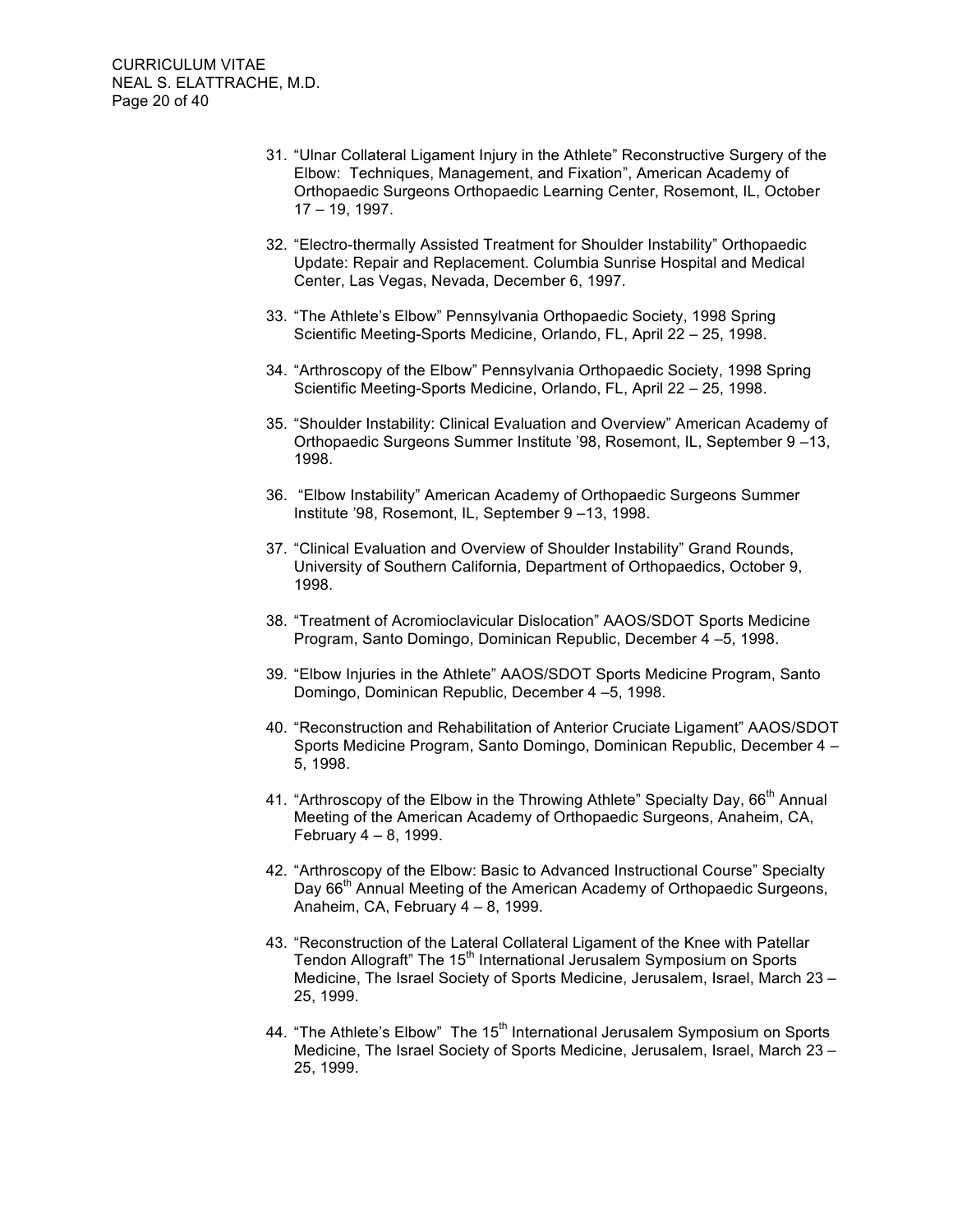31. “Ulnar Collateral Ligament Injury in the Athlete” Reconstructive Surgery of the Elbow: Techniques, Management, and Fixation”, American Academy of Orthopaedic Surgeons Orthopaedic Learning Center, Rosemont, IL, October 17 – 19, 1997.

32. “Electro-thermally Assisted Treatment for Shoulder Instability” Orthopaedic Update: Repair and Replacement. Columbia Sunrise Hospital and Medical Center, Las Vegas, Nevada, December 6, 1997.

33. “The Athlete’s Elbow” Pennsylvania Orthopaedic Society, 1998 Spring Scientific Meeting-Sports Medicine, Orlando, FL, April 22 – 25, 1998.

34. “Arthroscopy of the Elbow” Pennsylvania Orthopaedic Society, 1998 Spring Scientific Meeting-Sports Medicine, Orlando, FL, April 22 – 25, 1998.

35. “Shoulder Instability: Clinical Evaluation and Overview” American Academy of Orthopaedic Surgeons Summer Institute ’98, Rosemont, IL, September 9 –13, 1998.

36. “Elbow Instability” American Academy of Orthopaedic Surgeons Summer Institute ’98, Rosemont, IL, September 9 –13, 1998.

37. “Clinical Evaluation and Overview of Shoulder Instability” Grand Rounds, University of Southern California, Department of Orthopaedics, October 9, 1998.

38. “Treatment of Acromioclavicular Dislocation” AAOS/SDOT Sports Medicine Program, Santo Domingo, Dominican Republic, December 4 –5, 1998.

39. “Elbow Injuries in the Athlete” AAOS/SDOT Sports Medicine Program, Santo Domingo, Dominican Republic, December 4 –5, 1998.

40. “Reconstruction and Rehabilitation of Anterior Cruciate Ligament” AAOS/SDOT Sports Medicine Program, Santo Domingo, Dominican Republic, December 4 – 5, 1998.

41. “Arthroscopy of the Elbow in the Throwing Athlete” Specialty Day, 66th Annual Meeting of the American Academy of Orthopaedic Surgeons, Anaheim, CA, February 4 – 8, 1999.

42. “Arthroscopy of the Elbow: Basic to Advanced Instructional Course” Specialty Day 66th Annual Meeting of the American Academy of Orthopaedic Surgeons, Anaheim, CA, February 4 – 8, 1999.

43. “Reconstruction of the Lateral Collateral Ligament of the Knee with Patellar Tendon Allograft” The 15th International Jerusalem Symposium on Sports Medicine, The Israel Society of Sports Medicine, Jerusalem, Israel, March 23 – 25, 1999.

44. “The Athlete’s Elbow” The 15th International Jerusalem Symposium on Sports Medicine, The Israel Society of Sports Medicine, Jerusalem, Israel, March 23 – 25, 1999.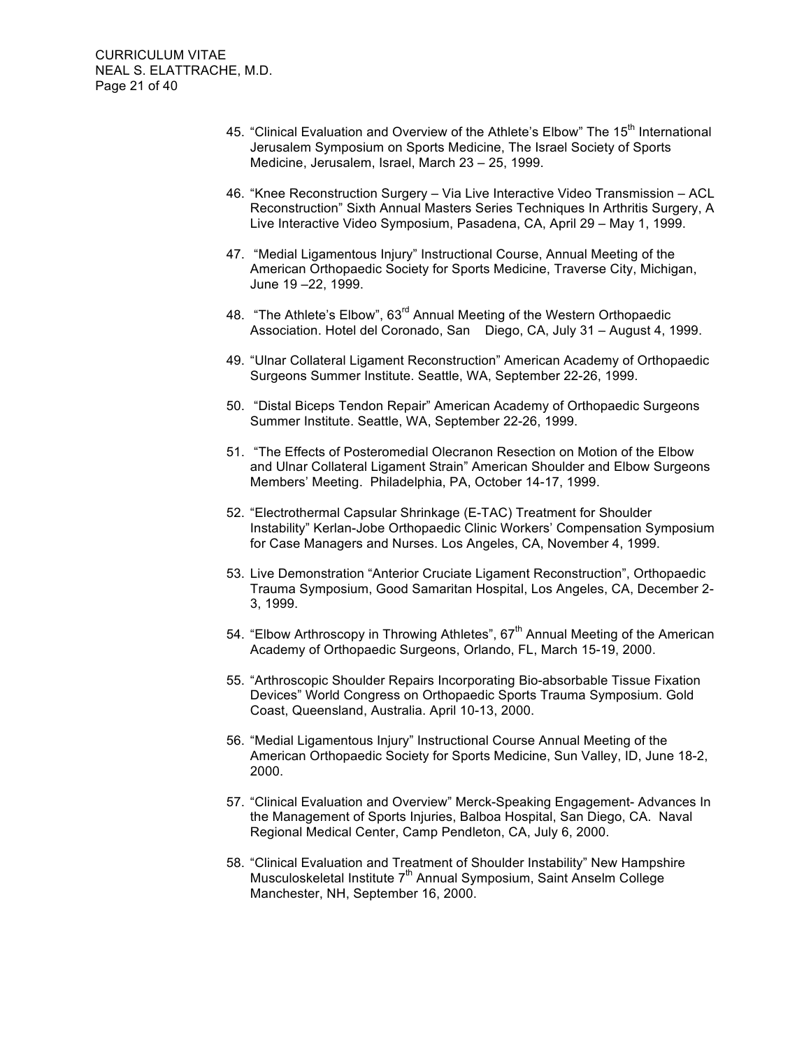45. "Clinical Evaluation and Overview of the Athlete's Elbow" The 15th International Jerusalem Symposium on Sports Medicine, The Israel Society of Sports Medicine, Jerusalem, Israel, March 23 – 25, 1999.

46. "Knee Reconstruction Surgery – Via Live Interactive Video Transmission – ACL Reconstruction" Sixth Annual Masters Series Techniques In Arthritis Surgery, A Live Interactive Video Symposium, Pasadena, CA, April 29 – May 1, 1999.

47. "Medial Ligamentous Injury" Instructional Course, Annual Meeting of the American Orthopaedic Society for Sports Medicine, Traverse City, Michigan, June 19 –22, 1999.

48. "The Athlete's Elbow", 63rd Annual Meeting of the Western Orthopaedic Association. Hotel del Coronado, San Diego, CA, July 31 – August 4, 1999.

49. "Ulnar Collateral Ligament Reconstruction" American Academy of Orthopaedic Surgeons Summer Institute. Seattle, WA, September 22-26, 1999.

50. "Distal Biceps Tendon Repair" American Academy of Orthopaedic Surgeons Summer Institute. Seattle, WA, September 22-26, 1999.

51. "The Effects of Posteromedial Olecranon Resection on Motion of the Elbow and Ulnar Collateral Ligament Strain" American Shoulder and Elbow Surgeons Members' Meeting. Philadelphia, PA, October 14-17, 1999.

52. "Electrothermal Capsular Shrinkage (E-TAC) Treatment for Shoulder Instability" Kerlan-Jobe Orthopaedic Clinic Workers' Compensation Symposium for Case Managers and Nurses. Los Angeles, CA, November 4, 1999.

53. Live Demonstration "Anterior Cruciate Ligament Reconstruction", Orthopaedic Trauma Symposium, Good Samaritan Hospital, Los Angeles, CA, December 2-3, 1999.

54. "Elbow Arthroscopy in Throwing Athletes", 67th Annual Meeting of the American Academy of Orthopaedic Surgeons, Orlando, FL, March 15-19, 2000.

55. "Arthroscopic Shoulder Repairs Incorporating Bio-absorbable Tissue Fixation Devices" World Congress on Orthopaedic Sports Trauma Symposium. Gold Coast, Queensland, Australia. April 10-13, 2000.

56. "Medial Ligamentous Injury" Instructional Course Annual Meeting of the American Orthopaedic Society for Sports Medicine, Sun Valley, ID, June 18-2, 2000.

57. "Clinical Evaluation and Overview" Merck-Speaking Engagement- Advances In the Management of Sports Injuries, Balboa Hospital, San Diego, CA. Naval Regional Medical Center, Camp Pendleton, CA, July 6, 2000.

58. "Clinical Evaluation and Treatment of Shoulder Instability" New Hampshire Musculoskeletal Institute 7th Annual Symposium, Saint Anselm College Manchester, NH, September 16, 2000.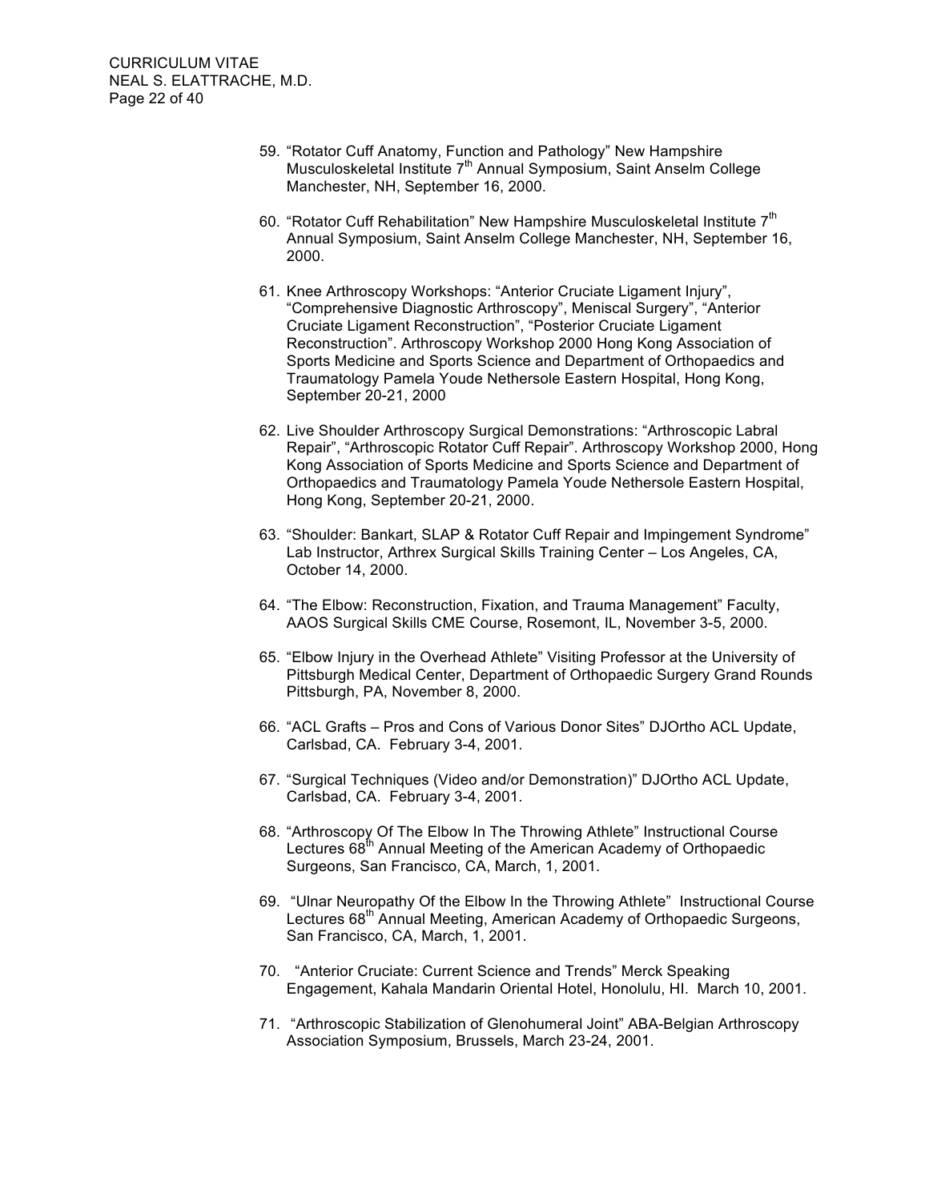59. “Rotator Cuff Anatomy, Function and Pathology” New Hampshire Musculoskeletal Institute 7th Annual Symposium, Saint Anselm College Manchester, NH, September 16, 2000.

60. “Rotator Cuff Rehabilitation” New Hampshire Musculoskeletal Institute 7th Annual Symposium, Saint Anselm College Manchester, NH, September 16, 2000.

61. Knee Arthroscopy Workshops: “Anterior Cruciate Ligament Injury”, “Comprehensive Diagnostic Arthroscopy”, Meniscal Surgery”, “Anterior Cruciate Ligament Reconstruction”, “Posterior Cruciate Ligament Reconstruction”. Arthroscopy Workshop 2000 Hong Kong Association of Sports Medicine and Sports Science and Department of Orthopaedics and Traumatology Pamela Youde Nethersole Eastern Hospital, Hong Kong, September 20-21, 2000

62. Live Shoulder Arthroscopy Surgical Demonstrations: “Arthroscopic Labral Repair”, “Arthroscopic Rotator Cuff Repair”. Arthroscopy Workshop 2000, Hong Kong Association of Sports Medicine and Sports Science and Department of Orthopaedics and Traumatology Pamela Youde Nethersole Eastern Hospital, Hong Kong, September 20-21, 2000.

63. “Shoulder: Bankart, SLAP & Rotator Cuff Repair and Impingement Syndrome” Lab Instructor, Arthrex Surgical Skills Training Center – Los Angeles, CA, October 14, 2000.

64. “The Elbow: Reconstruction, Fixation, and Trauma Management” Faculty, AAOS Surgical Skills CME Course, Rosemont, IL, November 3-5, 2000.

65. “Elbow Injury in the Overhead Athlete” Visiting Professor at the University of Pittsburgh Medical Center, Department of Orthopaedic Surgery Grand Rounds Pittsburgh, PA, November 8, 2000.

66. “ACL Grafts – Pros and Cons of Various Donor Sites” DJOrtho ACL Update, Carlsbad, CA. February 3-4, 2001.

67. “Surgical Techniques (Video and/or Demonstration)” DJOrtho ACL Update, Carlsbad, CA. February 3-4, 2001.

68. “Arthroscopy Of The Elbow In The Throwing Athlete” Instructional Course Lectures 68th Annual Meeting of the American Academy of Orthopaedic Surgeons, San Francisco, CA, March, 1, 2001.

69. “Ulnar Neuropathy Of the Elbow In the Throwing Athlete” Instructional Course Lectures 68th Annual Meeting, American Academy of Orthopaedic Surgeons, San Francisco, CA, March, 1, 2001.

70. “Anterior Cruciate: Current Science and Trends” Merck Speaking Engagement, Kahala Mandarin Oriental Hotel, Honolulu, HI. March 10, 2001.

71. “Arthroscopic Stabilization of Glenohumeral Joint” ABA-Belgian Arthroscopy Association Symposium, Brussels, March 23-24, 2001.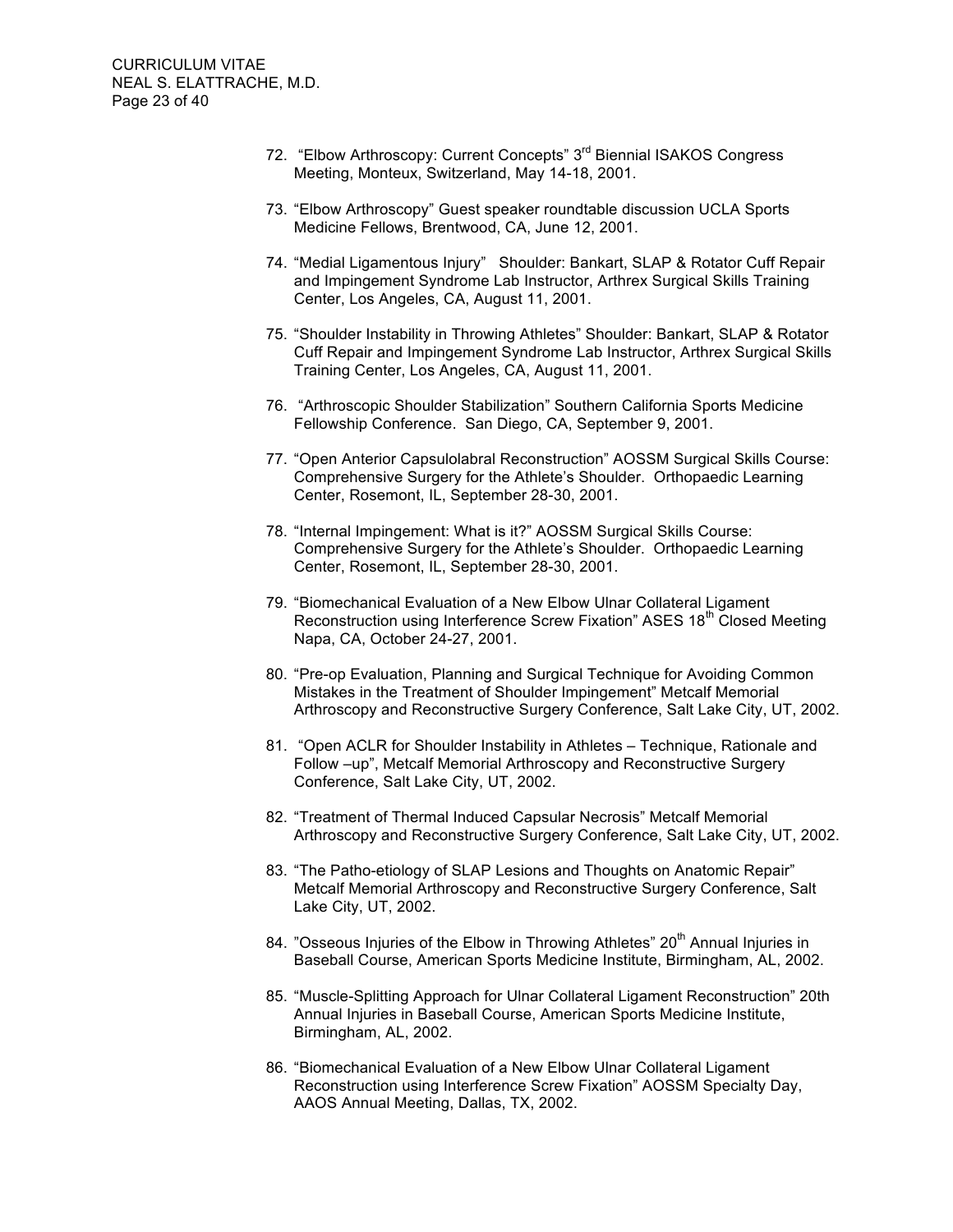72. "Elbow Arthroscopy: Current Concepts" 3rd Biennial ISAKOS Congress Meeting, Monteux, Switzerland, May 14-18, 2001.

73. "Elbow Arthroscopy" Guest speaker roundtable discussion UCLA Sports Medicine Fellows, Brentwood, CA, June 12, 2001.

74. "Medial Ligamentous Injury" Shoulder: Bankart, SLAP & Rotator Cuff Repair and Impingement Syndrome Lab Instructor, Arthrex Surgical Skills Training Center, Los Angeles, CA, August 11, 2001.

75. "Shoulder Instability in Throwing Athletes" Shoulder: Bankart, SLAP & Rotator Cuff Repair and Impingement Syndrome Lab Instructor, Arthrex Surgical Skills Training Center, Los Angeles, CA, August 11, 2001.

76. "Arthroscopic Shoulder Stabilization" Southern California Sports Medicine Fellowship Conference. San Diego, CA, September 9, 2001.

77. "Open Anterior Capsulolabral Reconstruction" AOSSM Surgical Skills Course: Comprehensive Surgery for the Athlete's Shoulder. Orthopaedic Learning Center, Rosemont, IL, September 28-30, 2001.

78. "Internal Impingement: What is it?" AOSSM Surgical Skills Course: Comprehensive Surgery for the Athlete's Shoulder. Orthopaedic Learning Center, Rosemont, IL, September 28-30, 2001.

79. "Biomechanical Evaluation of a New Elbow Ulnar Collateral Ligament Reconstruction using Interference Screw Fixation" ASES 18th Closed Meeting Napa, CA, October 24-27, 2001.

80. "Pre-op Evaluation, Planning and Surgical Technique for Avoiding Common Mistakes in the Treatment of Shoulder Impingement" Metcalf Memorial Arthroscopy and Reconstructive Surgery Conference, Salt Lake City, UT, 2002.

81. "Open ACLR for Shoulder Instability in Athletes – Technique, Rationale and Follow –up", Metcalf Memorial Arthroscopy and Reconstructive Surgery Conference, Salt Lake City, UT, 2002.

82. "Treatment of Thermal Induced Capsular Necrosis" Metcalf Memorial Arthroscopy and Reconstructive Surgery Conference, Salt Lake City, UT, 2002.

83. "The Patho-etiology of SLAP Lesions and Thoughts on Anatomic Repair" Metcalf Memorial Arthroscopy and Reconstructive Surgery Conference, Salt Lake City, UT, 2002.

84. "Osseous Injuries of the Elbow in Throwing Athletes" 20th Annual Injuries in Baseball Course, American Sports Medicine Institute, Birmingham, AL, 2002.

85. "Muscle-Splitting Approach for Ulnar Collateral Ligament Reconstruction" 20th Annual Injuries in Baseball Course, American Sports Medicine Institute, Birmingham, AL, 2002.

86. "Biomechanical Evaluation of a New Elbow Ulnar Collateral Ligament Reconstruction using Interference Screw Fixation" AOSSM Specialty Day, AAOS Annual Meeting, Dallas, TX, 2002.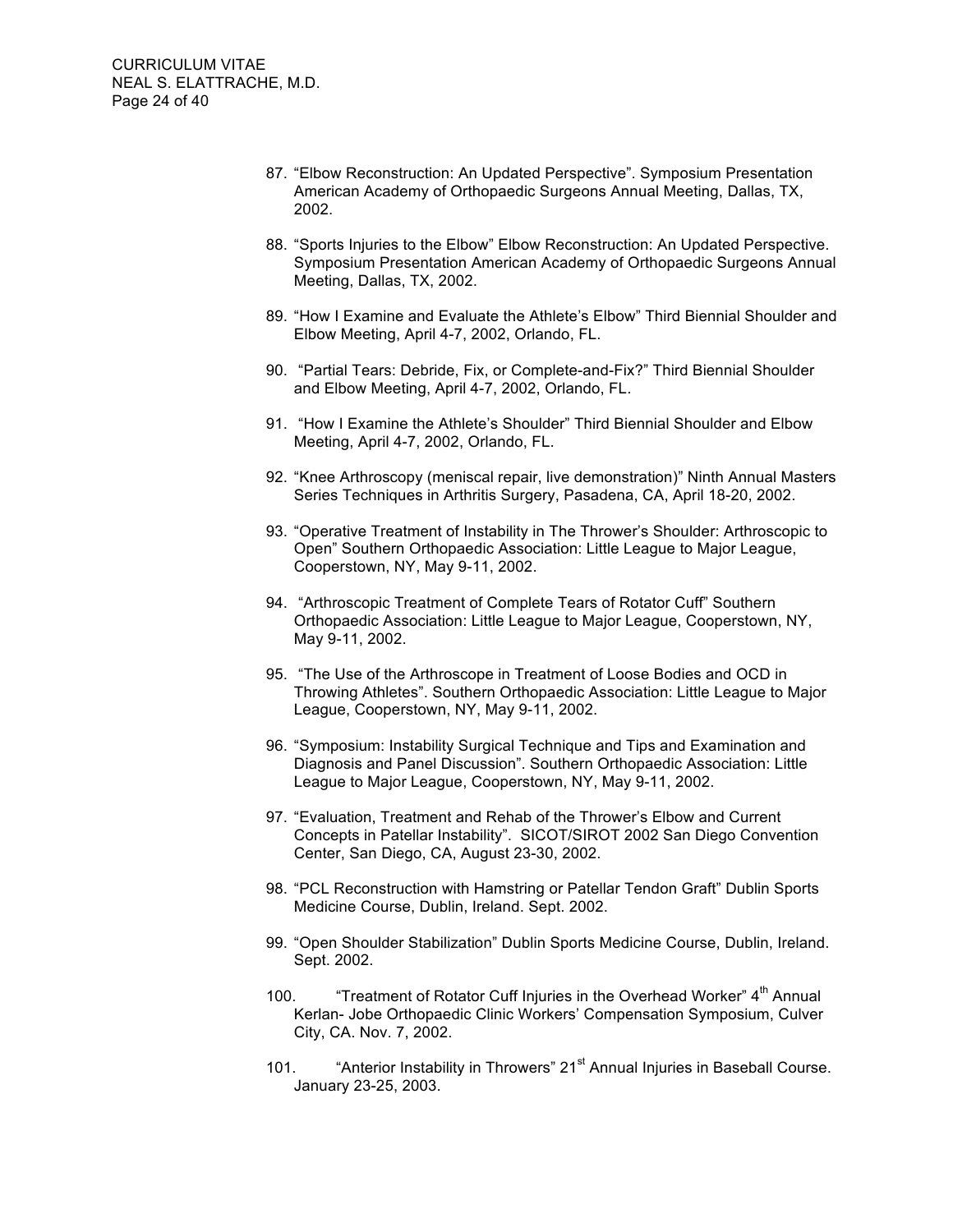87. "Elbow Reconstruction: An Updated Perspective". Symposium Presentation American Academy of Orthopaedic Surgeons Annual Meeting, Dallas, TX, 2002.

88. "Sports Injuries to the Elbow" Elbow Reconstruction: An Updated Perspective. Symposium Presentation American Academy of Orthopaedic Surgeons Annual Meeting, Dallas, TX, 2002.

89. "How I Examine and Evaluate the Athlete's Elbow" Third Biennial Shoulder and Elbow Meeting, April 4-7, 2002, Orlando, FL.

90. "Partial Tears: Debride, Fix, or Complete-and-Fix?" Third Biennial Shoulder and Elbow Meeting, April 4-7, 2002, Orlando, FL.

91. "How I Examine the Athlete's Shoulder" Third Biennial Shoulder and Elbow Meeting, April 4-7, 2002, Orlando, FL.

92. "Knee Arthroscopy (meniscal repair, live demonstration)" Ninth Annual Masters Series Techniques in Arthritis Surgery, Pasadena, CA, April 18-20, 2002.

93. "Operative Treatment of Instability in The Thrower's Shoulder: Arthroscopic to Open" Southern Orthopaedic Association: Little League to Major League, Cooperstown, NY, May 9-11, 2002.

94. "Arthroscopic Treatment of Complete Tears of Rotator Cuff" Southern Orthopaedic Association: Little League to Major League, Cooperstown, NY, May 9-11, 2002.

95. "The Use of the Arthroscope in Treatment of Loose Bodies and OCD in Throwing Athletes". Southern Orthopaedic Association: Little League to Major League, Cooperstown, NY, May 9-11, 2002.

96. "Symposium: Instability Surgical Technique and Tips and Examination and Diagnosis and Panel Discussion". Southern Orthopaedic Association: Little League to Major League, Cooperstown, NY, May 9-11, 2002.

97. "Evaluation, Treatment and Rehab of the Thrower's Elbow and Current Concepts in Patellar Instability". SICOT/SIROT 2002 San Diego Convention Center, San Diego, CA, August 23-30, 2002.

98. "PCL Reconstruction with Hamstring or Patellar Tendon Graft" Dublin Sports Medicine Course, Dublin, Ireland. Sept. 2002.

99. "Open Shoulder Stabilization" Dublin Sports Medicine Course, Dublin, Ireland. Sept. 2002.

100. "Treatment of Rotator Cuff Injuries in the Overhead Worker" 4th Annual Kerlan- Jobe Orthopaedic Clinic Workers' Compensation Symposium, Culver City, CA. Nov. 7, 2002.

101. "Anterior Instability in Throwers" 21st Annual Injuries in Baseball Course. January 23-25, 2003.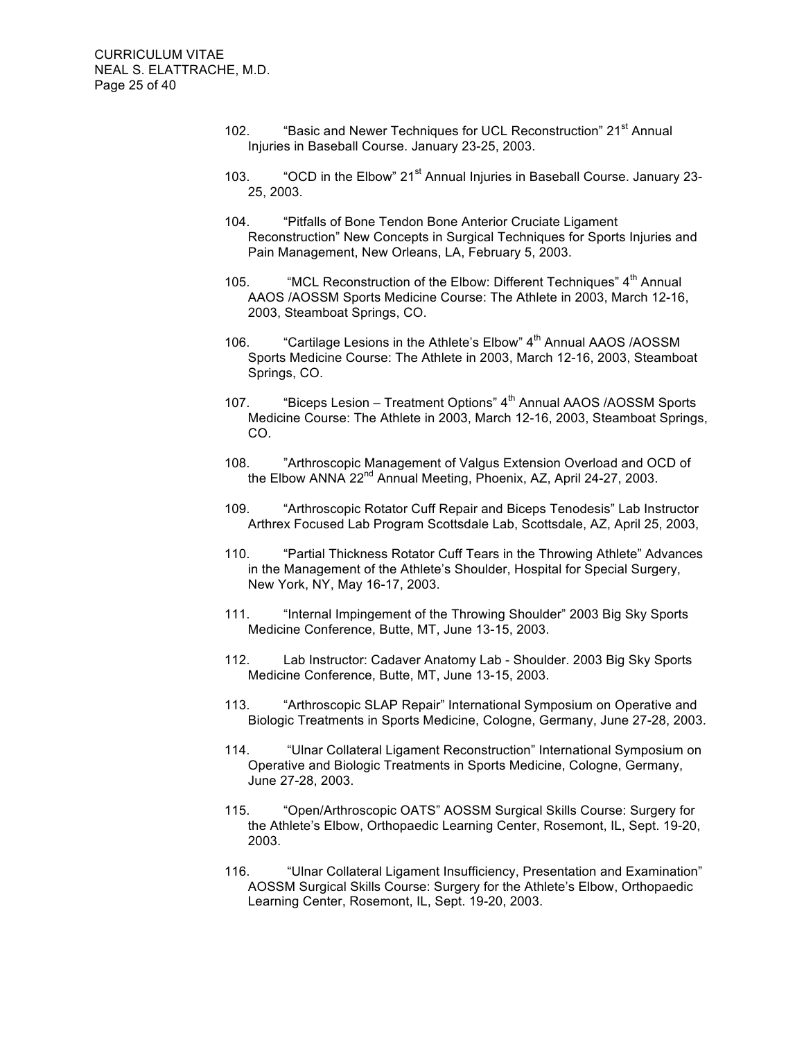102. "Basic and Newer Techniques for UCL Reconstruction" 21st Annual Injuries in Baseball Course. January 23-25, 2003.

103. "OCD in the Elbow" 21st Annual Injuries in Baseball Course. January 23-25, 2003.

104. "Pitfalls of Bone Tendon Bone Anterior Cruciate Ligament Reconstruction" New Concepts in Surgical Techniques for Sports Injuries and Pain Management, New Orleans, LA, February 5, 2003.

105. "MCL Reconstruction of the Elbow: Different Techniques" 4th Annual AAOS /AOSSM Sports Medicine Course: The Athlete in 2003, March 12-16, 2003, Steamboat Springs, CO.

106. "Cartilage Lesions in the Athlete's Elbow" 4th Annual AAOS /AOSSM Sports Medicine Course: The Athlete in 2003, March 12-16, 2003, Steamboat Springs, CO.

107. "Biceps Lesion – Treatment Options" 4th Annual AAOS /AOSSM Sports Medicine Course: The Athlete in 2003, March 12-16, 2003, Steamboat Springs, CO.

108. "Arthroscopic Management of Valgus Extension Overload and OCD of the Elbow ANNA 22nd Annual Meeting, Phoenix, AZ, April 24-27, 2003.

109. "Arthroscopic Rotator Cuff Repair and Biceps Tenodesis" Lab Instructor Arthrex Focused Lab Program Scottsdale Lab, Scottsdale, AZ, April 25, 2003,

110. "Partial Thickness Rotator Cuff Tears in the Throwing Athlete" Advances in the Management of the Athlete's Shoulder, Hospital for Special Surgery, New York, NY, May 16-17, 2003.

111. "Internal Impingement of the Throwing Shoulder" 2003 Big Sky Sports Medicine Conference, Butte, MT, June 13-15, 2003.

112. Lab Instructor: Cadaver Anatomy Lab - Shoulder. 2003 Big Sky Sports Medicine Conference, Butte, MT, June 13-15, 2003.

113. "Arthroscopic SLAP Repair" International Symposium on Operative and Biologic Treatments in Sports Medicine, Cologne, Germany, June 27-28, 2003.

114. "Ulnar Collateral Ligament Reconstruction" International Symposium on Operative and Biologic Treatments in Sports Medicine, Cologne, Germany, June 27-28, 2003.

115. "Open/Arthroscopic OATS" AOSSM Surgical Skills Course: Surgery for the Athlete's Elbow, Orthopaedic Learning Center, Rosemont, IL, Sept. 19-20, 2003.

116. "Ulnar Collateral Ligament Insufficiency, Presentation and Examination" AOSSM Surgical Skills Course: Surgery for the Athlete's Elbow, Orthopaedic Learning Center, Rosemont, IL, Sept. 19-20, 2003.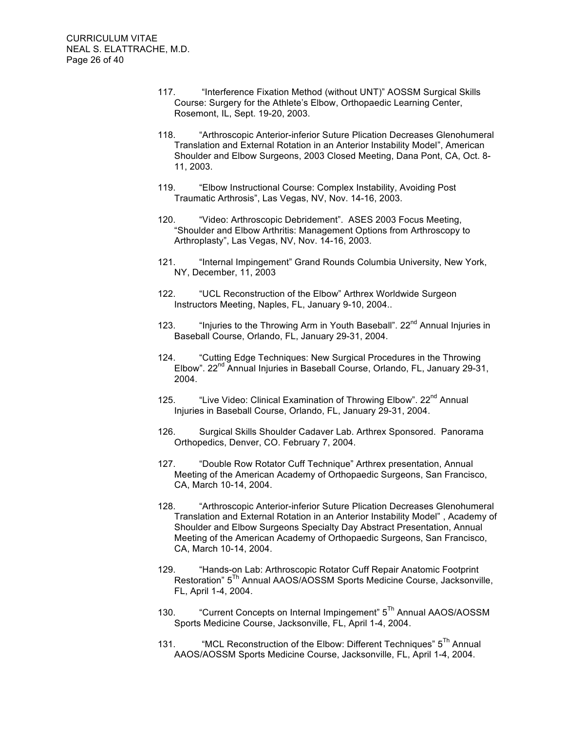117. "Interference Fixation Method (without UNT)" AOSSM Surgical Skills Course: Surgery for the Athlete's Elbow, Orthopaedic Learning Center, Rosemont, IL, Sept. 19-20, 2003.

118. "Arthroscopic Anterior-inferior Suture Plication Decreases Glenohumeral Translation and External Rotation in an Anterior Instability Model", American Shoulder and Elbow Surgeons, 2003 Closed Meeting, Dana Pont, CA, Oct. 8-11, 2003.

119. "Elbow Instructional Course: Complex Instability, Avoiding Post Traumatic Arthrosis", Las Vegas, NV, Nov. 14-16, 2003.

120. "Video: Arthroscopic Debridement". ASES 2003 Focus Meeting, "Shoulder and Elbow Arthritis: Management Options from Arthroscopy to Arthroplasty", Las Vegas, NV, Nov. 14-16, 2003.

121. "Internal Impingement" Grand Rounds Columbia University, New York, NY, December, 11, 2003

122. "UCL Reconstruction of the Elbow" Arthrex Worldwide Surgeon Instructors Meeting, Naples, FL, January 9-10, 2004..

123. "Injuries to the Throwing Arm in Youth Baseball". 22nd Annual Injuries in Baseball Course, Orlando, FL, January 29-31, 2004.

124. "Cutting Edge Techniques: New Surgical Procedures in the Throwing Elbow". 22nd Annual Injuries in Baseball Course, Orlando, FL, January 29-31, 2004.

125. "Live Video: Clinical Examination of Throwing Elbow". 22nd Annual Injuries in Baseball Course, Orlando, FL, January 29-31, 2004.

126. Surgical Skills Shoulder Cadaver Lab. Arthrex Sponsored. Panorama Orthopedics, Denver, CO. February 7, 2004.

127. "Double Row Rotator Cuff Technique" Arthrex presentation, Annual Meeting of the American Academy of Orthopaedic Surgeons, San Francisco, CA, March 10-14, 2004.

128. "Arthroscopic Anterior-inferior Suture Plication Decreases Glenohumeral Translation and External Rotation in an Anterior Instability Model" , Academy of Shoulder and Elbow Surgeons Specialty Day Abstract Presentation, Annual Meeting of the American Academy of Orthopaedic Surgeons, San Francisco, CA, March 10-14, 2004.

129. "Hands-on Lab: Arthroscopic Rotator Cuff Repair Anatomic Footprint Restoration" 5Th Annual AAOS/AOSSM Sports Medicine Course, Jacksonville, FL, April 1-4, 2004.

130. "Current Concepts on Internal Impingement" 5Th Annual AAOS/AOSSM Sports Medicine Course, Jacksonville, FL, April 1-4, 2004.

131. "MCL Reconstruction of the Elbow: Different Techniques" 5Th Annual AAOS/AOSSM Sports Medicine Course, Jacksonville, FL, April 1-4, 2004.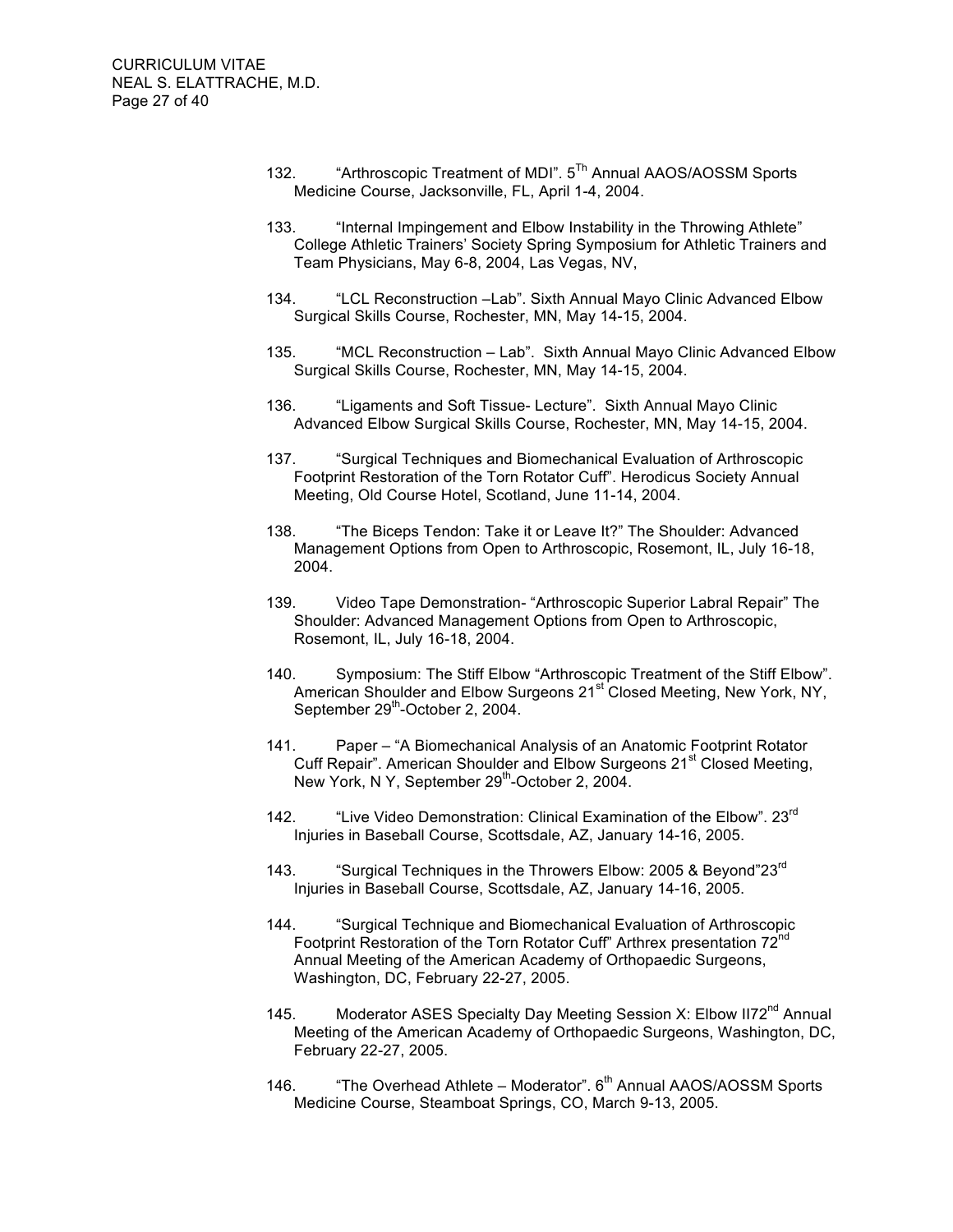132. "Arthroscopic Treatment of MDI". 5[Th] Annual AAOS/AOSSM Sports Medicine Course, Jacksonville, FL, April 1-4, 2004.

133. "Internal Impingement and Elbow Instability in the Throwing Athlete" College Athletic Trainers' Society Spring Symposium for Athletic Trainers and Team Physicians, May 6-8, 2004, Las Vegas, NV,

134. "LCL Reconstruction –Lab". Sixth Annual Mayo Clinic Advanced Elbow Surgical Skills Course, Rochester, MN, May 14-15, 2004.

135. "MCL Reconstruction – Lab". Sixth Annual Mayo Clinic Advanced Elbow Surgical Skills Course, Rochester, MN, May 14-15, 2004.

136. "Ligaments and Soft Tissue- Lecture". Sixth Annual Mayo Clinic Advanced Elbow Surgical Skills Course, Rochester, MN, May 14-15, 2004.

137. "Surgical Techniques and Biomechanical Evaluation of Arthroscopic Footprint Restoration of the Torn Rotator Cuff". Herodicus Society Annual Meeting, Old Course Hotel, Scotland, June 11-14, 2004.

138. "The Biceps Tendon: Take it or Leave It?" The Shoulder: Advanced Management Options from Open to Arthroscopic, Rosemont, IL, July 16-18, 2004.

139. Video Tape Demonstration- "Arthroscopic Superior Labral Repair" The Shoulder: Advanced Management Options from Open to Arthroscopic, Rosemont, IL, July 16-18, 2004.

140. Symposium: The Stiff Elbow "Arthroscopic Treatment of the Stiff Elbow". American Shoulder and Elbow Surgeons 21[st] Closed Meeting, New York, NY, September 29[th]-October 2, 2004.

141. Paper – "A Biomechanical Analysis of an Anatomic Footprint Rotator Cuff Repair". American Shoulder and Elbow Surgeons 21[st] Closed Meeting, New York, N Y, September 29[th]-October 2, 2004.

142. "Live Video Demonstration: Clinical Examination of the Elbow". 23[rd] Injuries in Baseball Course, Scottsdale, AZ, January 14-16, 2005.

143. "Surgical Techniques in the Throwers Elbow: 2005 & Beyond"23[rd] Injuries in Baseball Course, Scottsdale, AZ, January 14-16, 2005.

144. "Surgical Technique and Biomechanical Evaluation of Arthroscopic Footprint Restoration of the Torn Rotator Cuff" Arthrex presentation 72[nd] Annual Meeting of the American Academy of Orthopaedic Surgeons, Washington, DC, February 22-27, 2005.

145. Moderator ASES Specialty Day Meeting Session X: Elbow II72[nd] Annual Meeting of the American Academy of Orthopaedic Surgeons, Washington, DC, February 22-27, 2005.

146. "The Overhead Athlete – Moderator". 6[th] Annual AAOS/AOSSM Sports Medicine Course, Steamboat Springs, CO, March 9-13, 2005.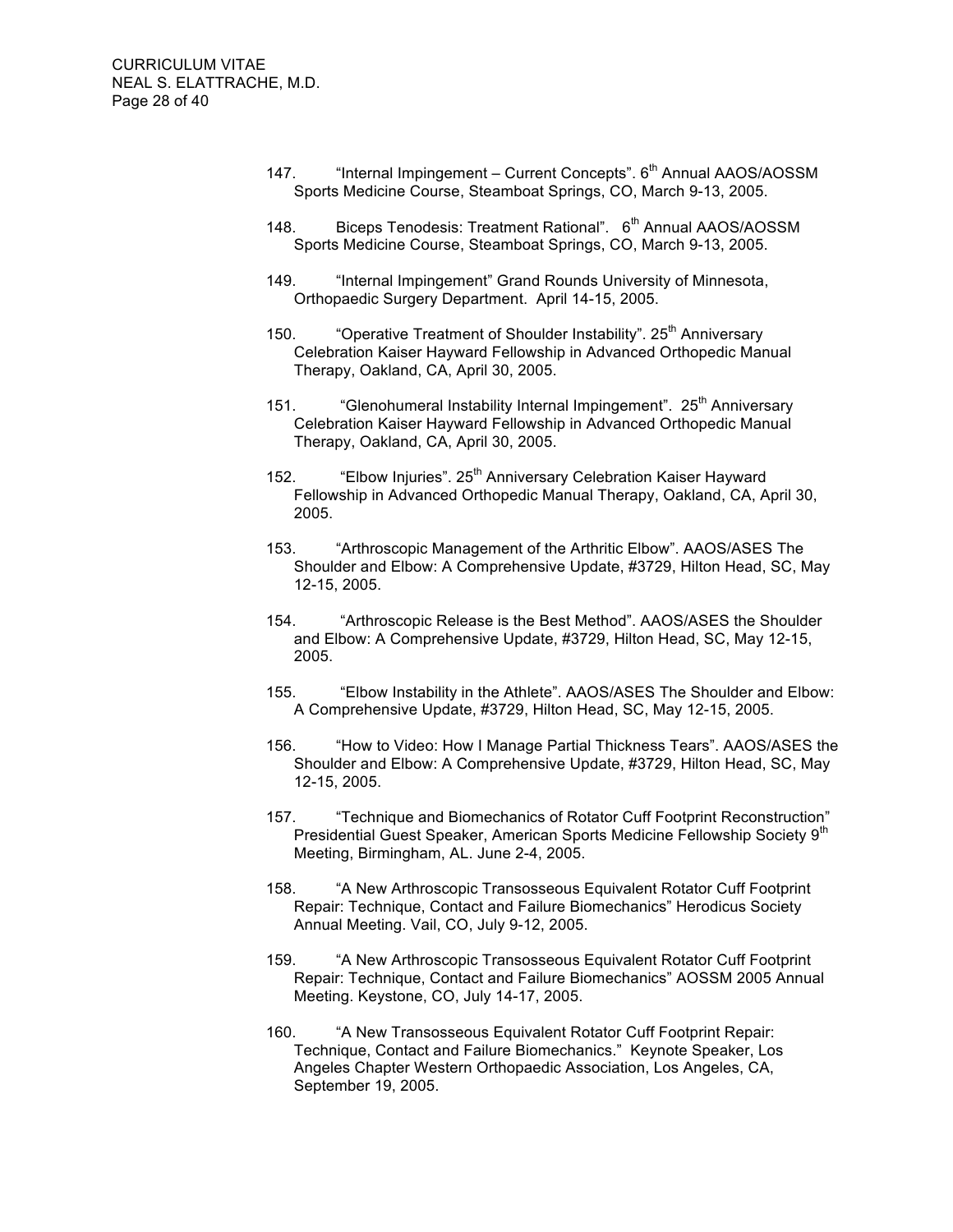147. "Internal Impingement – Current Concepts". 6th Annual AAOS/AOSSM Sports Medicine Course, Steamboat Springs, CO, March 9-13, 2005.

148. Biceps Tenodesis: Treatment Rational". 6th Annual AAOS/AOSSM Sports Medicine Course, Steamboat Springs, CO, March 9-13, 2005.

149. "Internal Impingement" Grand Rounds University of Minnesota, Orthopaedic Surgery Department. April 14-15, 2005.

150. "Operative Treatment of Shoulder Instability". 25th Anniversary Celebration Kaiser Hayward Fellowship in Advanced Orthopedic Manual Therapy, Oakland, CA, April 30, 2005.

151. "Glenohumeral Instability Internal Impingement". 25th Anniversary Celebration Kaiser Hayward Fellowship in Advanced Orthopedic Manual Therapy, Oakland, CA, April 30, 2005.

152. "Elbow Injuries". 25th Anniversary Celebration Kaiser Hayward Fellowship in Advanced Orthopedic Manual Therapy, Oakland, CA, April 30, 2005.

153. "Arthroscopic Management of the Arthritic Elbow". AAOS/ASES The Shoulder and Elbow: A Comprehensive Update, #3729, Hilton Head, SC, May 12-15, 2005.

154. "Arthroscopic Release is the Best Method". AAOS/ASES the Shoulder and Elbow: A Comprehensive Update, #3729, Hilton Head, SC, May 12-15, 2005.

155. "Elbow Instability in the Athlete". AAOS/ASES The Shoulder and Elbow: A Comprehensive Update, #3729, Hilton Head, SC, May 12-15, 2005.

156. "How to Video: How I Manage Partial Thickness Tears". AAOS/ASES the Shoulder and Elbow: A Comprehensive Update, #3729, Hilton Head, SC, May 12-15, 2005.

157. "Technique and Biomechanics of Rotator Cuff Footprint Reconstruction" Presidential Guest Speaker, American Sports Medicine Fellowship Society 9th Meeting, Birmingham, AL. June 2-4, 2005.

158. "A New Arthroscopic Transosseous Equivalent Rotator Cuff Footprint Repair: Technique, Contact and Failure Biomechanics" Herodicus Society Annual Meeting. Vail, CO, July 9-12, 2005.

159. "A New Arthroscopic Transosseous Equivalent Rotator Cuff Footprint Repair: Technique, Contact and Failure Biomechanics" AOSSM 2005 Annual Meeting. Keystone, CO, July 14-17, 2005.

160. "A New Transosseous Equivalent Rotator Cuff Footprint Repair: Technique, Contact and Failure Biomechanics." Keynote Speaker, Los Angeles Chapter Western Orthopaedic Association, Los Angeles, CA, September 19, 2005.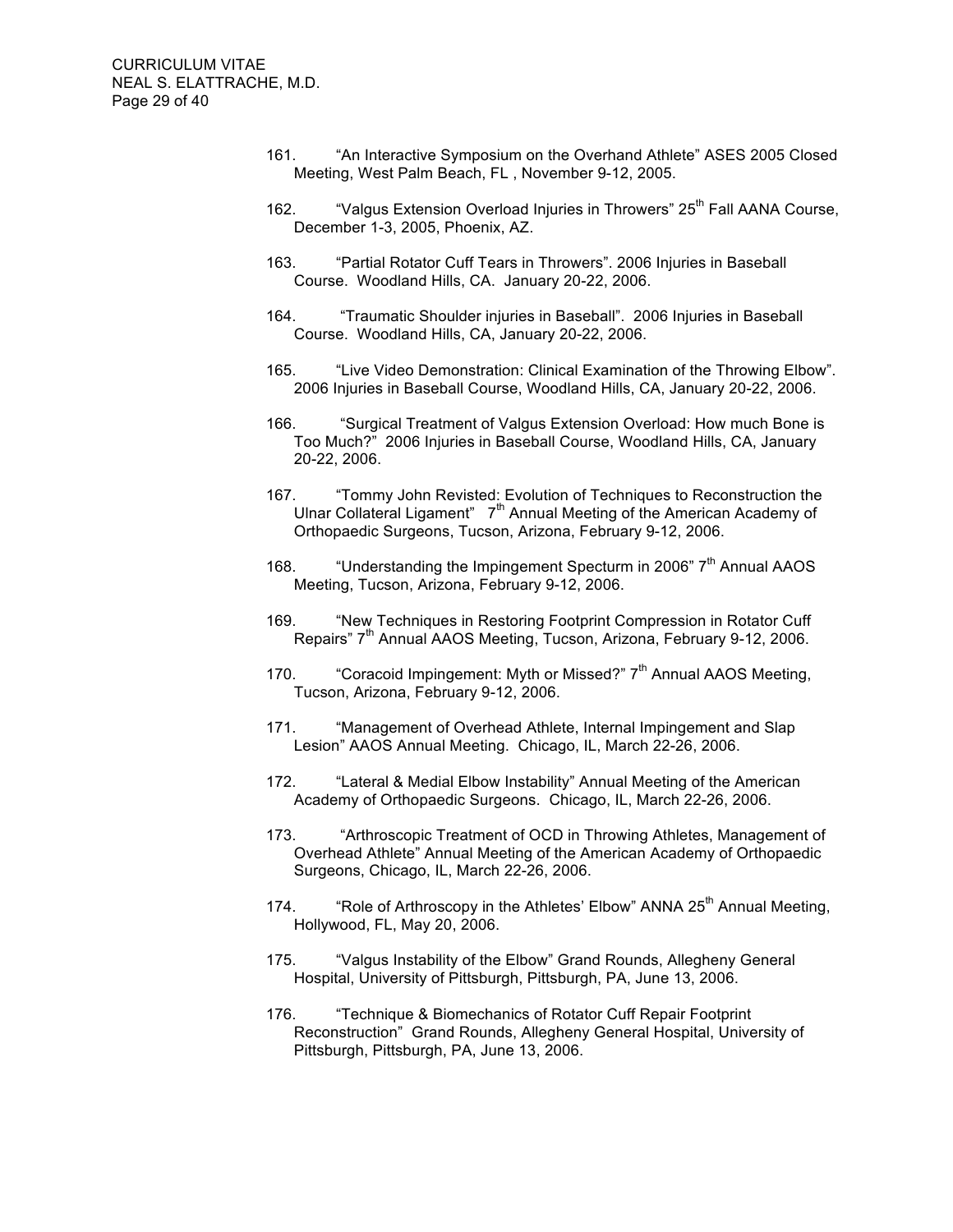161. “An Interactive Symposium on the Overhand Athlete” ASES 2005 Closed Meeting, West Palm Beach, FL , November 9-12, 2005.

162. “Valgus Extension Overload Injuries in Throwers” 25th Fall AANA Course, December 1-3, 2005, Phoenix, AZ.

163. “Partial Rotator Cuff Tears in Throwers”. 2006 Injuries in Baseball Course. Woodland Hills, CA. January 20-22, 2006.

164. “Traumatic Shoulder injuries in Baseball”. 2006 Injuries in Baseball Course. Woodland Hills, CA, January 20-22, 2006.

165. “Live Video Demonstration: Clinical Examination of the Throwing Elbow”. 2006 Injuries in Baseball Course, Woodland Hills, CA, January 20-22, 2006.

166. “Surgical Treatment of Valgus Extension Overload: How much Bone is Too Much?” 2006 Injuries in Baseball Course, Woodland Hills, CA, January 20-22, 2006.

167. “Tommy John Revisted: Evolution of Techniques to Reconstruction the Ulnar Collateral Ligament” 7th Annual Meeting of the American Academy of Orthopaedic Surgeons, Tucson, Arizona, February 9-12, 2006.

168. “Understanding the Impingement Specturm in 2006” 7th Annual AAOS Meeting, Tucson, Arizona, February 9-12, 2006.

169. “New Techniques in Restoring Footprint Compression in Rotator Cuff Repairs” 7th Annual AAOS Meeting, Tucson, Arizona, February 9-12, 2006.

170. “Coracoid Impingement: Myth or Missed?” 7th Annual AAOS Meeting, Tucson, Arizona, February 9-12, 2006.

171. “Management of Overhead Athlete, Internal Impingement and Slap Lesion” AAOS Annual Meeting. Chicago, IL, March 22-26, 2006.

172. “Lateral & Medial Elbow Instability” Annual Meeting of the American Academy of Orthopaedic Surgeons. Chicago, IL, March 22-26, 2006.

173. “Arthroscopic Treatment of OCD in Throwing Athletes, Management of Overhead Athlete” Annual Meeting of the American Academy of Orthopaedic Surgeons, Chicago, IL, March 22-26, 2006.

174. “Role of Arthroscopy in the Athletes’ Elbow” ANNA 25th Annual Meeting, Hollywood, FL, May 20, 2006.

175. “Valgus Instability of the Elbow” Grand Rounds, Allegheny General Hospital, University of Pittsburgh, Pittsburgh, PA, June 13, 2006.

176. “Technique & Biomechanics of Rotator Cuff Repair Footprint Reconstruction” Grand Rounds, Allegheny General Hospital, University of Pittsburgh, Pittsburgh, PA, June 13, 2006.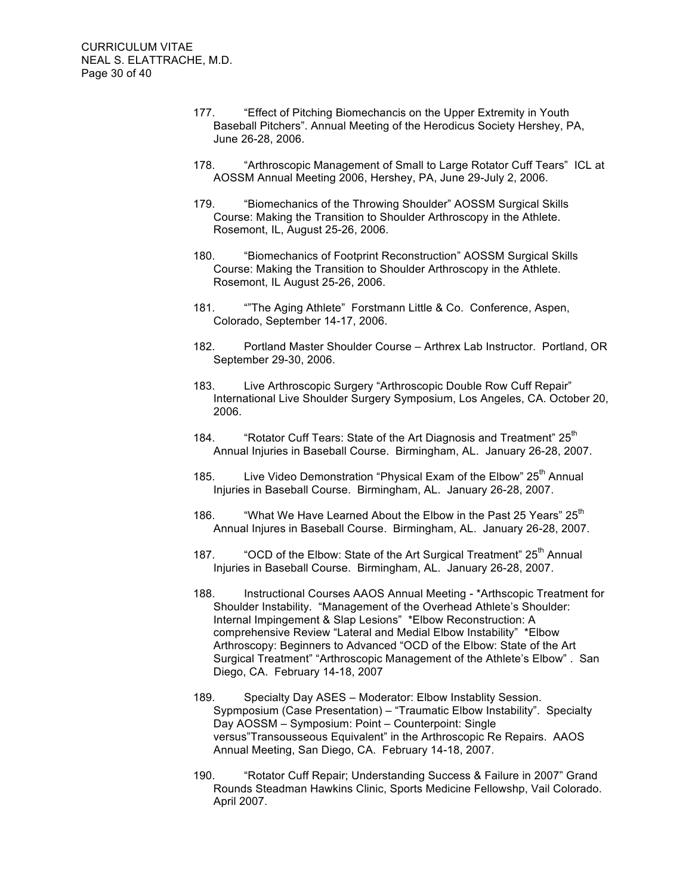177. “Effect of Pitching Biomechancis on the Upper Extremity in Youth Baseball Pitchers”. Annual Meeting of the Herodicus Society Hershey, PA, June 26-28, 2006.

178. “Arthroscopic Management of Small to Large Rotator Cuff Tears” ICL at AOSSM Annual Meeting 2006, Hershey, PA, June 29-July 2, 2006.

179. “Biomechanics of the Throwing Shoulder” AOSSM Surgical Skills Course: Making the Transition to Shoulder Arthroscopy in the Athlete. Rosemont, IL, August 25-26, 2006.

180. “Biomechanics of Footprint Reconstruction” AOSSM Surgical Skills Course: Making the Transition to Shoulder Arthroscopy in the Athlete. Rosemont, IL August 25-26, 2006.

181. “”The Aging Athlete” Forstmann Little & Co. Conference, Aspen, Colorado, September 14-17, 2006.

182. Portland Master Shoulder Course – Arthrex Lab Instructor. Portland, OR September 29-30, 2006.

183. Live Arthroscopic Surgery “Arthroscopic Double Row Cuff Repair” International Live Shoulder Surgery Symposium, Los Angeles, CA. October 20, 2006.

184. “Rotator Cuff Tears: State of the Art Diagnosis and Treatment” 25th Annual Injuries in Baseball Course. Birmingham, AL. January 26-28, 2007.

185. Live Video Demonstration “Physical Exam of the Elbow” 25th Annual Injuries in Baseball Course. Birmingham, AL. January 26-28, 2007.

186. “What We Have Learned About the Elbow in the Past 25 Years” 25th Annual Injures in Baseball Course. Birmingham, AL. January 26-28, 2007.

187. “OCD of the Elbow: State of the Art Surgical Treatment” 25th Annual Injuries in Baseball Course. Birmingham, AL. January 26-28, 2007.

188. Instructional Courses AAOS Annual Meeting - *Arthscopic Treatment for Shoulder Instability. “Management of the Overhead Athlete’s Shoulder: Internal Impingement & Slap Lesions” *Elbow Reconstruction: A comprehensive Review “Lateral and Medial Elbow Instability” *Elbow Arthroscopy: Beginners to Advanced “OCD of the Elbow: State of the Art Surgical Treatment” “Arthroscopic Management of the Athlete’s Elbow” . San Diego, CA. February 14-18, 2007

189. Specialty Day ASES – Moderator: Elbow Instablity Session. Sypmposium (Case Presentation) – “Traumatic Elbow Instability”. Specialty Day AOSSM – Symposium: Point – Counterpoint: Single versus”Transousseous Equivalent” in the Arthroscopic Re Repairs. AAOS Annual Meeting, San Diego, CA. February 14-18, 2007.

190. “Rotator Cuff Repair; Understanding Success & Failure in 2007” Grand Rounds Steadman Hawkins Clinic, Sports Medicine Fellowshp, Vail Colorado. April 2007.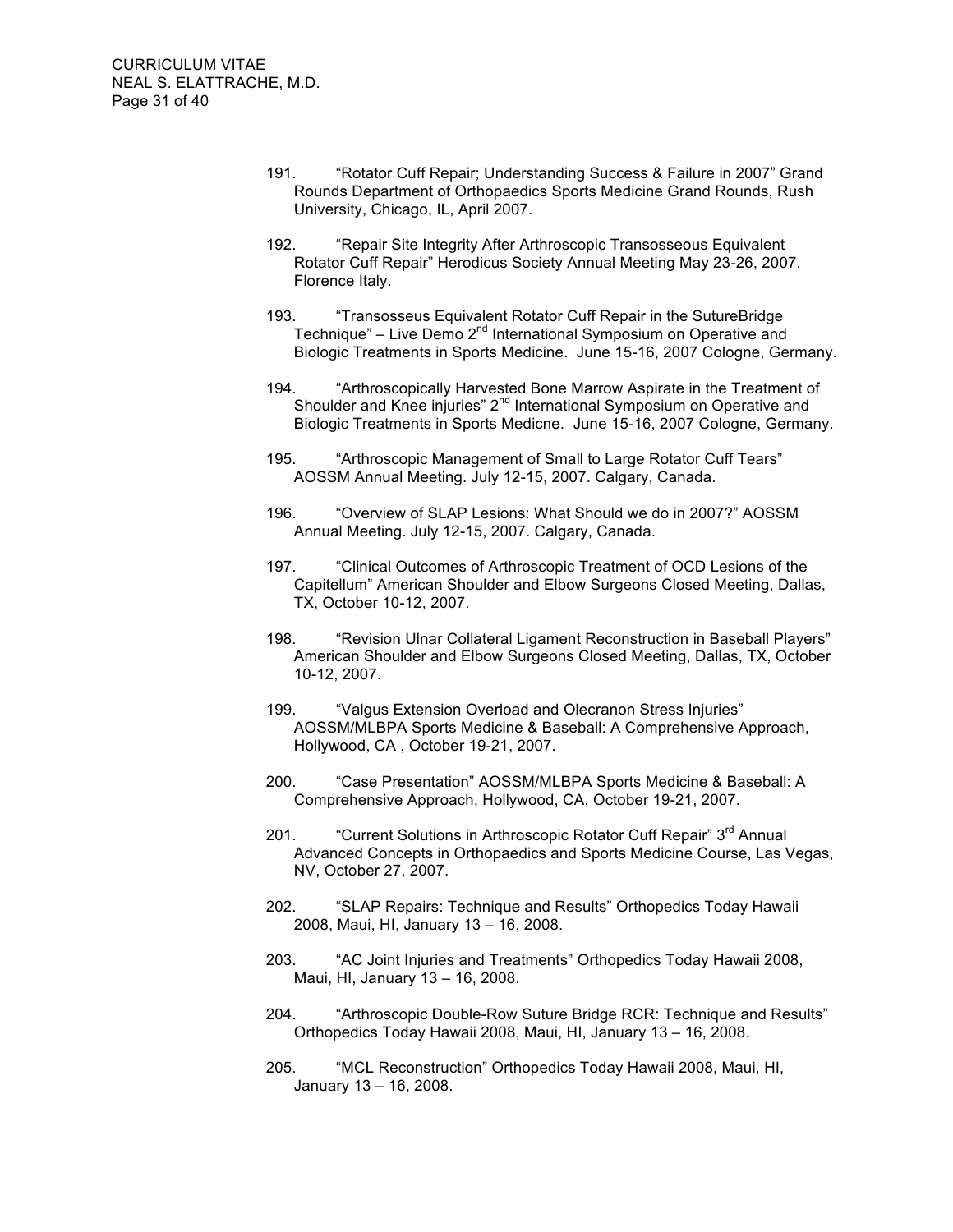191. "Rotator Cuff Repair; Understanding Success & Failure in 2007" Grand Rounds Department of Orthopaedics Sports Medicine Grand Rounds, Rush University, Chicago, IL, April 2007.

192. "Repair Site Integrity After Arthroscopic Transosseous Equivalent Rotator Cuff Repair" Herodicus Society Annual Meeting May 23-26, 2007. Florence Italy.

193. "Transosseus Equivalent Rotator Cuff Repair in the SutureBridge Technique" – Live Demo 2nd International Symposium on Operative and Biologic Treatments in Sports Medicine. June 15-16, 2007 Cologne, Germany.

194. "Arthroscopically Harvested Bone Marrow Aspirate in the Treatment of Shoulder and Knee injuries" 2nd International Symposium on Operative and Biologic Treatments in Sports Medicne. June 15-16, 2007 Cologne, Germany.

195. "Arthroscopic Management of Small to Large Rotator Cuff Tears" AOSSM Annual Meeting. July 12-15, 2007. Calgary, Canada.

196. "Overview of SLAP Lesions: What Should we do in 2007?" AOSSM Annual Meeting. July 12-15, 2007. Calgary, Canada.

197. "Clinical Outcomes of Arthroscopic Treatment of OCD Lesions of the Capitellum" American Shoulder and Elbow Surgeons Closed Meeting, Dallas, TX, October 10-12, 2007.

198. "Revision Ulnar Collateral Ligament Reconstruction in Baseball Players" American Shoulder and Elbow Surgeons Closed Meeting, Dallas, TX, October 10-12, 2007.

199. "Valgus Extension Overload and Olecranon Stress Injuries" AOSSM/MLBPA Sports Medicine & Baseball: A Comprehensive Approach, Hollywood, CA , October 19-21, 2007.

200. "Case Presentation" AOSSM/MLBPA Sports Medicine & Baseball: A Comprehensive Approach, Hollywood, CA, October 19-21, 2007.

201. "Current Solutions in Arthroscopic Rotator Cuff Repair" 3rd Annual Advanced Concepts in Orthopaedics and Sports Medicine Course, Las Vegas, NV, October 27, 2007.

202. "SLAP Repairs: Technique and Results" Orthopedics Today Hawaii 2008, Maui, HI, January 13 – 16, 2008.

203. "AC Joint Injuries and Treatments" Orthopedics Today Hawaii 2008, Maui, HI, January 13 – 16, 2008.

204. "Arthroscopic Double-Row Suture Bridge RCR: Technique and Results" Orthopedics Today Hawaii 2008, Maui, HI, January 13 – 16, 2008.

205. "MCL Reconstruction" Orthopedics Today Hawaii 2008, Maui, HI, January 13 – 16, 2008.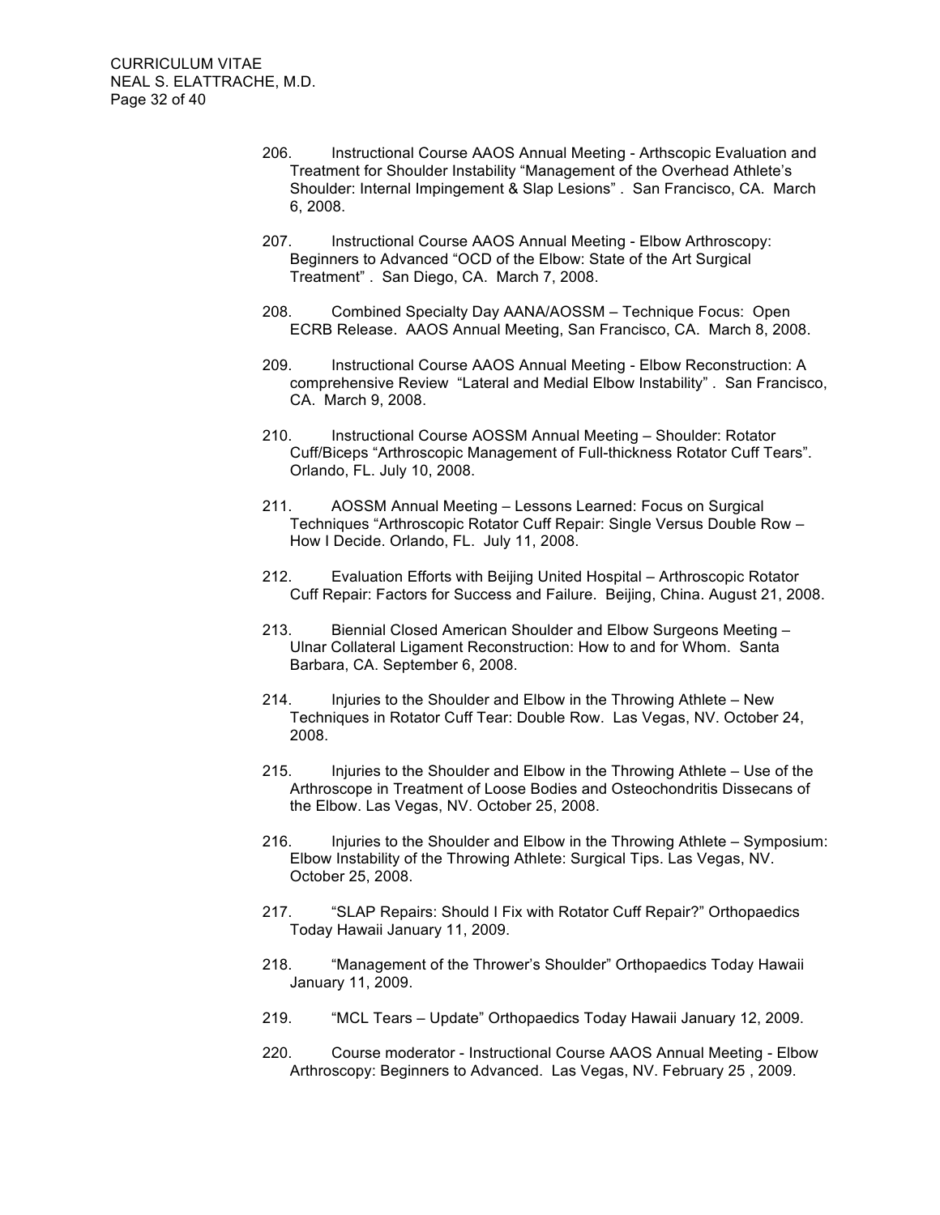206. Instructional Course AAOS Annual Meeting - Arthscopic Evaluation and Treatment for Shoulder Instability “Management of the Overhead Athlete’s Shoulder: Internal Impingement & Slap Lesions” . San Francisco, CA. March 6, 2008.

207. Instructional Course AAOS Annual Meeting - Elbow Arthroscopy: Beginners to Advanced “OCD of the Elbow: State of the Art Surgical Treatment” . San Diego, CA. March 7, 2008.

208. Combined Specialty Day AANA/AOSSM – Technique Focus: Open ECRB Release. AAOS Annual Meeting, San Francisco, CA. March 8, 2008.

209. Instructional Course AAOS Annual Meeting - Elbow Reconstruction: A comprehensive Review “Lateral and Medial Elbow Instability” . San Francisco, CA. March 9, 2008.

210. Instructional Course AOSSM Annual Meeting – Shoulder: Rotator Cuff/Biceps “Arthroscopic Management of Full-thickness Rotator Cuff Tears”. Orlando, FL. July 10, 2008.

211. AOSSM Annual Meeting – Lessons Learned: Focus on Surgical Techniques “Arthroscopic Rotator Cuff Repair: Single Versus Double Row – How I Decide. Orlando, FL. July 11, 2008.

212. Evaluation Efforts with Beijing United Hospital – Arthroscopic Rotator Cuff Repair: Factors for Success and Failure. Beijing, China. August 21, 2008.

213. Biennial Closed American Shoulder and Elbow Surgeons Meeting – Ulnar Collateral Ligament Reconstruction: How to and for Whom. Santa Barbara, CA. September 6, 2008.

214. Injuries to the Shoulder and Elbow in the Throwing Athlete – New Techniques in Rotator Cuff Tear: Double Row. Las Vegas, NV. October 24, 2008.

215. Injuries to the Shoulder and Elbow in the Throwing Athlete – Use of the Arthroscope in Treatment of Loose Bodies and Osteochondritis Dissecans of the Elbow. Las Vegas, NV. October 25, 2008.

216. Injuries to the Shoulder and Elbow in the Throwing Athlete – Symposium: Elbow Instability of the Throwing Athlete: Surgical Tips. Las Vegas, NV. October 25, 2008.

217. “SLAP Repairs: Should I Fix with Rotator Cuff Repair?” Orthopaedics Today Hawaii January 11, 2009.

218. “Management of the Thrower’s Shoulder” Orthopaedics Today Hawaii January 11, 2009.

219. “MCL Tears – Update” Orthopaedics Today Hawaii January 12, 2009.

220. Course moderator - Instructional Course AAOS Annual Meeting - Elbow Arthroscopy: Beginners to Advanced. Las Vegas, NV. February 25 , 2009.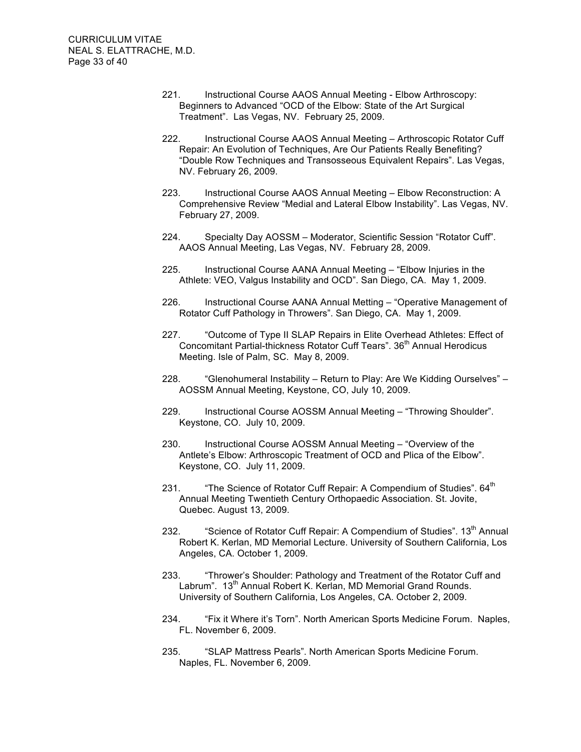221. Instructional Course AAOS Annual Meeting - Elbow Arthroscopy: Beginners to Advanced “OCD of the Elbow: State of the Art Surgical Treatment”. Las Vegas, NV. February 25, 2009.

222. Instructional Course AAOS Annual Meeting – Arthroscopic Rotator Cuff Repair: An Evolution of Techniques, Are Our Patients Really Benefiting? “Double Row Techniques and Transosseous Equivalent Repairs”. Las Vegas, NV. February 26, 2009.

223. Instructional Course AAOS Annual Meeting – Elbow Reconstruction: A Comprehensive Review “Medial and Lateral Elbow Instability”. Las Vegas, NV. February 27, 2009.

224. Specialty Day AOSSM – Moderator, Scientific Session “Rotator Cuff”. AAOS Annual Meeting, Las Vegas, NV. February 28, 2009.

225. Instructional Course AANA Annual Meeting – “Elbow Injuries in the Athlete: VEO, Valgus Instability and OCD”. San Diego, CA. May 1, 2009.

226. Instructional Course AANA Annual Metting – “Operative Management of Rotator Cuff Pathology in Throwers”. San Diego, CA. May 1, 2009.

227. “Outcome of Type II SLAP Repairs in Elite Overhead Athletes: Effect of Concomitant Partial-thickness Rotator Cuff Tears”. 36th Annual Herodicus Meeting. Isle of Palm, SC. May 8, 2009.

228. “Glenohumeral Instability – Return to Play: Are We Kidding Ourselves” – AOSSM Annual Meeting, Keystone, CO, July 10, 2009.

229. Instructional Course AOSSM Annual Meeting – “Throwing Shoulder”. Keystone, CO. July 10, 2009.

230. Instructional Course AOSSM Annual Meeting – “Overview of the Antlete’s Elbow: Arthroscopic Treatment of OCD and Plica of the Elbow”. Keystone, CO. July 11, 2009.

231. “The Science of Rotator Cuff Repair: A Compendium of Studies”. 64th Annual Meeting Twentieth Century Orthopaedic Association. St. Jovite, Quebec. August 13, 2009.

232. “Science of Rotator Cuff Repair: A Compendium of Studies”. 13th Annual Robert K. Kerlan, MD Memorial Lecture. University of Southern California, Los Angeles, CA. October 1, 2009.

233. “Thrower’s Shoulder: Pathology and Treatment of the Rotator Cuff and Labrum”. 13th Annual Robert K. Kerlan, MD Memorial Grand Rounds. University of Southern California, Los Angeles, CA. October 2, 2009.

234. “Fix it Where it’s Torn”. North American Sports Medicine Forum. Naples, FL. November 6, 2009.

235. “SLAP Mattress Pearls”. North American Sports Medicine Forum. Naples, FL. November 6, 2009.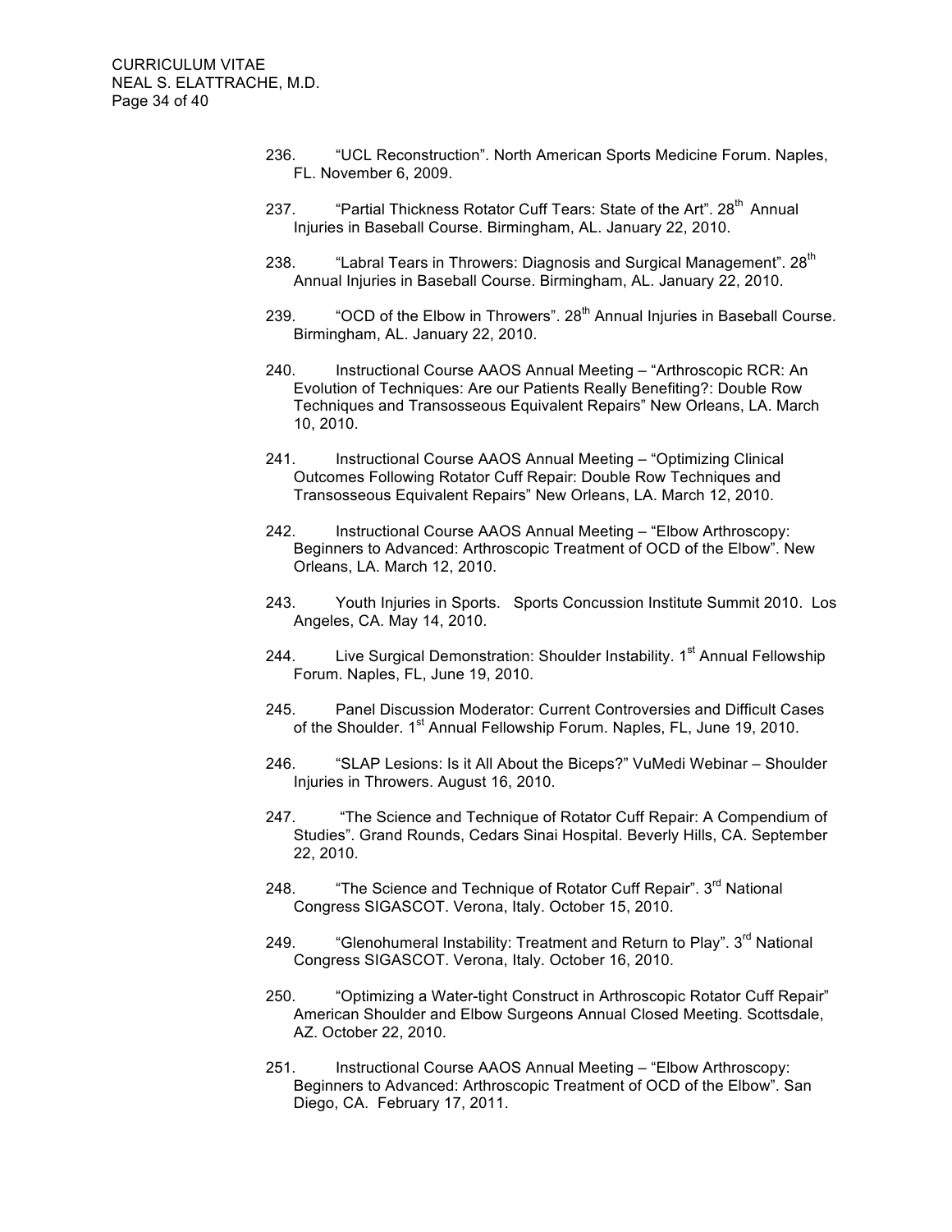236. "UCL Reconstruction". North American Sports Medicine Forum. Naples, FL. November 6, 2009.

237. "Partial Thickness Rotator Cuff Tears: State of the Art". 28th Annual Injuries in Baseball Course. Birmingham, AL. January 22, 2010.

238. "Labral Tears in Throwers: Diagnosis and Surgical Management". 28th Annual Injuries in Baseball Course. Birmingham, AL. January 22, 2010.

239. "OCD of the Elbow in Throwers". 28th Annual Injuries in Baseball Course. Birmingham, AL. January 22, 2010.

240. Instructional Course AAOS Annual Meeting – "Arthroscopic RCR: An Evolution of Techniques: Are our Patients Really Benefiting?: Double Row Techniques and Transosseous Equivalent Repairs" New Orleans, LA. March 10, 2010.

241. Instructional Course AAOS Annual Meeting – "Optimizing Clinical Outcomes Following Rotator Cuff Repair: Double Row Techniques and Transosseous Equivalent Repairs" New Orleans, LA. March 12, 2010.

242. Instructional Course AAOS Annual Meeting – "Elbow Arthroscopy: Beginners to Advanced: Arthroscopic Treatment of OCD of the Elbow". New Orleans, LA. March 12, 2010.

243. Youth Injuries in Sports. Sports Concussion Institute Summit 2010. Los Angeles, CA. May 14, 2010.

244. Live Surgical Demonstration: Shoulder Instability. 1st Annual Fellowship Forum. Naples, FL, June 19, 2010.

245. Panel Discussion Moderator: Current Controversies and Difficult Cases of the Shoulder. 1st Annual Fellowship Forum. Naples, FL, June 19, 2010.

246. "SLAP Lesions: Is it All About the Biceps?" VuMedi Webinar – Shoulder Injuries in Throwers. August 16, 2010.

247. "The Science and Technique of Rotator Cuff Repair: A Compendium of Studies". Grand Rounds, Cedars Sinai Hospital. Beverly Hills, CA. September 22, 2010.

248. "The Science and Technique of Rotator Cuff Repair". 3rd National Congress SIGASCOT. Verona, Italy. October 15, 2010.

249. "Glenohumeral Instability: Treatment and Return to Play". 3rd National Congress SIGASCOT. Verona, Italy. October 16, 2010.

250. "Optimizing a Water-tight Construct in Arthroscopic Rotator Cuff Repair" American Shoulder and Elbow Surgeons Annual Closed Meeting. Scottsdale, AZ. October 22, 2010.

251. Instructional Course AAOS Annual Meeting – "Elbow Arthroscopy: Beginners to Advanced: Arthroscopic Treatment of OCD of the Elbow". San Diego, CA. February 17, 2011.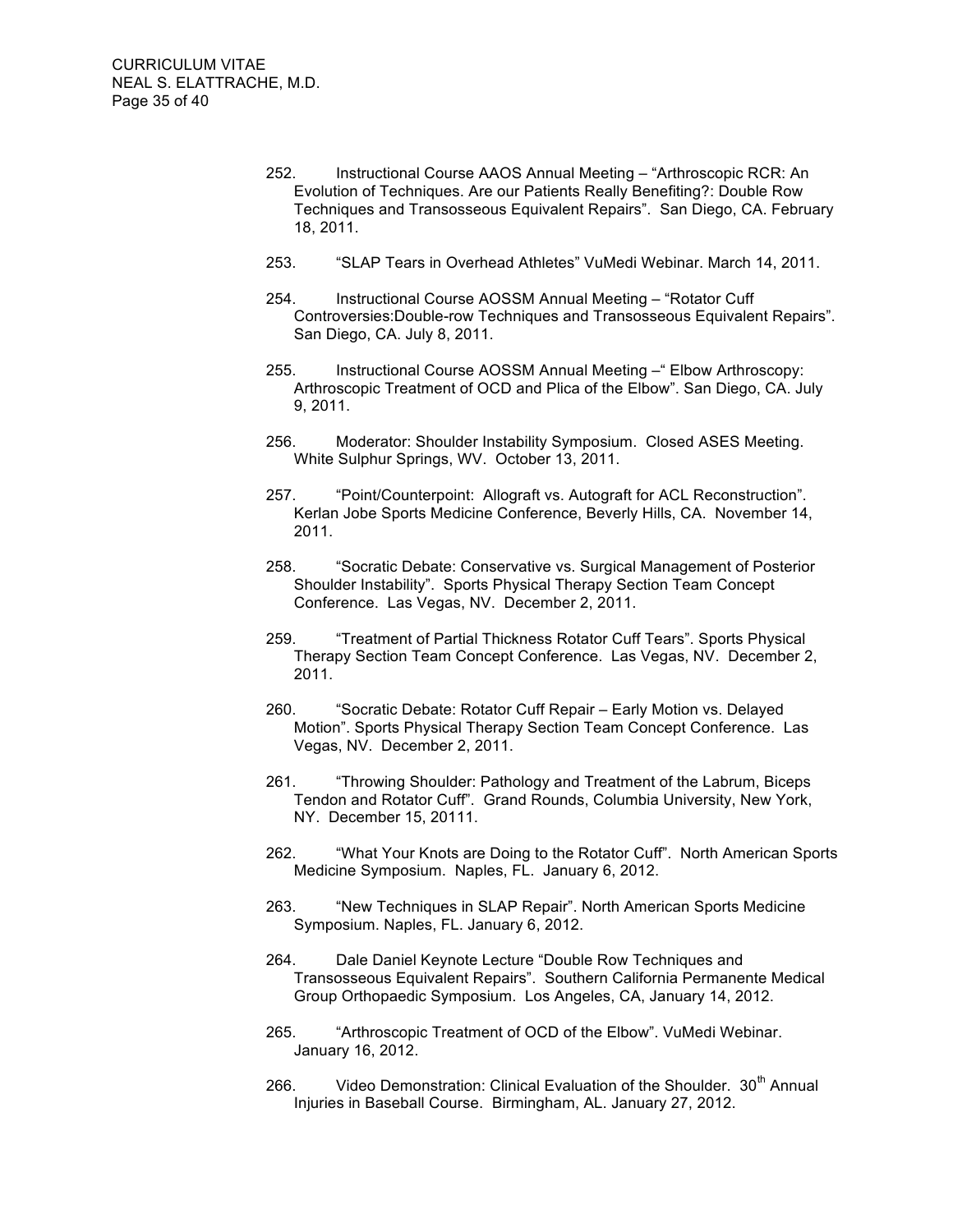252. Instructional Course AAOS Annual Meeting – "Arthroscopic RCR: An Evolution of Techniques. Are our Patients Really Benefiting?: Double Row Techniques and Transosseous Equivalent Repairs". San Diego, CA. February 18, 2011.

253. "SLAP Tears in Overhead Athletes" VuMedi Webinar. March 14, 2011.

254. Instructional Course AOSSM Annual Meeting – "Rotator Cuff Controversies:Double-row Techniques and Transosseous Equivalent Repairs". San Diego, CA. July 8, 2011.

255. Instructional Course AOSSM Annual Meeting –" Elbow Arthroscopy: Arthroscopic Treatment of OCD and Plica of the Elbow". San Diego, CA. July 9, 2011.

256. Moderator: Shoulder Instability Symposium. Closed ASES Meeting. White Sulphur Springs, WV. October 13, 2011.

257. "Point/Counterpoint: Allograft vs. Autograft for ACL Reconstruction". Kerlan Jobe Sports Medicine Conference, Beverly Hills, CA. November 14, 2011.

258. "Socratic Debate: Conservative vs. Surgical Management of Posterior Shoulder Instability". Sports Physical Therapy Section Team Concept Conference. Las Vegas, NV. December 2, 2011.

259. "Treatment of Partial Thickness Rotator Cuff Tears". Sports Physical Therapy Section Team Concept Conference. Las Vegas, NV. December 2, 2011.

260. "Socratic Debate: Rotator Cuff Repair – Early Motion vs. Delayed Motion". Sports Physical Therapy Section Team Concept Conference. Las Vegas, NV. December 2, 2011.

261. "Throwing Shoulder: Pathology and Treatment of the Labrum, Biceps Tendon and Rotator Cuff". Grand Rounds, Columbia University, New York, NY. December 15, 20111.

262. "What Your Knots are Doing to the Rotator Cuff". North American Sports Medicine Symposium. Naples, FL. January 6, 2012.

263. "New Techniques in SLAP Repair". North American Sports Medicine Symposium. Naples, FL. January 6, 2012.

264. Dale Daniel Keynote Lecture "Double Row Techniques and Transosseous Equivalent Repairs". Southern California Permanente Medical Group Orthopaedic Symposium. Los Angeles, CA, January 14, 2012.

265. "Arthroscopic Treatment of OCD of the Elbow". VuMedi Webinar. January 16, 2012.

266. Video Demonstration: Clinical Evaluation of the Shoulder. 30th Annual Injuries in Baseball Course. Birmingham, AL. January 27, 2012.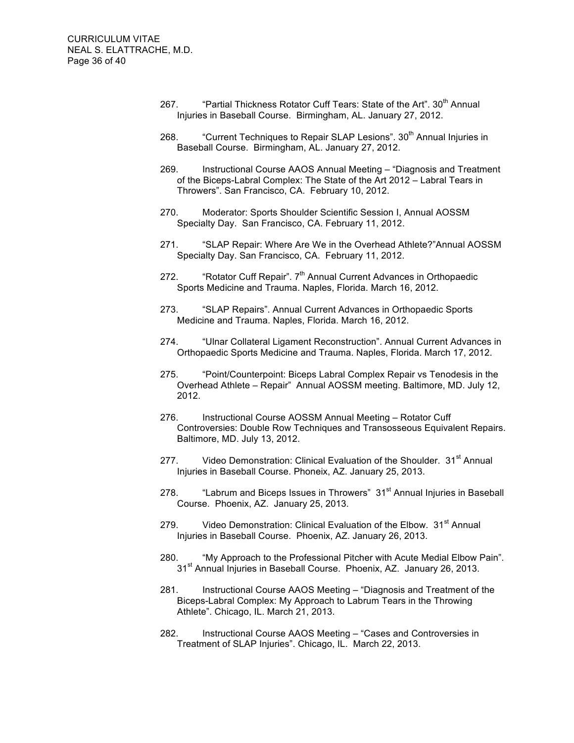267. "Partial Thickness Rotator Cuff Tears: State of the Art". 30th Annual Injuries in Baseball Course. Birmingham, AL. January 27, 2012.

268. "Current Techniques to Repair SLAP Lesions". 30th Annual Injuries in Baseball Course. Birmingham, AL. January 27, 2012.

269. Instructional Course AAOS Annual Meeting – "Diagnosis and Treatment of the Biceps-Labral Complex: The State of the Art 2012 – Labral Tears in Throwers". San Francisco, CA. February 10, 2012.

270. Moderator: Sports Shoulder Scientific Session I, Annual AOSSM Specialty Day. San Francisco, CA. February 11, 2012.

271. "SLAP Repair: Where Are We in the Overhead Athlete?"Annual AOSSM Specialty Day. San Francisco, CA. February 11, 2012.

272. "Rotator Cuff Repair". 7th Annual Current Advances in Orthopaedic Sports Medicine and Trauma. Naples, Florida. March 16, 2012.

273. "SLAP Repairs". Annual Current Advances in Orthopaedic Sports Medicine and Trauma. Naples, Florida. March 16, 2012.

274. "Ulnar Collateral Ligament Reconstruction". Annual Current Advances in Orthopaedic Sports Medicine and Trauma. Naples, Florida. March 17, 2012.

275. "Point/Counterpoint: Biceps Labral Complex Repair vs Tenodesis in the Overhead Athlete – Repair" Annual AOSSM meeting. Baltimore, MD. July 12, 2012.

276. Instructional Course AOSSM Annual Meeting – Rotator Cuff Controversies: Double Row Techniques and Transosseous Equivalent Repairs. Baltimore, MD. July 13, 2012.

277. Video Demonstration: Clinical Evaluation of the Shoulder. 31st Annual Injuries in Baseball Course. Phoneix, AZ. January 25, 2013.

278. "Labrum and Biceps Issues in Throwers" 31st Annual Injuries in Baseball Course. Phoenix, AZ. January 25, 2013.

279. Video Demonstration: Clinical Evaluation of the Elbow. 31st Annual Injuries in Baseball Course. Phoenix, AZ. January 26, 2013.

280. "My Approach to the Professional Pitcher with Acute Medial Elbow Pain". 31st Annual Injuries in Baseball Course. Phoenix, AZ. January 26, 2013.

281. Instructional Course AAOS Meeting – "Diagnosis and Treatment of the Biceps-Labral Complex: My Approach to Labrum Tears in the Throwing Athlete". Chicago, IL. March 21, 2013.

282. Instructional Course AAOS Meeting – "Cases and Controversies in Treatment of SLAP Injuries". Chicago, IL. March 22, 2013.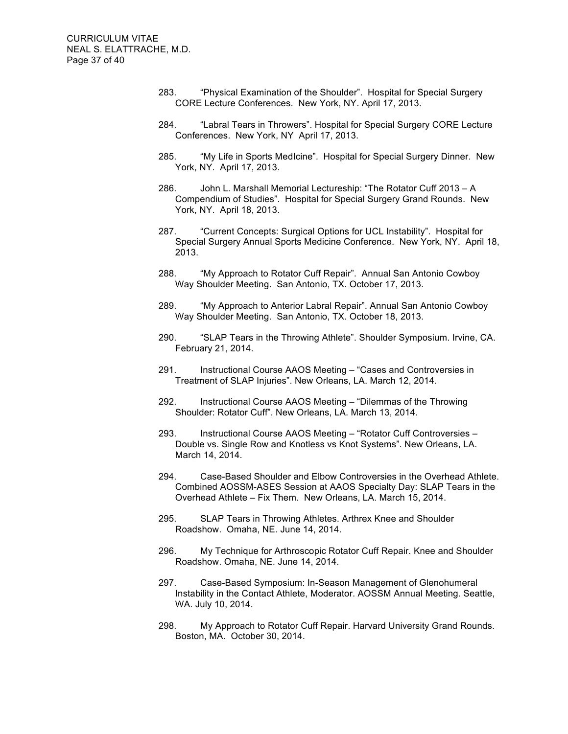283. "Physical Examination of the Shoulder". Hospital for Special Surgery CORE Lecture Conferences. New York, NY. April 17, 2013.

284. "Labral Tears in Throwers". Hospital for Special Surgery CORE Lecture Conferences. New York, NY April 17, 2013.

285. "My Life in Sports MedIcine". Hospital for Special Surgery Dinner. New York, NY. April 17, 2013.

286. John L. Marshall Memorial Lectureship: "The Rotator Cuff 2013 – A Compendium of Studies". Hospital for Special Surgery Grand Rounds. New York, NY. April 18, 2013.

287. "Current Concepts: Surgical Options for UCL Instability". Hospital for Special Surgery Annual Sports Medicine Conference. New York, NY. April 18, 2013.

288. "My Approach to Rotator Cuff Repair". Annual San Antonio Cowboy Way Shoulder Meeting. San Antonio, TX. October 17, 2013.

289. "My Approach to Anterior Labral Repair". Annual San Antonio Cowboy Way Shoulder Meeting. San Antonio, TX. October 18, 2013.

290. "SLAP Tears in the Throwing Athlete". Shoulder Symposium. Irvine, CA. February 21, 2014.

291. Instructional Course AAOS Meeting – "Cases and Controversies in Treatment of SLAP Injuries". New Orleans, LA. March 12, 2014.

292. Instructional Course AAOS Meeting – "Dilemmas of the Throwing Shoulder: Rotator Cuff". New Orleans, LA. March 13, 2014.

293. Instructional Course AAOS Meeting – "Rotator Cuff Controversies – Double vs. Single Row and Knotless vs Knot Systems". New Orleans, LA. March 14, 2014.

294. Case-Based Shoulder and Elbow Controversies in the Overhead Athlete. Combined AOSSM-ASES Session at AAOS Specialty Day: SLAP Tears in the Overhead Athlete – Fix Them. New Orleans, LA. March 15, 2014.

295. SLAP Tears in Throwing Athletes. Arthrex Knee and Shoulder Roadshow. Omaha, NE. June 14, 2014.

296. My Technique for Arthroscopic Rotator Cuff Repair. Knee and Shoulder Roadshow. Omaha, NE. June 14, 2014.

297. Case-Based Symposium: In-Season Management of Glenohumeral Instability in the Contact Athlete, Moderator. AOSSM Annual Meeting. Seattle, WA. July 10, 2014.

298. My Approach to Rotator Cuff Repair. Harvard University Grand Rounds. Boston, MA. October 30, 2014.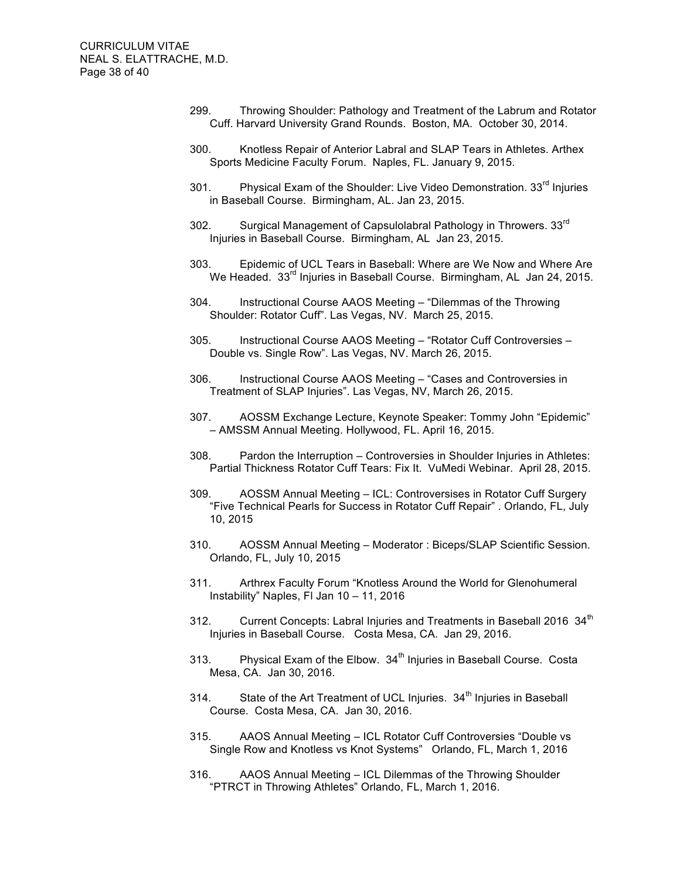299. Throwing Shoulder: Pathology and Treatment of the Labrum and Rotator Cuff. Harvard University Grand Rounds. Boston, MA. October 30, 2014.

300. Knotless Repair of Anterior Labral and SLAP Tears in Athletes. Arthex Sports Medicine Faculty Forum. Naples, FL. January 9, 2015.

301. Physical Exam of the Shoulder: Live Video Demonstration. 33rd Injuries in Baseball Course. Birmingham, AL. Jan 23, 2015.

302. Surgical Management of Capsulolabral Pathology in Throwers. 33rd Injuries in Baseball Course. Birmingham, AL Jan 23, 2015.

303. Epidemic of UCL Tears in Baseball: Where are We Now and Where Are We Headed. 33rd Injuries in Baseball Course. Birmingham, AL Jan 24, 2015.

304. Instructional Course AAOS Meeting – "Dilemmas of the Throwing Shoulder: Rotator Cuff". Las Vegas, NV. March 25, 2015.

305. Instructional Course AAOS Meeting – "Rotator Cuff Controversies – Double vs. Single Row". Las Vegas, NV. March 26, 2015.

306. Instructional Course AAOS Meeting – "Cases and Controversies in Treatment of SLAP Injuries". Las Vegas, NV, March 26, 2015.

307. AOSSM Exchange Lecture, Keynote Speaker: Tommy John "Epidemic" – AMSSM Annual Meeting. Hollywood, FL. April 16, 2015.

308. Pardon the Interruption – Controversies in Shoulder Injuries in Athletes: Partial Thickness Rotator Cuff Tears: Fix It. VuMedi Webinar. April 28, 2015.

309. AOSSM Annual Meeting – ICL: Controversises in Rotator Cuff Surgery "Five Technical Pearls for Success in Rotator Cuff Repair" . Orlando, FL, July 10, 2015

310. AOSSM Annual Meeting – Moderator : Biceps/SLAP Scientific Session. Orlando, FL, July 10, 2015

311. Arthrex Faculty Forum "Knotless Around the World for Glenohumeral Instability" Naples, Fl Jan 10 – 11, 2016

312. Current Concepts: Labral Injuries and Treatments in Baseball 2016 34th Injuries in Baseball Course. Costa Mesa, CA. Jan 29, 2016.

313. Physical Exam of the Elbow. 34th Injuries in Baseball Course. Costa Mesa, CA. Jan 30, 2016.

314. State of the Art Treatment of UCL Injuries. 34th Injuries in Baseball Course. Costa Mesa, CA. Jan 30, 2016.

315. AAOS Annual Meeting – ICL Rotator Cuff Controversies "Double vs Single Row and Knotless vs Knot Systems" Orlando, FL, March 1, 2016

316. AAOS Annual Meeting – ICL Dilemmas of the Throwing Shoulder "PTRCT in Throwing Athletes" Orlando, FL, March 1, 2016.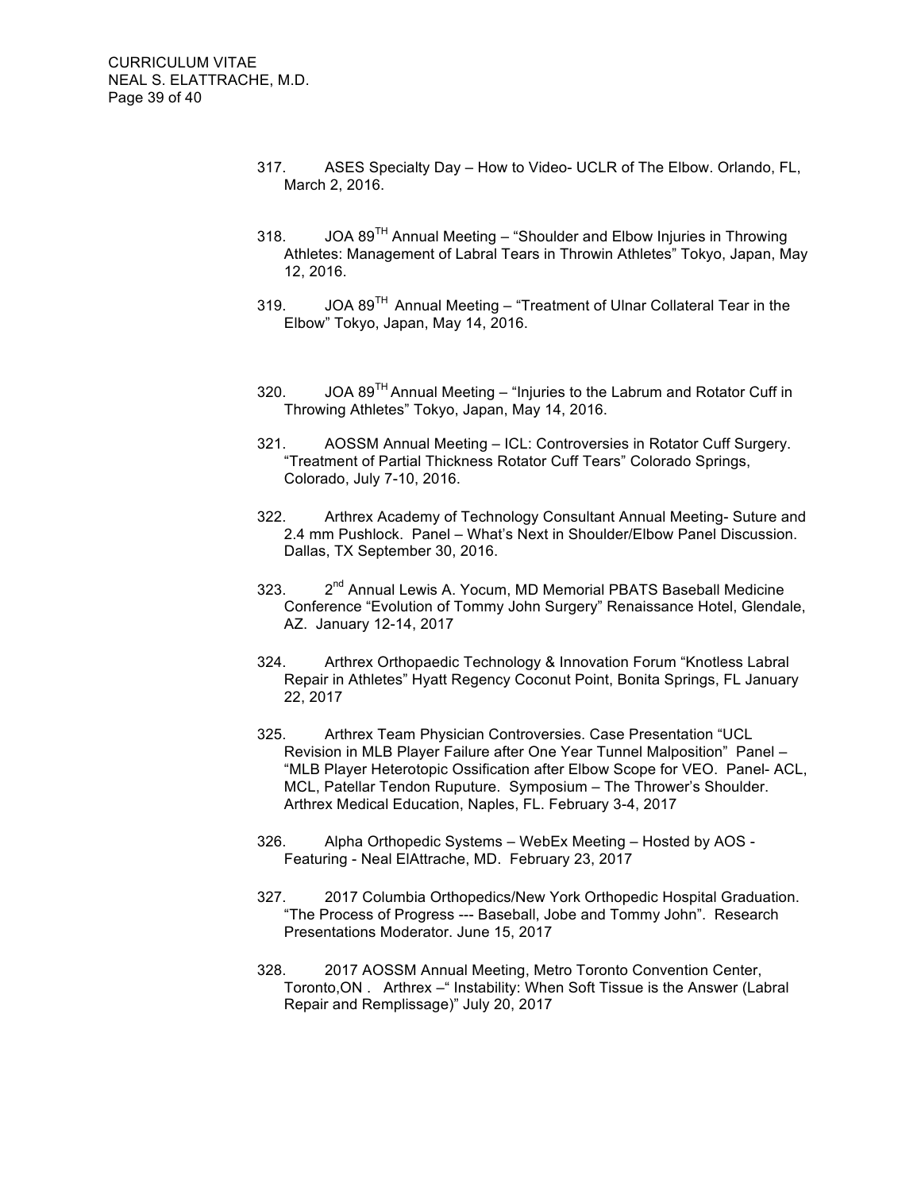317. ASES Specialty Day – How to Video- UCLR of The Elbow. Orlando, FL, March 2, 2016.

318. JOA 89[TH] Annual Meeting – "Shoulder and Elbow Injuries in Throwing Athletes: Management of Labral Tears in Throwin Athletes" Tokyo, Japan, May 12, 2016.

319. JOA 89[TH] Annual Meeting – "Treatment of Ulnar Collateral Tear in the Elbow" Tokyo, Japan, May 14, 2016.

320. JOA 89[TH] Annual Meeting – "Injuries to the Labrum and Rotator Cuff in Throwing Athletes" Tokyo, Japan, May 14, 2016.

321. AOSSM Annual Meeting – ICL: Controversies in Rotator Cuff Surgery. "Treatment of Partial Thickness Rotator Cuff Tears" Colorado Springs, Colorado, July 7-10, 2016.

322. Arthrex Academy of Technology Consultant Annual Meeting- Suture and 2.4 mm Pushlock. Panel – What's Next in Shoulder/Elbow Panel Discussion. Dallas, TX September 30, 2016.

323. 2[nd] Annual Lewis A. Yocum, MD Memorial PBATS Baseball Medicine Conference "Evolution of Tommy John Surgery" Renaissance Hotel, Glendale, AZ. January 12-14, 2017

324. Arthrex Orthopaedic Technology & Innovation Forum "Knotless Labral Repair in Athletes" Hyatt Regency Coconut Point, Bonita Springs, FL January 22, 2017

325. Arthrex Team Physician Controversies. Case Presentation "UCL Revision in MLB Player Failure after One Year Tunnel Malposition" Panel – "MLB Player Heterotopic Ossification after Elbow Scope for VEO. Panel- ACL, MCL, Patellar Tendon Ruputure. Symposium – The Thrower's Shoulder. Arthrex Medical Education, Naples, FL. February 3-4, 2017

326. Alpha Orthopedic Systems – WebEx Meeting – Hosted by AOS - Featuring - Neal ElAttrache, MD. February 23, 2017

327. 2017 Columbia Orthopedics/New York Orthopedic Hospital Graduation. "The Process of Progress --- Baseball, Jobe and Tommy John". Research Presentations Moderator. June 15, 2017

328. 2017 AOSSM Annual Meeting, Metro Toronto Convention Center, Toronto,ON . Arthrex –" Instability: When Soft Tissue is the Answer (Labral Repair and Remplissage)" July 20, 2017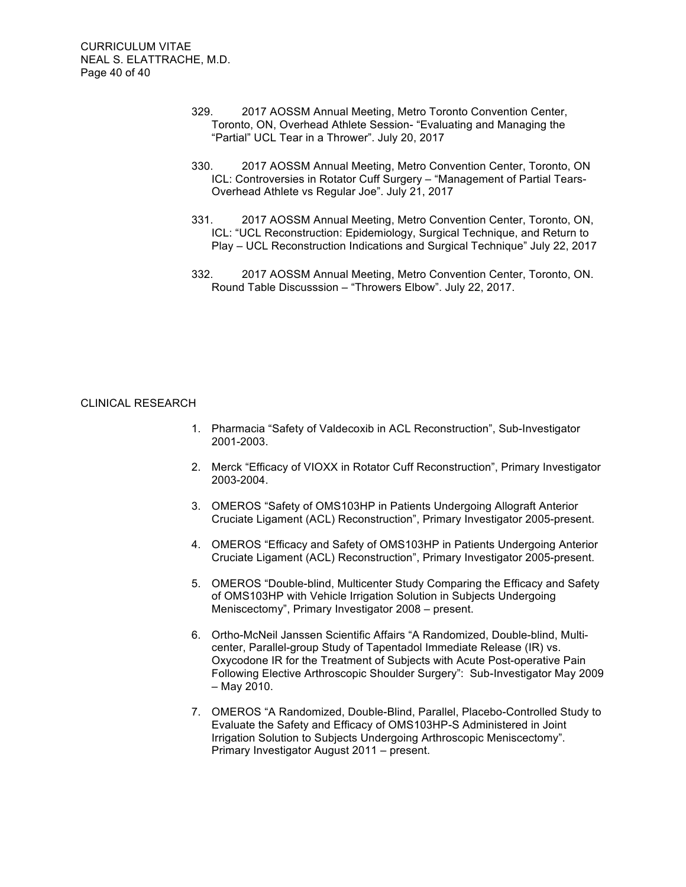329. 2017 AOSSM Annual Meeting, Metro Toronto Convention Center, Toronto, ON, Overhead Athlete Session- "Evaluating and Managing the "Partial" UCL Tear in a Thrower". July 20, 2017

330. 2017 AOSSM Annual Meeting, Metro Convention Center, Toronto, ON ICL: Controversies in Rotator Cuff Surgery – "Management of Partial Tears- Overhead Athlete vs Regular Joe". July 21, 2017

331. 2017 AOSSM Annual Meeting, Metro Convention Center, Toronto, ON, ICL: "UCL Reconstruction: Epidemiology, Surgical Technique, and Return to Play – UCL Reconstruction Indications and Surgical Technique" July 22, 2017

332. 2017 AOSSM Annual Meeting, Metro Convention Center, Toronto, ON. Round Table Discusssion – "Throwers Elbow". July 22, 2017.

## CLINICAL RESEARCH

1. Pharmacia "Safety of Valdecoxib in ACL Reconstruction", Sub-Investigator 2001-2003.
2. Merck "Efficacy of VIOXX in Rotator Cuff Reconstruction", Primary Investigator 2003-2004.
3. OMEROS "Safety of OMS103HP in Patients Undergoing Allograft Anterior Cruciate Ligament (ACL) Reconstruction", Primary Investigator 2005-present.
4. OMEROS "Efficacy and Safety of OMS103HP in Patients Undergoing Anterior Cruciate Ligament (ACL) Reconstruction", Primary Investigator 2005-present.
5. OMEROS "Double-blind, Multicenter Study Comparing the Efficacy and Safety of OMS103HP with Vehicle Irrigation Solution in Subjects Undergoing Meniscectomy", Primary Investigator 2008 – present.
6. Ortho-McNeil Janssen Scientific Affairs "A Randomized, Double-blind, Multi-center, Parallel-group Study of Tapentadol Immediate Release (IR) vs. Oxycodone IR for the Treatment of Subjects with Acute Post-operative Pain Following Elective Arthroscopic Shoulder Surgery": Sub-Investigator May 2009 – May 2010.
7. OMEROS "A Randomized, Double-Blind, Parallel, Placebo-Controlled Study to Evaluate the Safety and Efficacy of OMS103HP-S Administered in Joint Irrigation Solution to Subjects Undergoing Arthroscopic Meniscectomy". Primary Investigator August 2011 – present.